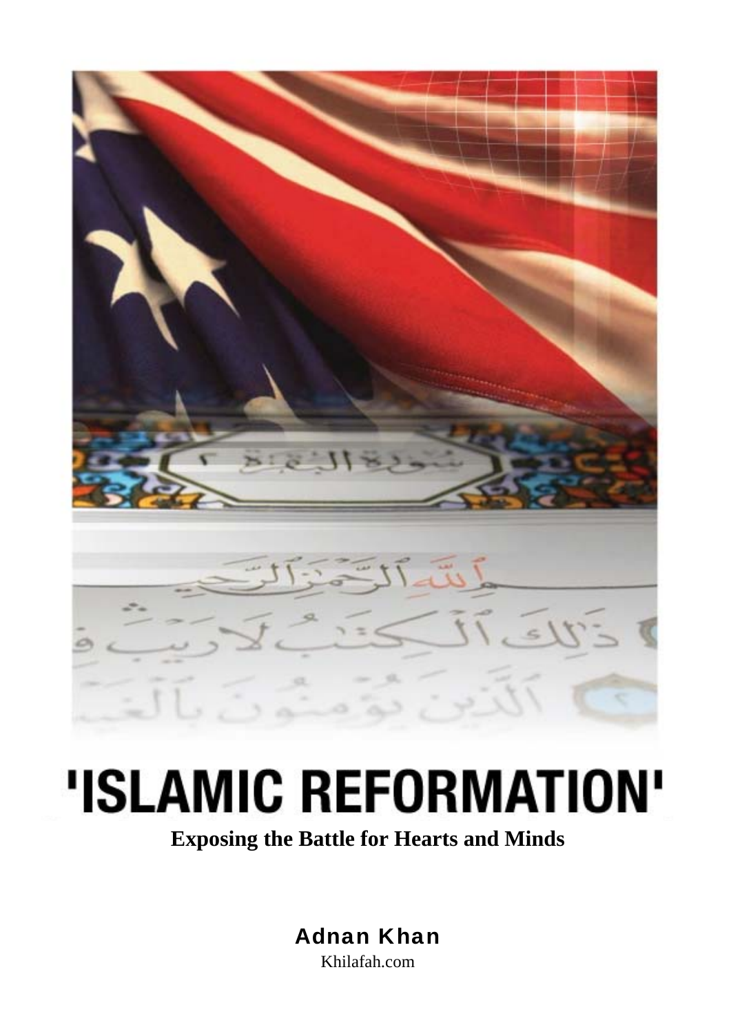# 'ISLAMIC REFORMATION'

**Exposing the Battle for Hearts and Minds**

**Adnan Khan**

Khilafah.com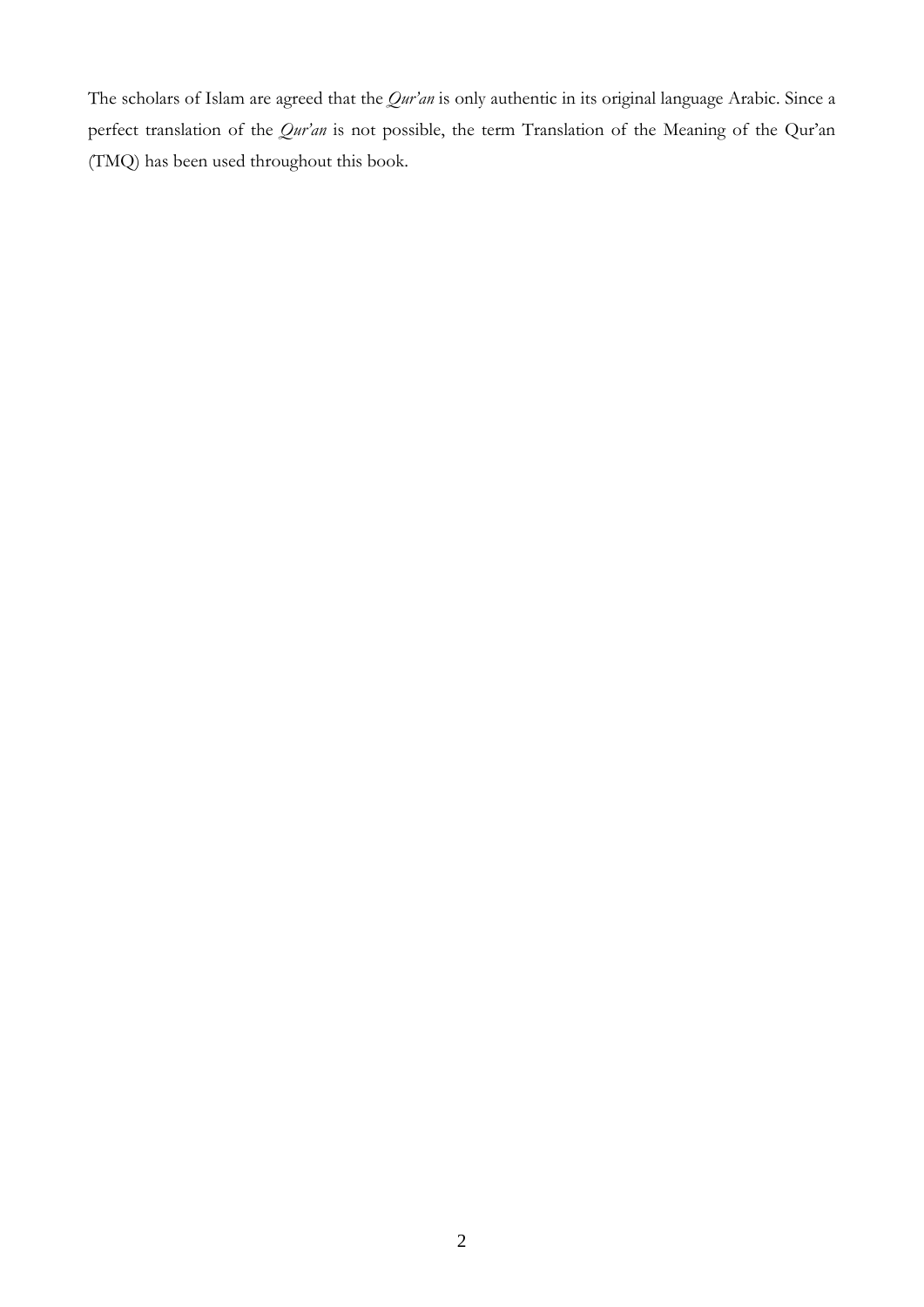The scholars of Islam are agreed that the *Qur'an* is only authentic in its original language Arabic. Since a perfect translation of the *Qur'an* is not possible, the term Translation of the Meaning of the Qur'an (TMQ) has been used throughout this book.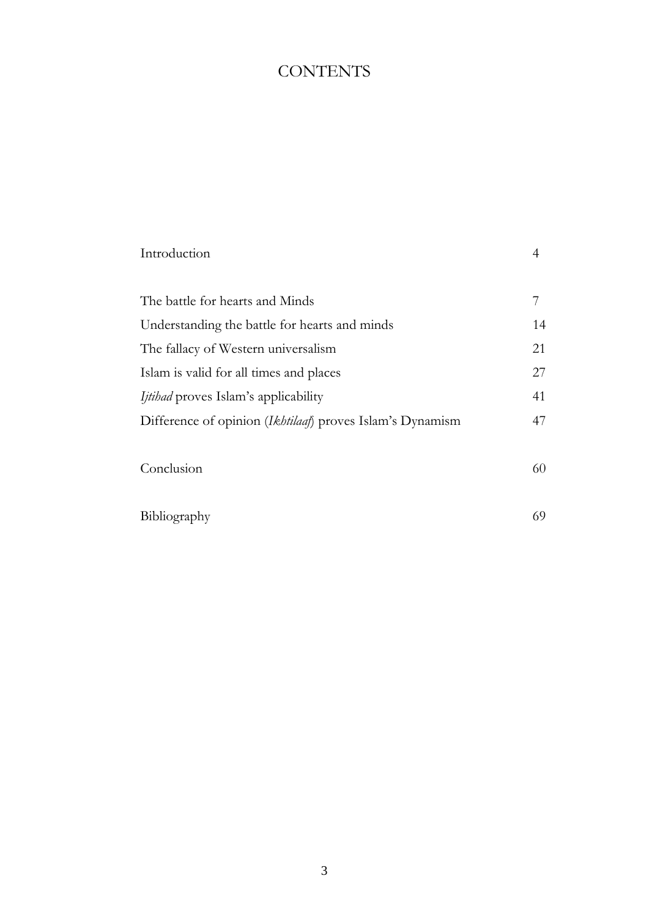# CONTENTS

| | |
|---|---|
| Introduction | 4 |
| The battle for hearts and Minds | 7 |
| Understanding the battle for hearts and minds | 14 |
| The fallacy of Western universalism | 21 |
| Islam is valid for all times and places | 27 |
| *Ijtihad* proves Islam's applicability | 41 |
| Difference of opinion (*Ikhtilaaf*) proves Islam's Dynamism | 47 |
| Conclusion | 60 |
| Bibliography | 69 |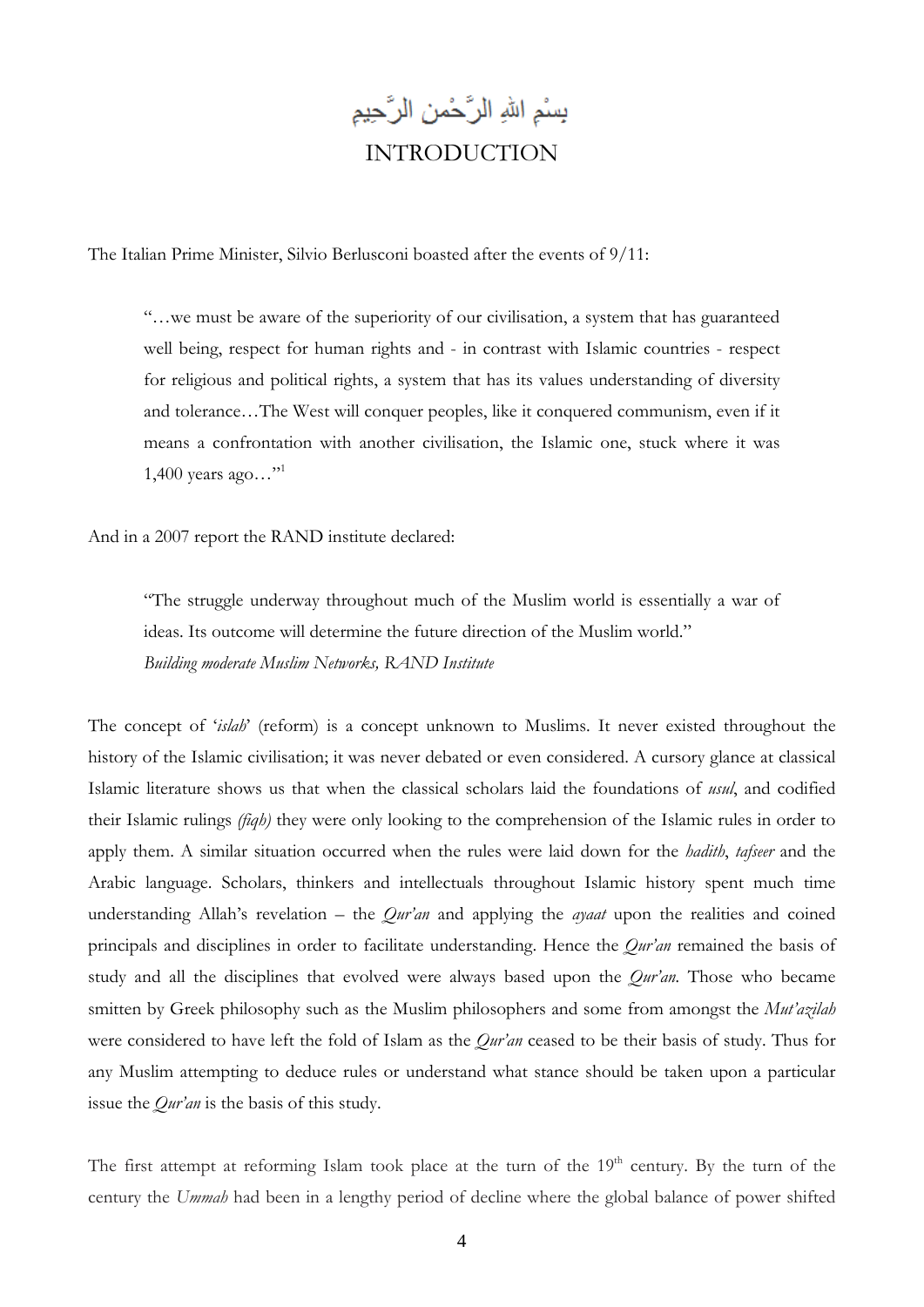بِسْمِ اللهِ الرَّحْمنِ الرَّحِيمِ

# INTRODUCTION

The Italian Prime Minister, Silvio Berlusconi boasted after the events of 9/11:

> "…we must be aware of the superiority of our civilisation, a system that has guaranteed well being, respect for human rights and - in contrast with Islamic countries - respect for religious and political rights, a system that has its values understanding of diversity and tolerance…The West will conquer peoples, like it conquered communism, even if it means a confrontation with another civilisation, the Islamic one, stuck where it was 1,400 years ago…"[1]

And in a 2007 report the RAND institute declared:

> "The struggle underway throughout much of the Muslim world is essentially a war of ideas. Its outcome will determine the future direction of the Muslim world."
> *Building moderate Muslim Networks, RAND Institute*

The concept of '*islah*' (reform) is a concept unknown to Muslims. It never existed throughout the history of the Islamic civilisation; it was never debated or even considered. A cursory glance at classical Islamic literature shows us that when the classical scholars laid the foundations of *usul*, and codified their Islamic rulings *(fiqh)* they were only looking to the comprehension of the Islamic rules in order to apply them. A similar situation occurred when the rules were laid down for the *hadith*, *tafseer* and the Arabic language. Scholars, thinkers and intellectuals throughout Islamic history spent much time understanding Allah's revelation – the *Qur'an* and applying the *ayaat* upon the realities and coined principals and disciplines in order to facilitate understanding. Hence the *Qur'an* remained the basis of study and all the disciplines that evolved were always based upon the *Qur'an.* Those who became smitten by Greek philosophy such as the Muslim philosophers and some from amongst the *Mut'azilah* were considered to have left the fold of Islam as the *Qur'an* ceased to be their basis of study. Thus for any Muslim attempting to deduce rules or understand what stance should be taken upon a particular issue the *Qur'an* is the basis of this study.

The first attempt at reforming Islam took place at the turn of the 19th century. By the turn of the century the *Ummah* had been in a lengthy period of decline where the global balance of power shifted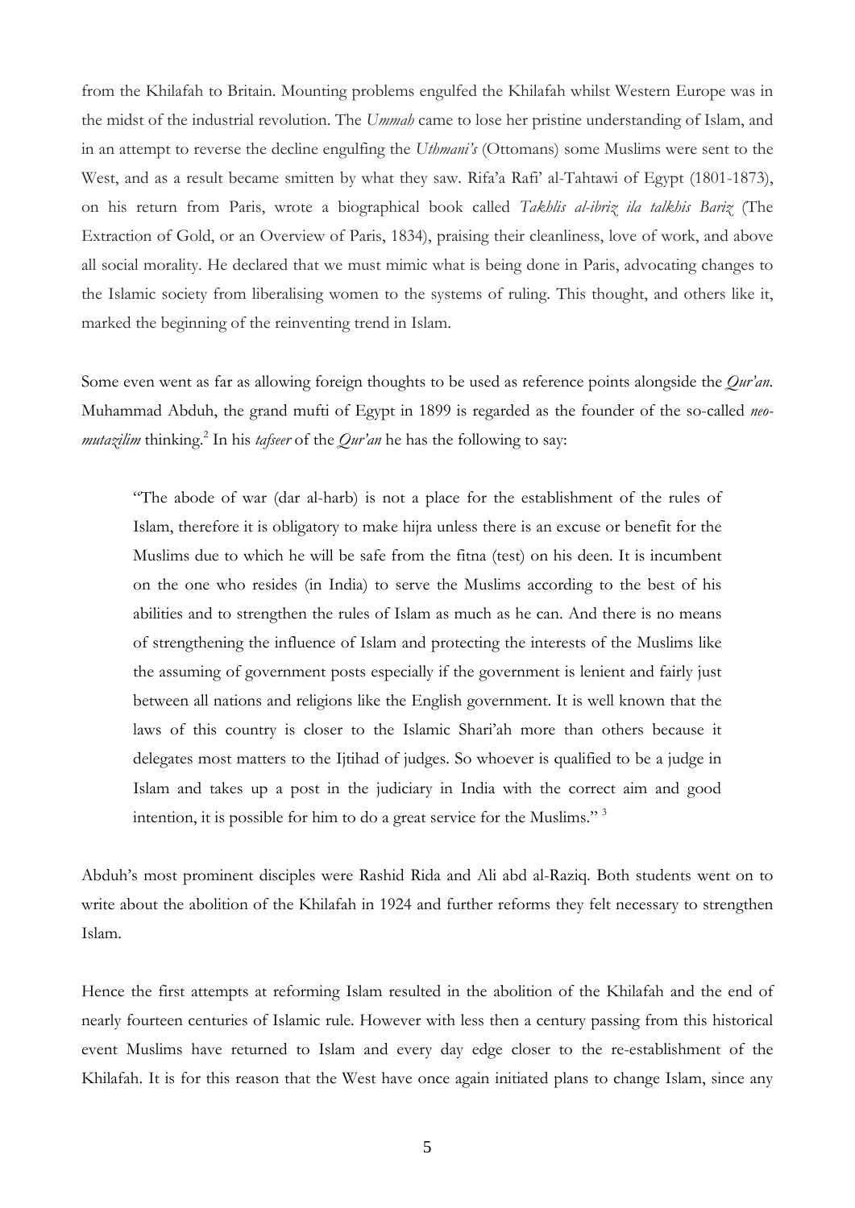from the Khilafah to Britain. Mounting problems engulfed the Khilafah whilst Western Europe was in the midst of the industrial revolution. The *Ummah* came to lose her pristine understanding of Islam, and in an attempt to reverse the decline engulfing the *Uthmani's* (Ottomans) some Muslims were sent to the West, and as a result became smitten by what they saw. Rifa'a Rafi' al-Tahtawi of Egypt (1801-1873), on his return from Paris, wrote a biographical book called *Takhlis al-ibriz ila talkhis Bariz* (The Extraction of Gold, or an Overview of Paris, 1834), praising their cleanliness, love of work, and above all social morality. He declared that we must mimic what is being done in Paris, advocating changes to the Islamic society from liberalising women to the systems of ruling. This thought, and others like it, marked the beginning of the reinventing trend in Islam.

Some even went as far as allowing foreign thoughts to be used as reference points alongside the *Qur'an*. Muhammad Abduh, the grand mufti of Egypt in 1899 is regarded as the founder of the so-called *neo-mutazilim* thinking.[2] In his *tafseer* of the *Qur'an* he has the following to say:

> "The abode of war (dar al-harb) is not a place for the establishment of the rules of Islam, therefore it is obligatory to make hijra unless there is an excuse or benefit for the Muslims due to which he will be safe from the fitna (test) on his deen. It is incumbent on the one who resides (in India) to serve the Muslims according to the best of his abilities and to strengthen the rules of Islam as much as he can. And there is no means of strengthening the influence of Islam and protecting the interests of the Muslims like the assuming of government posts especially if the government is lenient and fairly just between all nations and religions like the English government. It is well known that the laws of this country is closer to the Islamic Shari'ah more than others because it delegates most matters to the Ijtihad of judges. So whoever is qualified to be a judge in Islam and takes up a post in the judiciary in India with the correct aim and good intention, it is possible for him to do a great service for the Muslims." [3]

Abduh's most prominent disciples were Rashid Rida and Ali abd al-Raziq. Both students went on to write about the abolition of the Khilafah in 1924 and further reforms they felt necessary to strengthen Islam.

Hence the first attempts at reforming Islam resulted in the abolition of the Khilafah and the end of nearly fourteen centuries of Islamic rule. However with less then a century passing from this historical event Muslims have returned to Islam and every day edge closer to the re-establishment of the Khilafah. It is for this reason that the West have once again initiated plans to change Islam, since any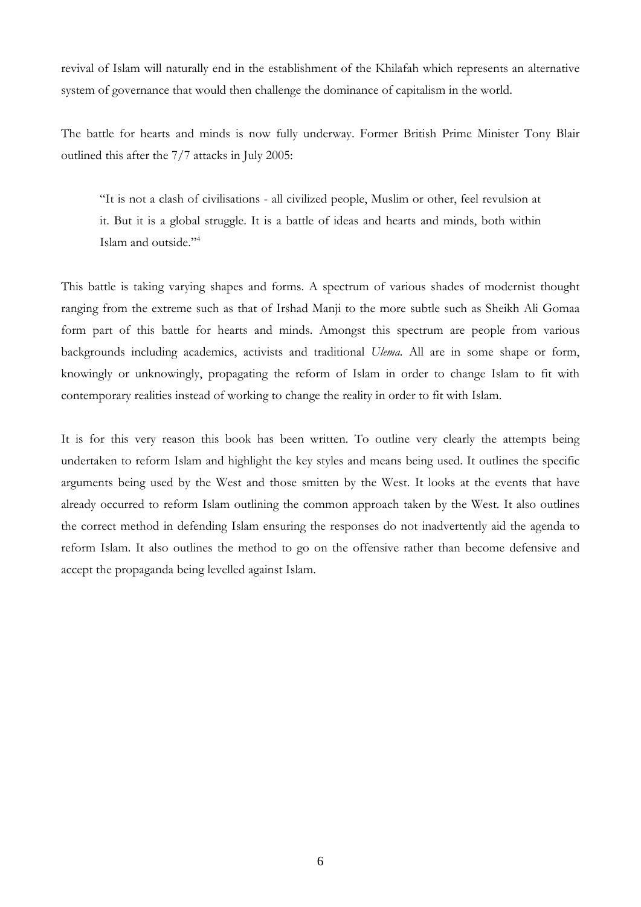revival of Islam will naturally end in the establishment of the Khilafah which represents an alternative system of governance that would then challenge the dominance of capitalism in the world.

The battle for hearts and minds is now fully underway. Former British Prime Minister Tony Blair outlined this after the 7/7 attacks in July 2005:

> "It is not a clash of civilisations - all civilized people, Muslim or other, feel revulsion at it. But it is a global struggle. It is a battle of ideas and hearts and minds, both within Islam and outside."[4]

This battle is taking varying shapes and forms. A spectrum of various shades of modernist thought ranging from the extreme such as that of Irshad Manji to the more subtle such as Sheikh Ali Gomaa form part of this battle for hearts and minds. Amongst this spectrum are people from various backgrounds including academics, activists and traditional *Ulema*. All are in some shape or form, knowingly or unknowingly, propagating the reform of Islam in order to change Islam to fit with contemporary realities instead of working to change the reality in order to fit with Islam.

It is for this very reason this book has been written. To outline very clearly the attempts being undertaken to reform Islam and highlight the key styles and means being used. It outlines the specific arguments being used by the West and those smitten by the West. It looks at the events that have already occurred to reform Islam outlining the common approach taken by the West. It also outlines the correct method in defending Islam ensuring the responses do not inadvertently aid the agenda to reform Islam. It also outlines the method to go on the offensive rather than become defensive and accept the propaganda being levelled against Islam.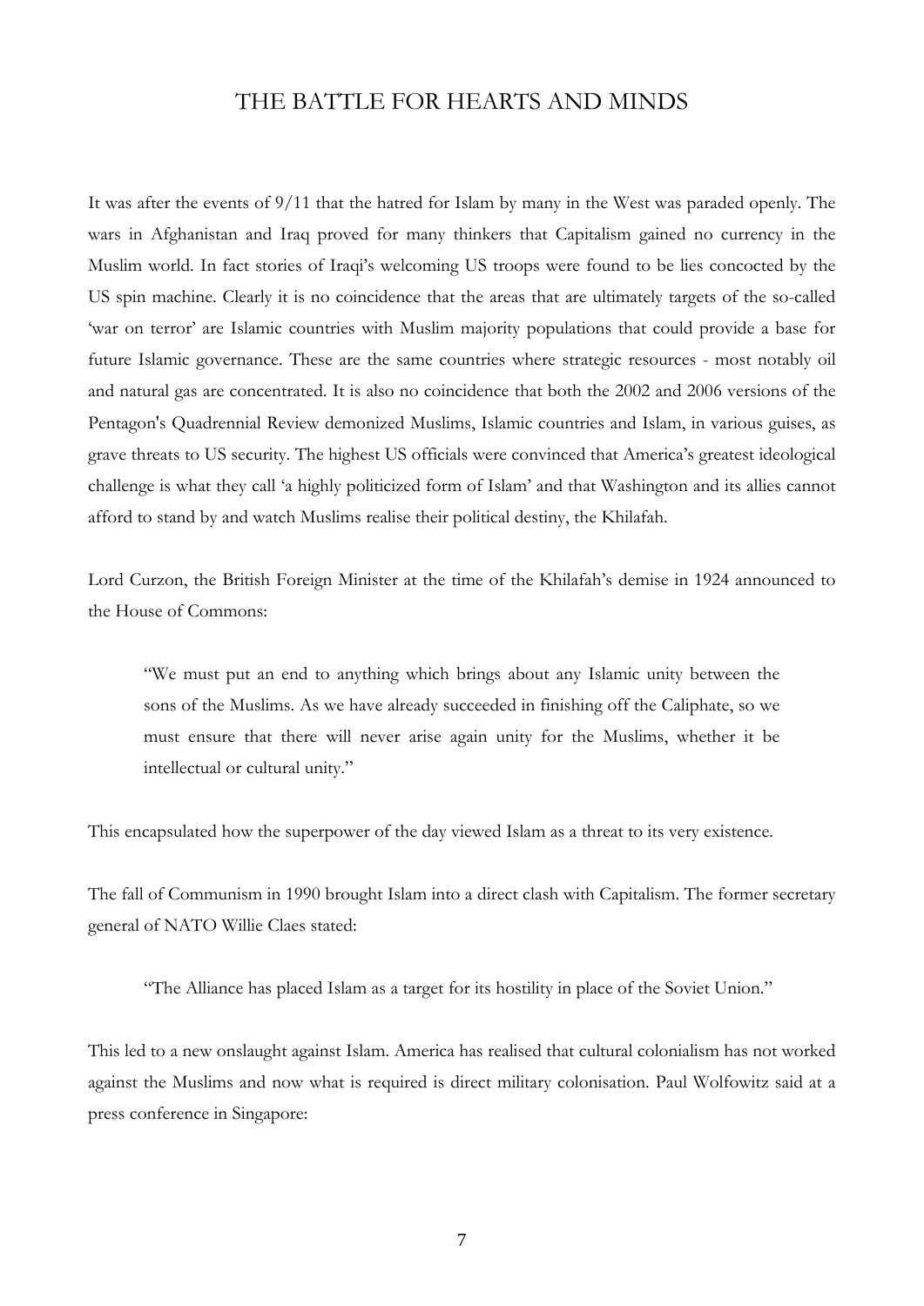# THE BATTLE FOR HEARTS AND MINDS

It was after the events of 9/11 that the hatred for Islam by many in the West was paraded openly. The wars in Afghanistan and Iraq proved for many thinkers that Capitalism gained no currency in the Muslim world. In fact stories of Iraqi's welcoming US troops were found to be lies concocted by the US spin machine. Clearly it is no coincidence that the areas that are ultimately targets of the so-called 'war on terror' are Islamic countries with Muslim majority populations that could provide a base for future Islamic governance. These are the same countries where strategic resources - most notably oil and natural gas are concentrated. It is also no coincidence that both the 2002 and 2006 versions of the Pentagon's Quadrennial Review demonized Muslims, Islamic countries and Islam, in various guises, as grave threats to US security. The highest US officials were convinced that America's greatest ideological challenge is what they call 'a highly politicized form of Islam' and that Washington and its allies cannot afford to stand by and watch Muslims realise their political destiny, the Khilafah.

Lord Curzon, the British Foreign Minister at the time of the Khilafah's demise in 1924 announced to the House of Commons:

> "We must put an end to anything which brings about any Islamic unity between the sons of the Muslims. As we have already succeeded in finishing off the Caliphate, so we must ensure that there will never arise again unity for the Muslims, whether it be intellectual or cultural unity."

This encapsulated how the superpower of the day viewed Islam as a threat to its very existence.

The fall of Communism in 1990 brought Islam into a direct clash with Capitalism. The former secretary general of NATO Willie Claes stated:

> "The Alliance has placed Islam as a target for its hostility in place of the Soviet Union."

This led to a new onslaught against Islam. America has realised that cultural colonialism has not worked against the Muslims and now what is required is direct military colonisation. Paul Wolfowitz said at a press conference in Singapore: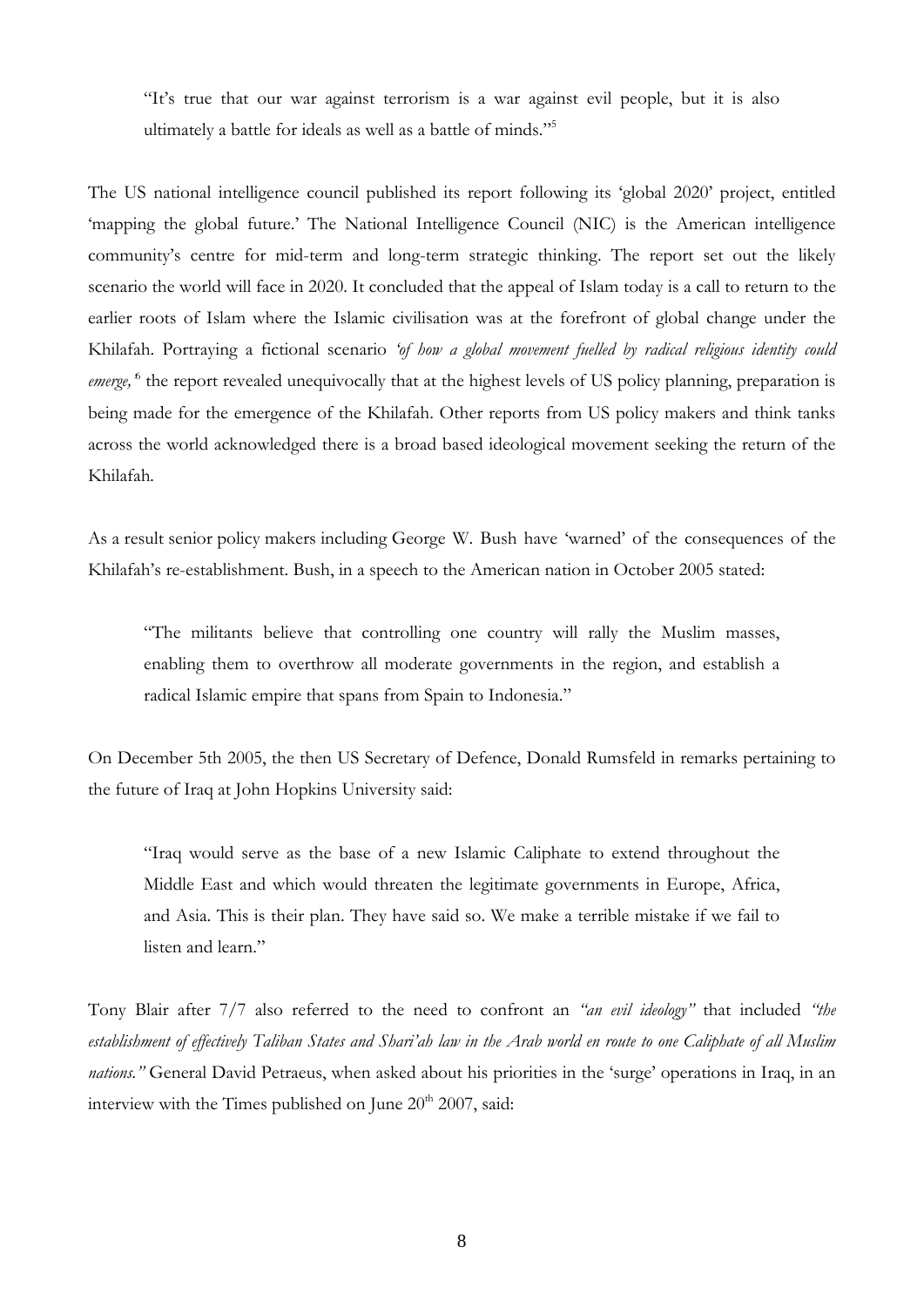> "It's true that our war against terrorism is a war against evil people, but it is also ultimately a battle for ideals as well as a battle of minds."[5]

The US national intelligence council published its report following its 'global 2020' project, entitled 'mapping the global future.' The National Intelligence Council (NIC) is the American intelligence community's centre for mid-term and long-term strategic thinking. The report set out the likely scenario the world will face in 2020. It concluded that the appeal of Islam today is a call to return to the earlier roots of Islam where the Islamic civilisation was at the forefront of global change under the Khilafah. Portraying a fictional scenario *'of how a global movement fuelled by radical religious identity could emerge,'*[6] the report revealed unequivocally that at the highest levels of US policy planning, preparation is being made for the emergence of the Khilafah. Other reports from US policy makers and think tanks across the world acknowledged there is a broad based ideological movement seeking the return of the Khilafah.

As a result senior policy makers including George W. Bush have 'warned' of the consequences of the Khilafah's re-establishment. Bush, in a speech to the American nation in October 2005 stated:

> "The militants believe that controlling one country will rally the Muslim masses, enabling them to overthrow all moderate governments in the region, and establish a radical Islamic empire that spans from Spain to Indonesia."

On December 5th 2005, the then US Secretary of Defence, Donald Rumsfeld in remarks pertaining to the future of Iraq at John Hopkins University said:

> "Iraq would serve as the base of a new Islamic Caliphate to extend throughout the Middle East and which would threaten the legitimate governments in Europe, Africa, and Asia. This is their plan. They have said so. We make a terrible mistake if we fail to listen and learn."

Tony Blair after 7/7 also referred to the need to confront an *"an evil ideology"* that included *"the establishment of effectively Taliban States and Shari'ah law in the Arab world en route to one Caliphate of all Muslim nations."* General David Petraeus, when asked about his priorities in the 'surge' operations in Iraq, in an interview with the Times published on June 20th 2007, said: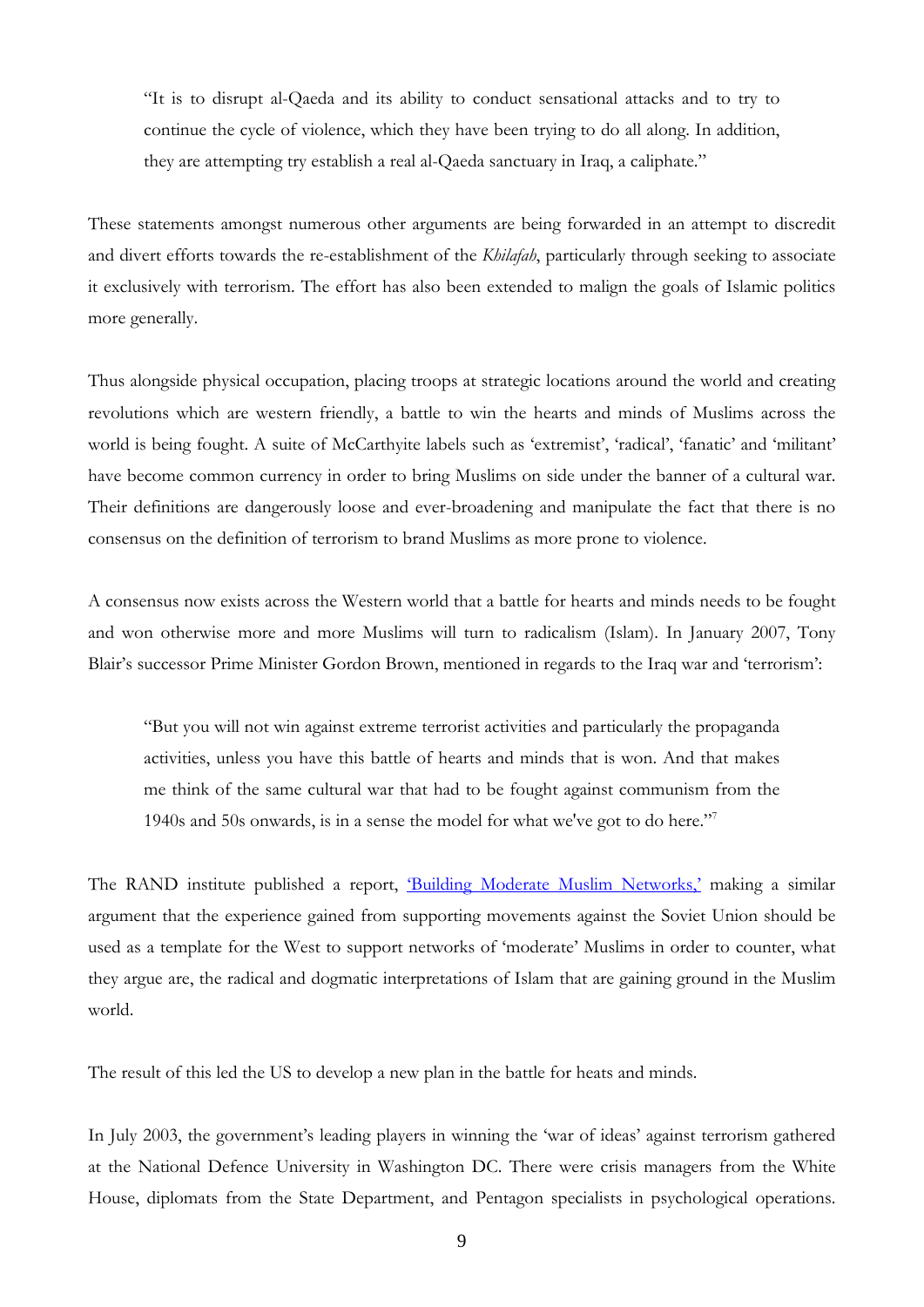> "It is to disrupt al-Qaeda and its ability to conduct sensational attacks and to try to continue the cycle of violence, which they have been trying to do all along. In addition, they are attempting try establish a real al-Qaeda sanctuary in Iraq, a caliphate."

These statements amongst numerous other arguments are being forwarded in an attempt to discredit and divert efforts towards the re-establishment of the *Khilafah*, particularly through seeking to associate it exclusively with terrorism. The effort has also been extended to malign the goals of Islamic politics more generally.

Thus alongside physical occupation, placing troops at strategic locations around the world and creating revolutions which are western friendly, a battle to win the hearts and minds of Muslims across the world is being fought. A suite of McCarthyite labels such as 'extremist', 'radical', 'fanatic' and 'militant' have become common currency in order to bring Muslims on side under the banner of a cultural war. Their definitions are dangerously loose and ever-broadening and manipulate the fact that there is no consensus on the definition of terrorism to brand Muslims as more prone to violence.

A consensus now exists across the Western world that a battle for hearts and minds needs to be fought and won otherwise more and more Muslims will turn to radicalism (Islam). In January 2007, Tony Blair's successor Prime Minister Gordon Brown, mentioned in regards to the Iraq war and 'terrorism':

> "But you will not win against extreme terrorist activities and particularly the propaganda activities, unless you have this battle of hearts and minds that is won. And that makes me think of the same cultural war that had to be fought against communism from the 1940s and 50s onwards, is in a sense the model for what we've got to do here."[7]

The RAND institute published a report, 'Building Moderate Muslim Networks,' making a similar argument that the experience gained from supporting movements against the Soviet Union should be used as a template for the West to support networks of 'moderate' Muslims in order to counter, what they argue are, the radical and dogmatic interpretations of Islam that are gaining ground in the Muslim world.

The result of this led the US to develop a new plan in the battle for heats and minds.

In July 2003, the government's leading players in winning the 'war of ideas' against terrorism gathered at the National Defence University in Washington DC. There were crisis managers from the White House, diplomats from the State Department, and Pentagon specialists in psychological operations.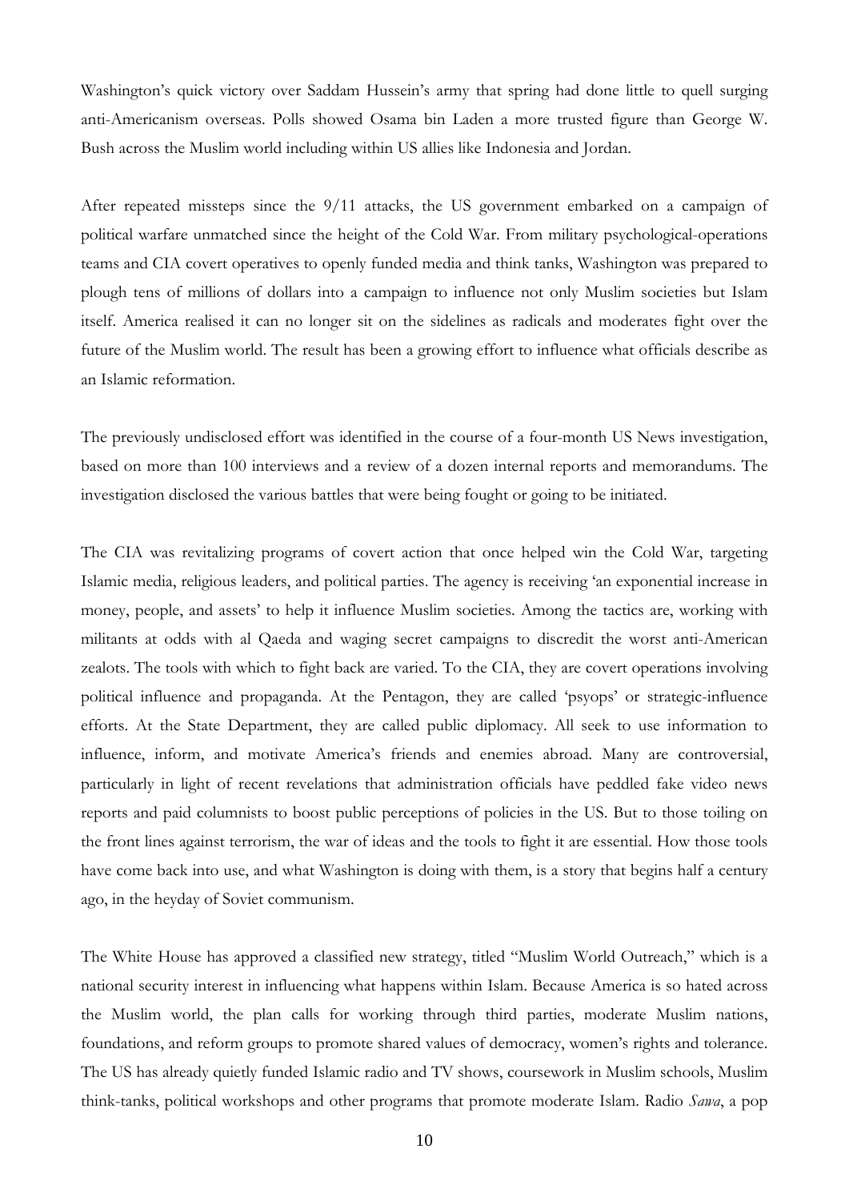Washington's quick victory over Saddam Hussein's army that spring had done little to quell surging anti-Americanism overseas. Polls showed Osama bin Laden a more trusted figure than George W. Bush across the Muslim world including within US allies like Indonesia and Jordan.

After repeated missteps since the 9/11 attacks, the US government embarked on a campaign of political warfare unmatched since the height of the Cold War. From military psychological-operations teams and CIA covert operatives to openly funded media and think tanks, Washington was prepared to plough tens of millions of dollars into a campaign to influence not only Muslim societies but Islam itself. America realised it can no longer sit on the sidelines as radicals and moderates fight over the future of the Muslim world. The result has been a growing effort to influence what officials describe as an Islamic reformation.

The previously undisclosed effort was identified in the course of a four-month US News investigation, based on more than 100 interviews and a review of a dozen internal reports and memorandums. The investigation disclosed the various battles that were being fought or going to be initiated.

The CIA was revitalizing programs of covert action that once helped win the Cold War, targeting Islamic media, religious leaders, and political parties. The agency is receiving 'an exponential increase in money, people, and assets' to help it influence Muslim societies. Among the tactics are, working with militants at odds with al Qaeda and waging secret campaigns to discredit the worst anti-American zealots. The tools with which to fight back are varied. To the CIA, they are covert operations involving political influence and propaganda. At the Pentagon, they are called 'psyops' or strategic-influence efforts. At the State Department, they are called public diplomacy. All seek to use information to influence, inform, and motivate America's friends and enemies abroad. Many are controversial, particularly in light of recent revelations that administration officials have peddled fake video news reports and paid columnists to boost public perceptions of policies in the US. But to those toiling on the front lines against terrorism, the war of ideas and the tools to fight it are essential. How those tools have come back into use, and what Washington is doing with them, is a story that begins half a century ago, in the heyday of Soviet communism.

The White House has approved a classified new strategy, titled "Muslim World Outreach," which is a national security interest in influencing what happens within Islam. Because America is so hated across the Muslim world, the plan calls for working through third parties, moderate Muslim nations, foundations, and reform groups to promote shared values of democracy, women's rights and tolerance. The US has already quietly funded Islamic radio and TV shows, coursework in Muslim schools, Muslim think-tanks, political workshops and other programs that promote moderate Islam. Radio *Sawa*, a pop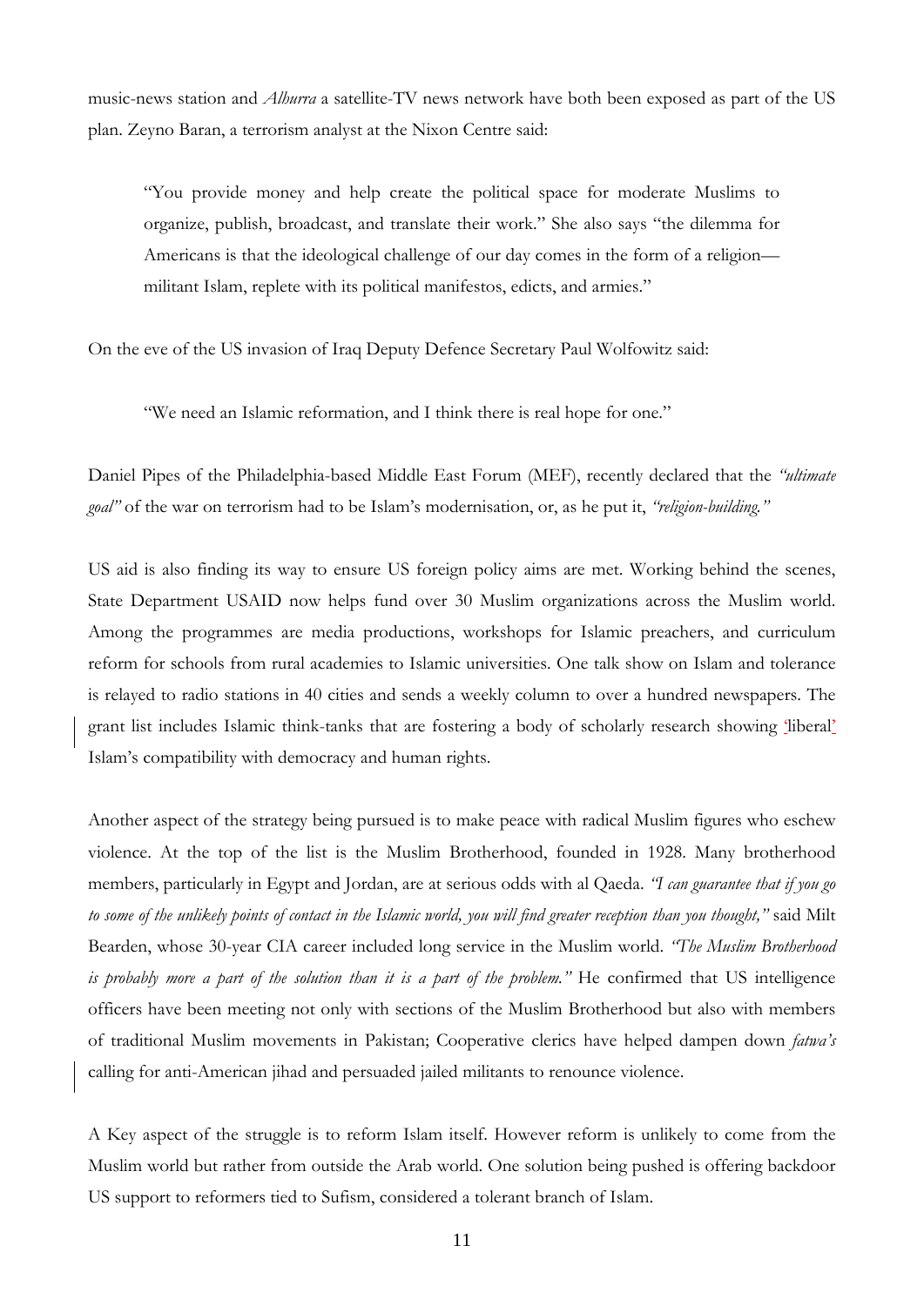music-news station and *Alhurra* a satellite-TV news network have both been exposed as part of the US plan. Zeyno Baran, a terrorism analyst at the Nixon Centre said:

> "You provide money and help create the political space for moderate Muslims to organize, publish, broadcast, and translate their work." She also says "the dilemma for Americans is that the ideological challenge of our day comes in the form of a religion—militant Islam, replete with its political manifestos, edicts, and armies."

On the eve of the US invasion of Iraq Deputy Defence Secretary Paul Wolfowitz said:

> "We need an Islamic reformation, and I think there is real hope for one."

Daniel Pipes of the Philadelphia-based Middle East Forum (MEF), recently declared that the *"ultimate goal"* of the war on terrorism had to be Islam's modernisation, or, as he put it, *"religion-building."*

US aid is also finding its way to ensure US foreign policy aims are met. Working behind the scenes, State Department USAID now helps fund over 30 Muslim organizations across the Muslim world. Among the programmes are media productions, workshops for Islamic preachers, and curriculum reform for schools from rural academies to Islamic universities. One talk show on Islam and tolerance is relayed to radio stations in 40 cities and sends a weekly column to over a hundred newspapers. The grant list includes Islamic think-tanks that are fostering a body of scholarly research showing 'liberal' Islam's compatibility with democracy and human rights.

Another aspect of the strategy being pursued is to make peace with radical Muslim figures who eschew violence. At the top of the list is the Muslim Brotherhood, founded in 1928. Many brotherhood members, particularly in Egypt and Jordan, are at serious odds with al Qaeda. *"I can guarantee that if you go to some of the unlikely points of contact in the Islamic world, you will find greater reception than you thought,"* said Milt Bearden, whose 30-year CIA career included long service in the Muslim world. *"The Muslim Brotherhood is probably more a part of the solution than it is a part of the problem."* He confirmed that US intelligence officers have been meeting not only with sections of the Muslim Brotherhood but also with members of traditional Muslim movements in Pakistan; Cooperative clerics have helped dampen down *fatwa's* calling for anti-American jihad and persuaded jailed militants to renounce violence.

A Key aspect of the struggle is to reform Islam itself. However reform is unlikely to come from the Muslim world but rather from outside the Arab world. One solution being pushed is offering backdoor US support to reformers tied to Sufism, considered a tolerant branch of Islam.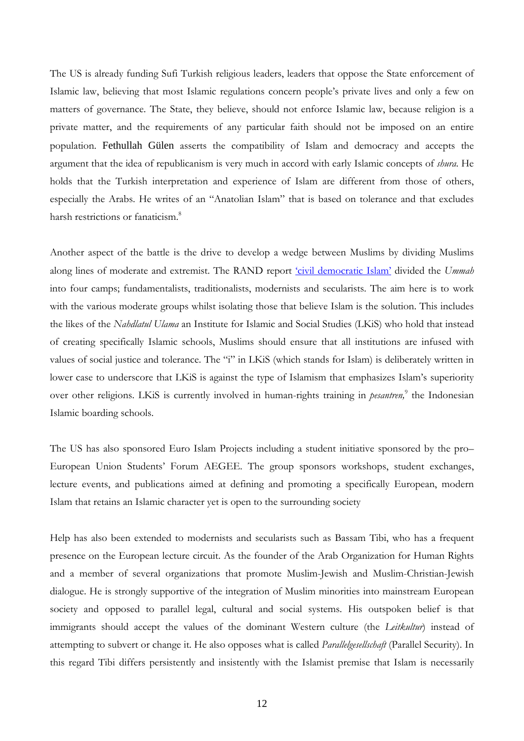The US is already funding Sufi Turkish religious leaders, leaders that oppose the State enforcement of Islamic law, believing that most Islamic regulations concern people's private lives and only a few on matters of governance. The State, they believe, should not enforce Islamic law, because religion is a private matter, and the requirements of any particular faith should not be imposed on an entire population. Fethullah Gülen asserts the compatibility of Islam and democracy and accepts the argument that the idea of republicanism is very much in accord with early Islamic concepts of *shura.* He holds that the Turkish interpretation and experience of Islam are different from those of others, especially the Arabs. He writes of an "Anatolian Islam" that is based on tolerance and that excludes harsh restrictions or fanaticism.[8]

Another aspect of the battle is the drive to develop a wedge between Muslims by dividing Muslims along lines of moderate and extremist. The RAND report 'civil democratic Islam' divided the *Ummah* into four camps; fundamentalists, traditionalists, modernists and secularists. The aim here is to work with the various moderate groups whilst isolating those that believe Islam is the solution. This includes the likes of the *Nahdlatul Ulama* an Institute for Islamic and Social Studies (LKiS) who hold that instead of creating specifically Islamic schools, Muslims should ensure that all institutions are infused with values of social justice and tolerance. The "i" in LKiS (which stands for Islam) is deliberately written in lower case to underscore that LKiS is against the type of Islamism that emphasizes Islam's superiority over other religions. LKiS is currently involved in human-rights training in *pesantren,*[9] the Indonesian Islamic boarding schools.

The US has also sponsored Euro Islam Projects including a student initiative sponsored by the pro–European Union Students' Forum AEGEE. The group sponsors workshops, student exchanges, lecture events, and publications aimed at defining and promoting a specifically European, modern Islam that retains an Islamic character yet is open to the surrounding society

Help has also been extended to modernists and secularists such as Bassam Tibi, who has a frequent presence on the European lecture circuit. As the founder of the Arab Organization for Human Rights and a member of several organizations that promote Muslim-Jewish and Muslim-Christian-Jewish dialogue. He is strongly supportive of the integration of Muslim minorities into mainstream European society and opposed to parallel legal, cultural and social systems. His outspoken belief is that immigrants should accept the values of the dominant Western culture (the *Leitkultur*) instead of attempting to subvert or change it. He also opposes what is called *Parallelgesellschaft* (Parallel Security). In this regard Tibi differs persistently and insistently with the Islamist premise that Islam is necessarily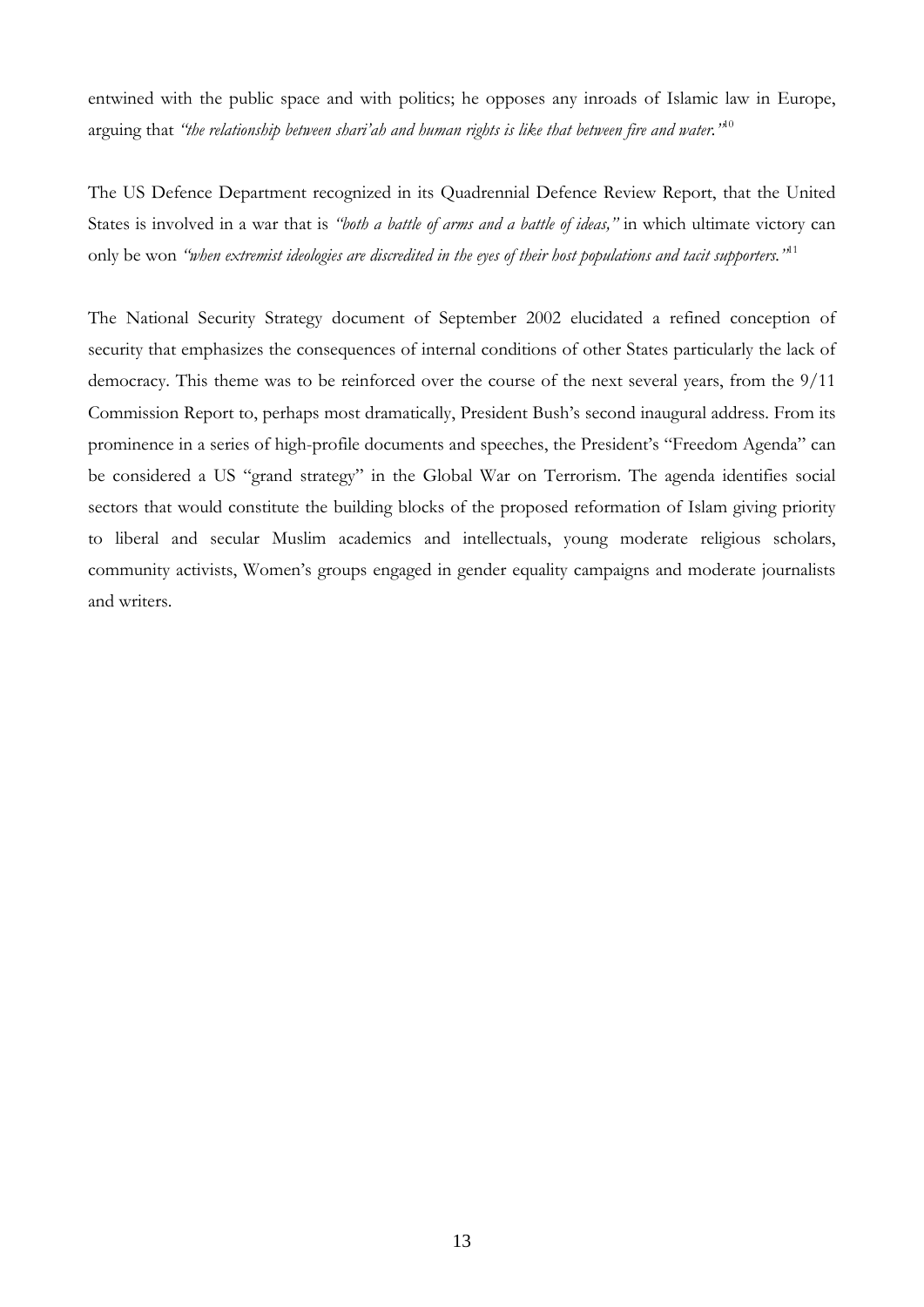entwined with the public space and with politics; he opposes any inroads of Islamic law in Europe, arguing that *"the relationship between shari'ah and human rights is like that between fire and water."*[10]

The US Defence Department recognized in its Quadrennial Defence Review Report, that the United States is involved in a war that is *"both a battle of arms and a battle of ideas,"* in which ultimate victory can only be won *"when extremist ideologies are discredited in the eyes of their host populations and tacit supporters."*[11]

The National Security Strategy document of September 2002 elucidated a refined conception of security that emphasizes the consequences of internal conditions of other States particularly the lack of democracy. This theme was to be reinforced over the course of the next several years, from the 9/11 Commission Report to, perhaps most dramatically, President Bush's second inaugural address. From its prominence in a series of high-profile documents and speeches, the President's "Freedom Agenda" can be considered a US "grand strategy" in the Global War on Terrorism. The agenda identifies social sectors that would constitute the building blocks of the proposed reformation of Islam giving priority to liberal and secular Muslim academics and intellectuals, young moderate religious scholars, community activists, Women's groups engaged in gender equality campaigns and moderate journalists and writers.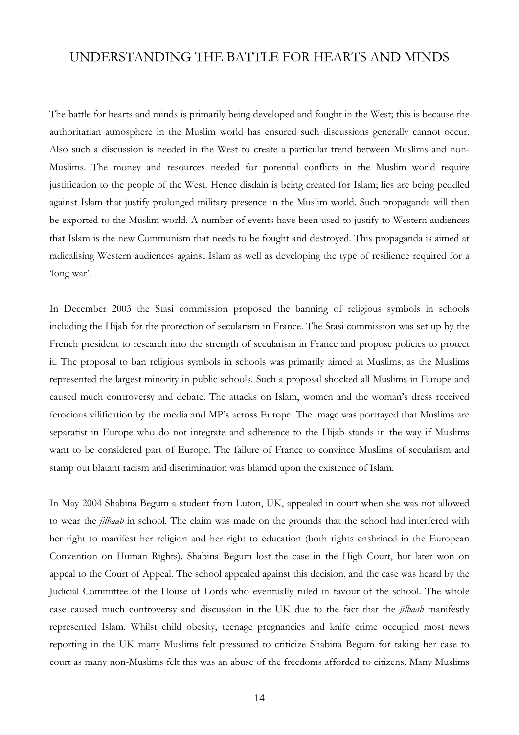# UNDERSTANDING THE BATTLE FOR HEARTS AND MINDS

The battle for hearts and minds is primarily being developed and fought in the West; this is because the authoritarian atmosphere in the Muslim world has ensured such discussions generally cannot occur. Also such a discussion is needed in the West to create a particular trend between Muslims and non-Muslims. The money and resources needed for potential conflicts in the Muslim world require justification to the people of the West. Hence disdain is being created for Islam; lies are being peddled against Islam that justify prolonged military presence in the Muslim world. Such propaganda will then be exported to the Muslim world. A number of events have been used to justify to Western audiences that Islam is the new Communism that needs to be fought and destroyed. This propaganda is aimed at radicalising Western audiences against Islam as well as developing the type of resilience required for a 'long war'.

In December 2003 the Stasi commission proposed the banning of religious symbols in schools including the Hijab for the protection of secularism in France. The Stasi commission was set up by the French president to research into the strength of secularism in France and propose policies to protect it. The proposal to ban religious symbols in schools was primarily aimed at Muslims, as the Muslims represented the largest minority in public schools. Such a proposal shocked all Muslims in Europe and caused much controversy and debate. The attacks on Islam, women and the woman's dress received ferocious vilification by the media and MP's across Europe. The image was portrayed that Muslims are separatist in Europe who do not integrate and adherence to the Hijab stands in the way if Muslims want to be considered part of Europe. The failure of France to convince Muslims of secularism and stamp out blatant racism and discrimination was blamed upon the existence of Islam.

In May 2004 Shabina Begum a student from Luton, UK, appealed in court when she was not allowed to wear the *jilbaab* in school. The claim was made on the grounds that the school had interfered with her right to manifest her religion and her right to education (both rights enshrined in the European Convention on Human Rights). Shabina Begum lost the case in the High Court, but later won on appeal to the Court of Appeal. The school appealed against this decision, and the case was heard by the Judicial Committee of the House of Lords who eventually ruled in favour of the school. The whole case caused much controversy and discussion in the UK due to the fact that the *jilbaab* manifestly represented Islam. Whilst child obesity, teenage pregnancies and knife crime occupied most news reporting in the UK many Muslims felt pressured to criticize Shabina Begum for taking her case to court as many non-Muslims felt this was an abuse of the freedoms afforded to citizens. Many Muslims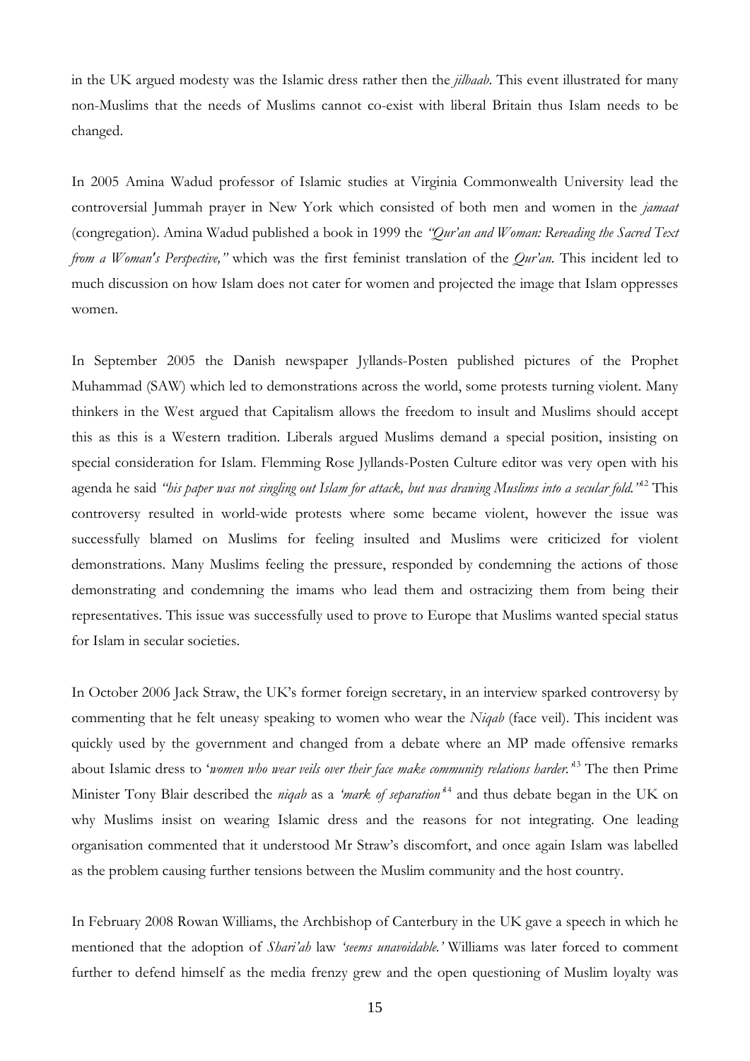in the UK argued modesty was the Islamic dress rather then the *jilbaab*. This event illustrated for many non-Muslims that the needs of Muslims cannot co-exist with liberal Britain thus Islam needs to be changed.

In 2005 Amina Wadud professor of Islamic studies at Virginia Commonwealth University lead the controversial Jummah prayer in New York which consisted of both men and women in the *jamaat* (congregation). Amina Wadud published a book in 1999 the *"Qur'an and Woman: Rereading the Sacred Text from a Woman's Perspective,"* which was the first feminist translation of the *Qur'an*. This incident led to much discussion on how Islam does not cater for women and projected the image that Islam oppresses women.

In September 2005 the Danish newspaper Jyllands-Posten published pictures of the Prophet Muhammad (SAW) which led to demonstrations across the world, some protests turning violent. Many thinkers in the West argued that Capitalism allows the freedom to insult and Muslims should accept this as this is a Western tradition. Liberals argued Muslims demand a special position, insisting on special consideration for Islam. Flemming Rose Jyllands-Posten Culture editor was very open with his agenda he said *"his paper was not singling out Islam for attack, but was drawing Muslims into a secular fold."*[12] This controversy resulted in world-wide protests where some became violent, however the issue was successfully blamed on Muslims for feeling insulted and Muslims were criticized for violent demonstrations. Many Muslims feeling the pressure, responded by condemning the actions of those demonstrating and condemning the imams who lead them and ostracizing them from being their representatives. This issue was successfully used to prove to Europe that Muslims wanted special status for Islam in secular societies.

In October 2006 Jack Straw, the UK's former foreign secretary, in an interview sparked controversy by commenting that he felt uneasy speaking to women who wear the *Niqab* (face veil). This incident was quickly used by the government and changed from a debate where an MP made offensive remarks about Islamic dress to '*women who wear veils over their face make community relations harder.*'[13] The then Prime Minister Tony Blair described the *niqab* as a *'mark of separation'*[14] and thus debate began in the UK on why Muslims insist on wearing Islamic dress and the reasons for not integrating. One leading organisation commented that it understood Mr Straw's discomfort, and once again Islam was labelled as the problem causing further tensions between the Muslim community and the host country.

In February 2008 Rowan Williams, the Archbishop of Canterbury in the UK gave a speech in which he mentioned that the adoption of *Shari'ah* law *'seems unavoidable.'* Williams was later forced to comment further to defend himself as the media frenzy grew and the open questioning of Muslim loyalty was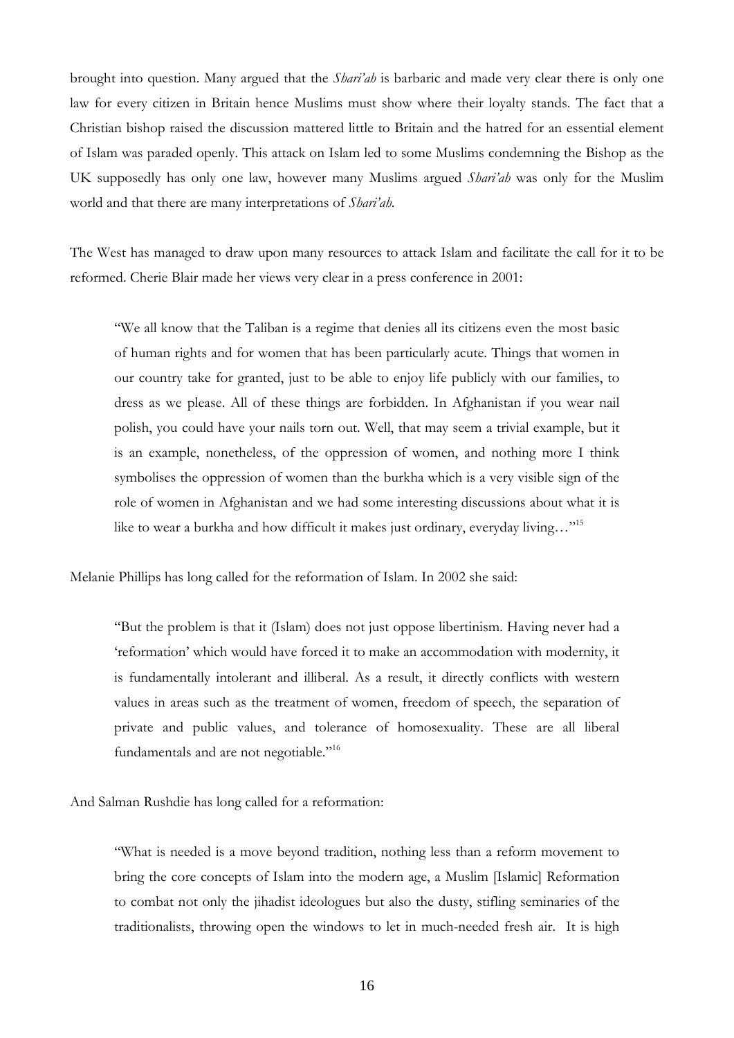brought into question. Many argued that the *Shari'ah* is barbaric and made very clear there is only one law for every citizen in Britain hence Muslims must show where their loyalty stands. The fact that a Christian bishop raised the discussion mattered little to Britain and the hatred for an essential element of Islam was paraded openly. This attack on Islam led to some Muslims condemning the Bishop as the UK supposedly has only one law, however many Muslims argued *Shari'ah* was only for the Muslim world and that there are many interpretations of *Shari'ah*.

The West has managed to draw upon many resources to attack Islam and facilitate the call for it to be reformed. Cherie Blair made her views very clear in a press conference in 2001:

> "We all know that the Taliban is a regime that denies all its citizens even the most basic of human rights and for women that has been particularly acute. Things that women in our country take for granted, just to be able to enjoy life publicly with our families, to dress as we please. All of these things are forbidden. In Afghanistan if you wear nail polish, you could have your nails torn out. Well, that may seem a trivial example, but it is an example, nonetheless, of the oppression of women, and nothing more I think symbolises the oppression of women than the burkha which is a very visible sign of the role of women in Afghanistan and we had some interesting discussions about what it is like to wear a burkha and how difficult it makes just ordinary, everyday living…"[15]

Melanie Phillips has long called for the reformation of Islam. In 2002 she said:

> "But the problem is that it (Islam) does not just oppose libertinism. Having never had a 'reformation' which would have forced it to make an accommodation with modernity, it is fundamentally intolerant and illiberal. As a result, it directly conflicts with western values in areas such as the treatment of women, freedom of speech, the separation of private and public values, and tolerance of homosexuality. These are all liberal fundamentals and are not negotiable."[16]

And Salman Rushdie has long called for a reformation:

> "What is needed is a move beyond tradition, nothing less than a reform movement to bring the core concepts of Islam into the modern age, a Muslim [Islamic] Reformation to combat not only the jihadist ideologues but also the dusty, stifling seminaries of the traditionalists, throwing open the windows to let in much-needed fresh air. It is high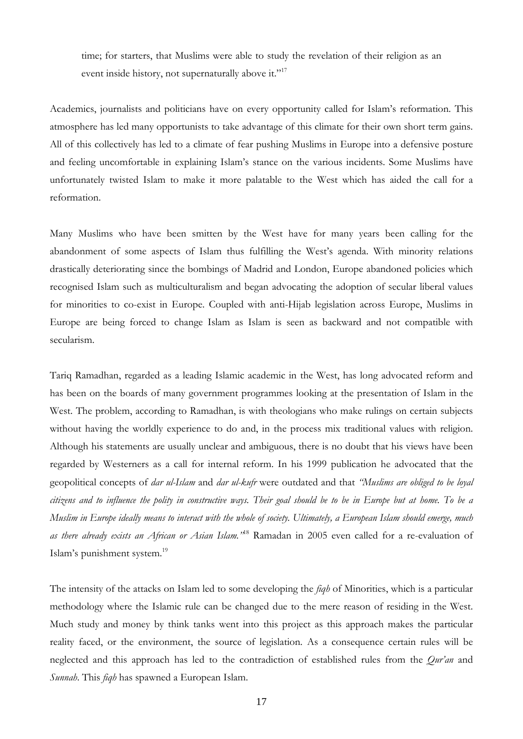time; for starters, that Muslims were able to study the revelation of their religion as an event inside history, not supernaturally above it."[17]

Academics, journalists and politicians have on every opportunity called for Islam's reformation. This atmosphere has led many opportunists to take advantage of this climate for their own short term gains. All of this collectively has led to a climate of fear pushing Muslims in Europe into a defensive posture and feeling uncomfortable in explaining Islam's stance on the various incidents. Some Muslims have unfortunately twisted Islam to make it more palatable to the West which has aided the call for a reformation.

Many Muslims who have been smitten by the West have for many years been calling for the abandonment of some aspects of Islam thus fulfilling the West's agenda. With minority relations drastically deteriorating since the bombings of Madrid and London, Europe abandoned policies which recognised Islam such as multiculturalism and began advocating the adoption of secular liberal values for minorities to co-exist in Europe. Coupled with anti-Hijab legislation across Europe, Muslims in Europe are being forced to change Islam as Islam is seen as backward and not compatible with secularism.

Tariq Ramadhan, regarded as a leading Islamic academic in the West, has long advocated reform and has been on the boards of many government programmes looking at the presentation of Islam in the West. The problem, according to Ramadhan, is with theologians who make rulings on certain subjects without having the worldly experience to do and, in the process mix traditional values with religion. Although his statements are usually unclear and ambiguous, there is no doubt that his views have been regarded by Westerners as a call for internal reform. In his 1999 publication he advocated that the geopolitical concepts of *dar ul-Islam* and *dar ul-kufr* were outdated and that *"Muslims are obliged to be loyal citizens and to influence the polity in constructive ways. Their goal should be to be in Europe but at home. To be a Muslim in Europe ideally means to interact with the whole of society. Ultimately, a European Islam should emerge, much as there already exists an African or Asian Islam."*[18] Ramadan in 2005 even called for a re-evaluation of Islam's punishment system.[19]

The intensity of the attacks on Islam led to some developing the *fiqh* of Minorities, which is a particular methodology where the Islamic rule can be changed due to the mere reason of residing in the West. Much study and money by think tanks went into this project as this approach makes the particular reality faced, or the environment, the source of legislation. As a consequence certain rules will be neglected and this approach has led to the contradiction of established rules from the *Qur'an* and *Sunnah*. This *fiqh* has spawned a European Islam.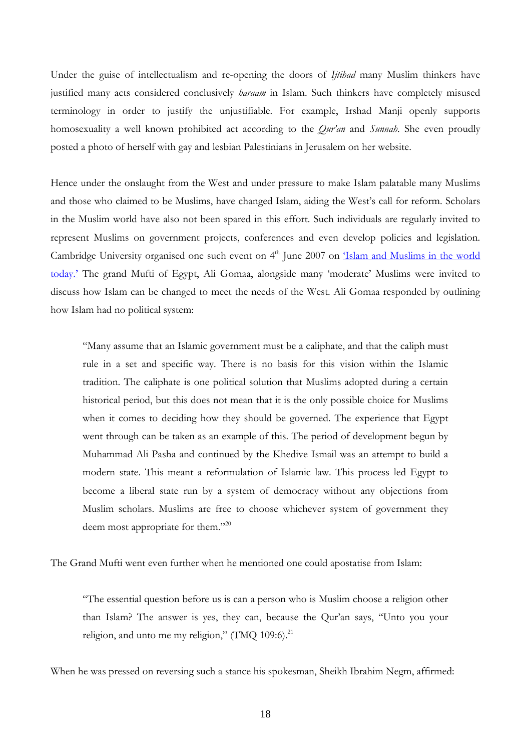Under the guise of intellectualism and re-opening the doors of *Ijtihad* many Muslim thinkers have justified many acts considered conclusively *haraam* in Islam. Such thinkers have completely misused terminology in order to justify the unjustifiable. For example, Irshad Manji openly supports homosexuality a well known prohibited act according to the *Qur'an* and *Sunnah*. She even proudly posted a photo of herself with gay and lesbian Palestinians in Jerusalem on her website.

Hence under the onslaught from the West and under pressure to make Islam palatable many Muslims and those who claimed to be Muslims, have changed Islam, aiding the West's call for reform. Scholars in the Muslim world have also not been spared in this effort. Such individuals are regularly invited to represent Muslims on government projects, conferences and even develop policies and legislation. Cambridge University organised one such event on 4th June 2007 on 'Islam and Muslims in the world today.' The grand Mufti of Egypt, Ali Gomaa, alongside many 'moderate' Muslims were invited to discuss how Islam can be changed to meet the needs of the West. Ali Gomaa responded by outlining how Islam had no political system:

> "Many assume that an Islamic government must be a caliphate, and that the caliph must rule in a set and specific way. There is no basis for this vision within the Islamic tradition. The caliphate is one political solution that Muslims adopted during a certain historical period, but this does not mean that it is the only possible choice for Muslims when it comes to deciding how they should be governed. The experience that Egypt went through can be taken as an example of this. The period of development begun by Muhammad Ali Pasha and continued by the Khedive Ismail was an attempt to build a modern state. This meant a reformulation of Islamic law. This process led Egypt to become a liberal state run by a system of democracy without any objections from Muslim scholars. Muslims are free to choose whichever system of government they deem most appropriate for them."[20]

The Grand Mufti went even further when he mentioned one could apostatise from Islam:

> "The essential question before us is can a person who is Muslim choose a religion other than Islam? The answer is yes, they can, because the Qur'an says, "Unto you your religion, and unto me my religion," (TMQ 109:6).[21]

When he was pressed on reversing such a stance his spokesman, Sheikh Ibrahim Negm, affirmed: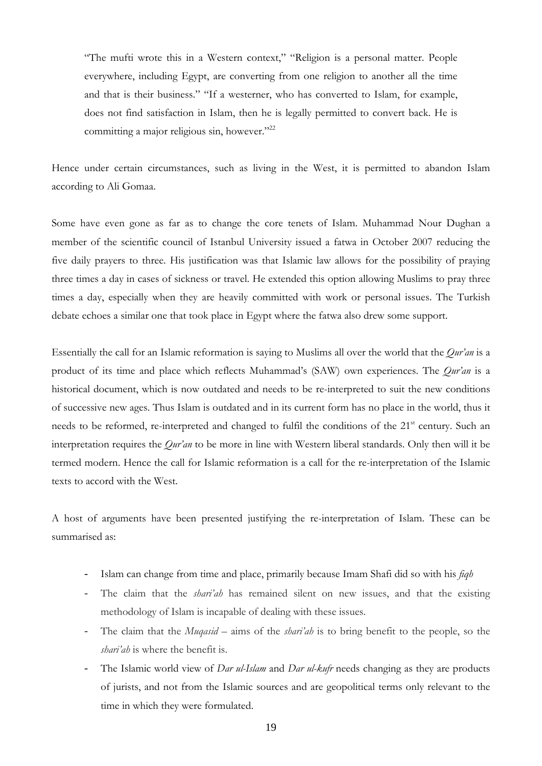> "The mufti wrote this in a Western context," "Religion is a personal matter. People everywhere, including Egypt, are converting from one religion to another all the time and that is their business." "If a westerner, who has converted to Islam, for example, does not find satisfaction in Islam, then he is legally permitted to convert back. He is committing a major religious sin, however."[22]

Hence under certain circumstances, such as living in the West, it is permitted to abandon Islam according to Ali Gomaa.

Some have even gone as far as to change the core tenets of Islam. Muhammad Nour Dughan a member of the scientific council of Istanbul University issued a fatwa in October 2007 reducing the five daily prayers to three. His justification was that Islamic law allows for the possibility of praying three times a day in cases of sickness or travel. He extended this option allowing Muslims to pray three times a day, especially when they are heavily committed with work or personal issues. The Turkish debate echoes a similar one that took place in Egypt where the fatwa also drew some support.

Essentially the call for an Islamic reformation is saying to Muslims all over the world that the *Qur'an* is a product of its time and place which reflects Muhammad's (SAW) own experiences. The *Qur'an* is a historical document, which is now outdated and needs to be re-interpreted to suit the new conditions of successive new ages. Thus Islam is outdated and in its current form has no place in the world, thus it needs to be reformed, re-interpreted and changed to fulfil the conditions of the 21st century. Such an interpretation requires the *Qur'an* to be more in line with Western liberal standards. Only then will it be termed modern. Hence the call for Islamic reformation is a call for the re-interpretation of the Islamic texts to accord with the West.

A host of arguments have been presented justifying the re-interpretation of Islam. These can be summarised as:

- Islam can change from time and place, primarily because Imam Shafi did so with his *fiqh*
- The claim that the *shari'ah* has remained silent on new issues, and that the existing methodology of Islam is incapable of dealing with these issues.
- The claim that the *Muqasid* – aims of the *shari'ah* is to bring benefit to the people, so the *shari'ah* is where the benefit is.
- The Islamic world view of *Dar ul-Islam* and *Dar ul-kufr* needs changing as they are products of jurists, and not from the Islamic sources and are geopolitical terms only relevant to the time in which they were formulated.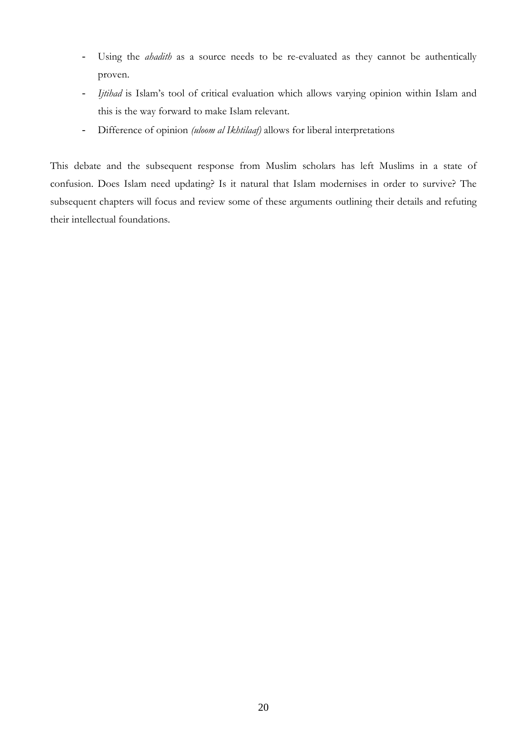- Using the *ahadith* as a source needs to be re-evaluated as they cannot be authentically proven.
- *Ijtihad* is Islam's tool of critical evaluation which allows varying opinion within Islam and this is the way forward to make Islam relevant.
- Difference of opinion *(uloom al Ikhtilaaf)* allows for liberal interpretations

This debate and the subsequent response from Muslim scholars has left Muslims in a state of confusion. Does Islam need updating? Is it natural that Islam modernises in order to survive? The subsequent chapters will focus and review some of these arguments outlining their details and refuting their intellectual foundations.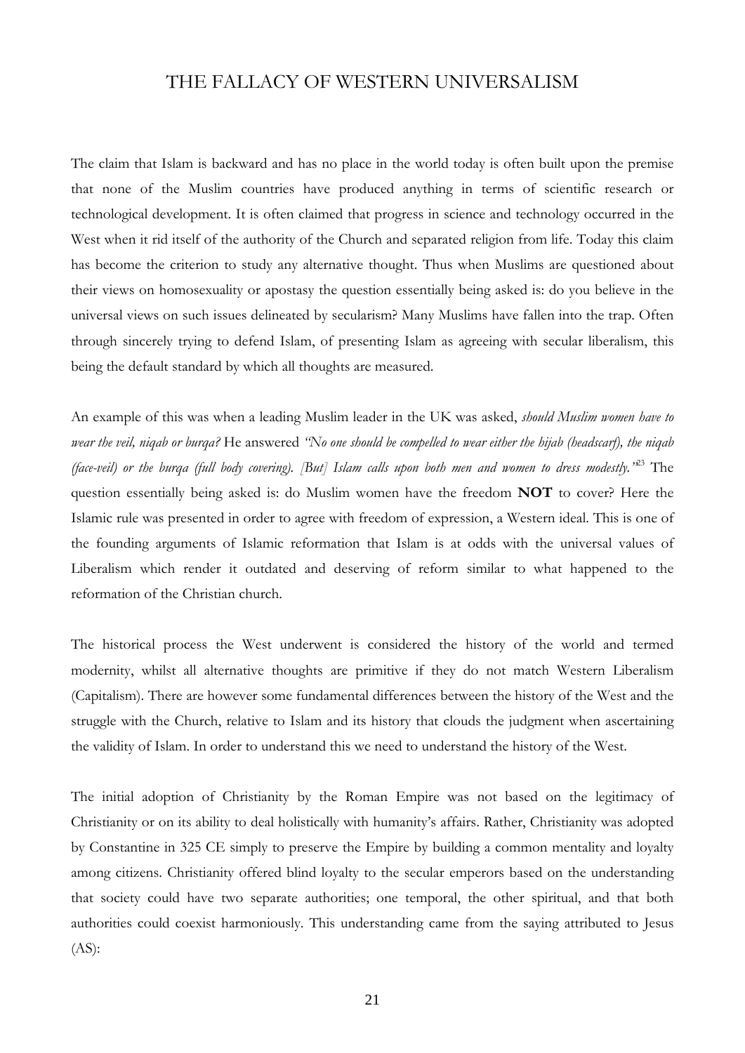# THE FALLACY OF WESTERN UNIVERSALISM

The claim that Islam is backward and has no place in the world today is often built upon the premise that none of the Muslim countries have produced anything in terms of scientific research or technological development. It is often claimed that progress in science and technology occurred in the West when it rid itself of the authority of the Church and separated religion from life. Today this claim has become the criterion to study any alternative thought. Thus when Muslims are questioned about their views on homosexuality or apostasy the question essentially being asked is: do you believe in the universal views on such issues delineated by secularism? Many Muslims have fallen into the trap. Often through sincerely trying to defend Islam, of presenting Islam as agreeing with secular liberalism, this being the default standard by which all thoughts are measured.

An example of this was when a leading Muslim leader in the UK was asked, *should Muslim women have to wear the veil, niqab or burqa?* He answered *"No one should be compelled to wear either the hijab (headscarf), the niqab (face-veil) or the burqa (full body covering). [But] Islam calls upon both men and women to dress modestly."*[23] The question essentially being asked is: do Muslim women have the freedom **NOT** to cover? Here the Islamic rule was presented in order to agree with freedom of expression, a Western ideal. This is one of the founding arguments of Islamic reformation that Islam is at odds with the universal values of Liberalism which render it outdated and deserving of reform similar to what happened to the reformation of the Christian church.

The historical process the West underwent is considered the history of the world and termed modernity, whilst all alternative thoughts are primitive if they do not match Western Liberalism (Capitalism). There are however some fundamental differences between the history of the West and the struggle with the Church, relative to Islam and its history that clouds the judgment when ascertaining the validity of Islam. In order to understand this we need to understand the history of the West.

The initial adoption of Christianity by the Roman Empire was not based on the legitimacy of Christianity or on its ability to deal holistically with humanity's affairs. Rather, Christianity was adopted by Constantine in 325 CE simply to preserve the Empire by building a common mentality and loyalty among citizens. Christianity offered blind loyalty to the secular emperors based on the understanding that society could have two separate authorities; one temporal, the other spiritual, and that both authorities could coexist harmoniously. This understanding came from the saying attributed to Jesus (AS):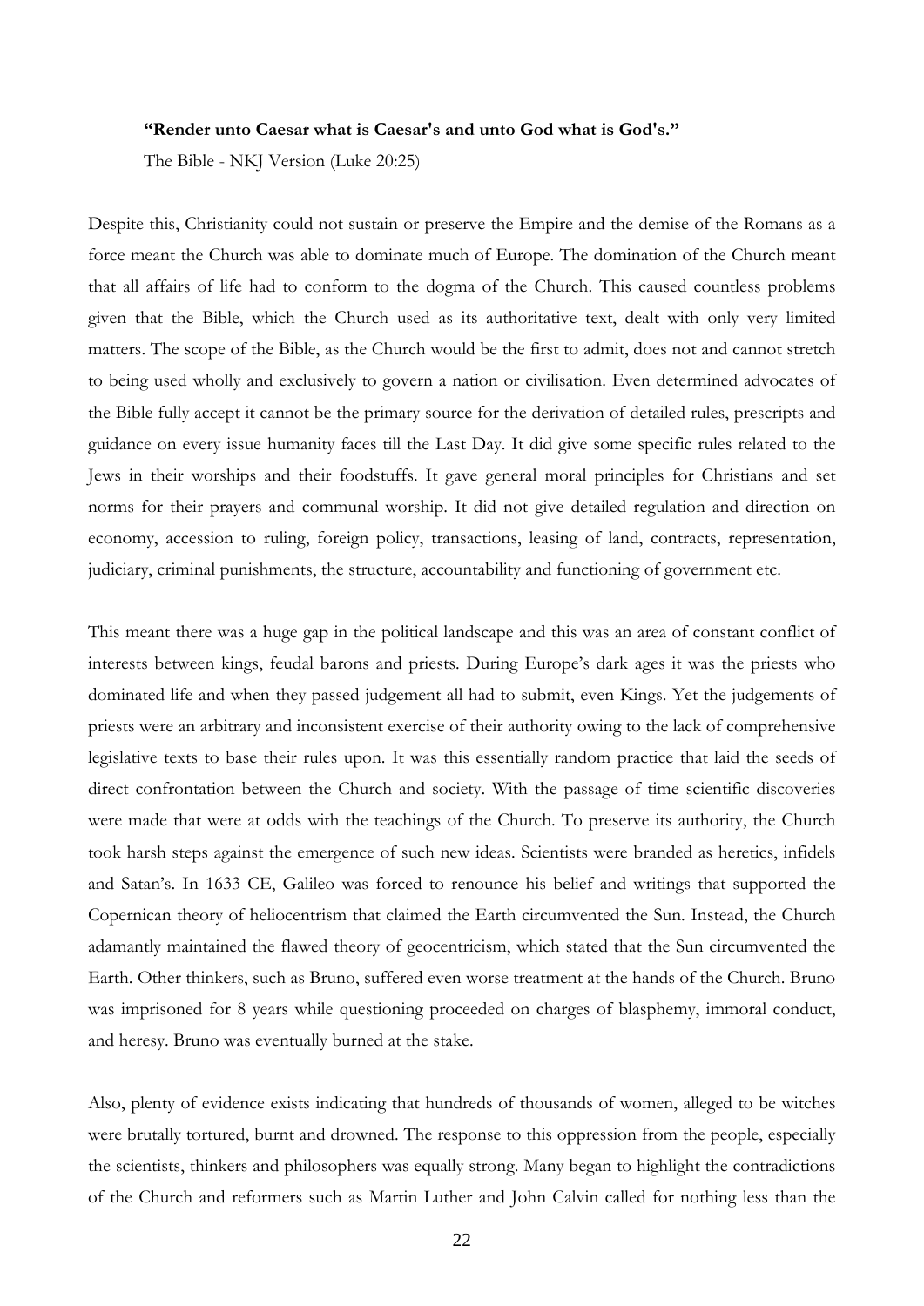**"Render unto Caesar what is Caesar's and unto God what is God's."**

The Bible - NKJ Version (Luke 20:25)

Despite this, Christianity could not sustain or preserve the Empire and the demise of the Romans as a force meant the Church was able to dominate much of Europe. The domination of the Church meant that all affairs of life had to conform to the dogma of the Church. This caused countless problems given that the Bible, which the Church used as its authoritative text, dealt with only very limited matters. The scope of the Bible, as the Church would be the first to admit, does not and cannot stretch to being used wholly and exclusively to govern a nation or civilisation. Even determined advocates of the Bible fully accept it cannot be the primary source for the derivation of detailed rules, prescripts and guidance on every issue humanity faces till the Last Day. It did give some specific rules related to the Jews in their worships and their foodstuffs. It gave general moral principles for Christians and set norms for their prayers and communal worship. It did not give detailed regulation and direction on economy, accession to ruling, foreign policy, transactions, leasing of land, contracts, representation, judiciary, criminal punishments, the structure, accountability and functioning of government etc.

This meant there was a huge gap in the political landscape and this was an area of constant conflict of interests between kings, feudal barons and priests. During Europe's dark ages it was the priests who dominated life and when they passed judgement all had to submit, even Kings. Yet the judgements of priests were an arbitrary and inconsistent exercise of their authority owing to the lack of comprehensive legislative texts to base their rules upon. It was this essentially random practice that laid the seeds of direct confrontation between the Church and society. With the passage of time scientific discoveries were made that were at odds with the teachings of the Church. To preserve its authority, the Church took harsh steps against the emergence of such new ideas. Scientists were branded as heretics, infidels and Satan's. In 1633 CE, Galileo was forced to renounce his belief and writings that supported the Copernican theory of heliocentrism that claimed the Earth circumvented the Sun. Instead, the Church adamantly maintained the flawed theory of geocentricism, which stated that the Sun circumvented the Earth. Other thinkers, such as Bruno, suffered even worse treatment at the hands of the Church. Bruno was imprisoned for 8 years while questioning proceeded on charges of blasphemy, immoral conduct, and heresy. Bruno was eventually burned at the stake.

Also, plenty of evidence exists indicating that hundreds of thousands of women, alleged to be witches were brutally tortured, burnt and drowned. The response to this oppression from the people, especially the scientists, thinkers and philosophers was equally strong. Many began to highlight the contradictions of the Church and reformers such as Martin Luther and John Calvin called for nothing less than the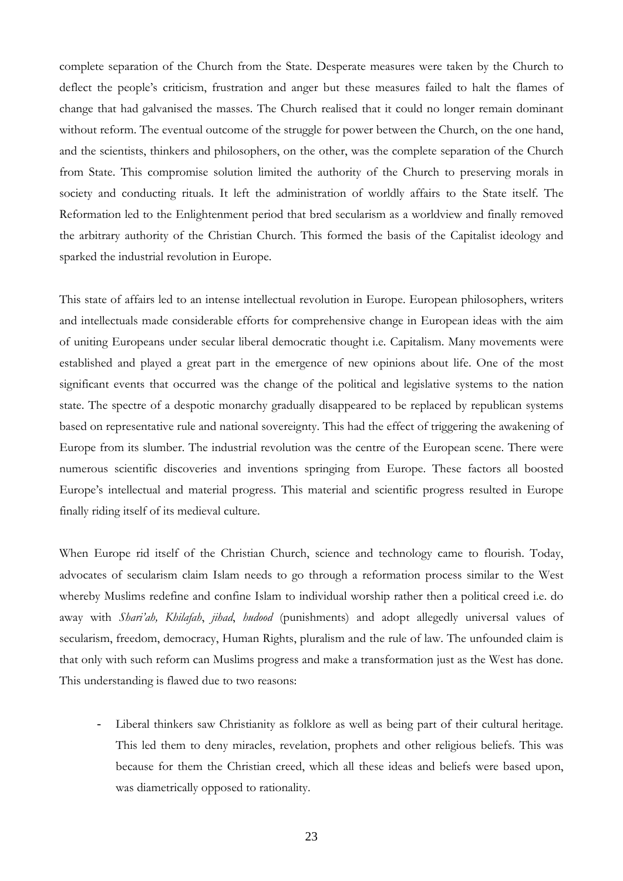complete separation of the Church from the State. Desperate measures were taken by the Church to deflect the people's criticism, frustration and anger but these measures failed to halt the flames of change that had galvanised the masses. The Church realised that it could no longer remain dominant without reform. The eventual outcome of the struggle for power between the Church, on the one hand, and the scientists, thinkers and philosophers, on the other, was the complete separation of the Church from State. This compromise solution limited the authority of the Church to preserving morals in society and conducting rituals. It left the administration of worldly affairs to the State itself. The Reformation led to the Enlightenment period that bred secularism as a worldview and finally removed the arbitrary authority of the Christian Church. This formed the basis of the Capitalist ideology and sparked the industrial revolution in Europe.

This state of affairs led to an intense intellectual revolution in Europe. European philosophers, writers and intellectuals made considerable efforts for comprehensive change in European ideas with the aim of uniting Europeans under secular liberal democratic thought i.e. Capitalism. Many movements were established and played a great part in the emergence of new opinions about life. One of the most significant events that occurred was the change of the political and legislative systems to the nation state. The spectre of a despotic monarchy gradually disappeared to be replaced by republican systems based on representative rule and national sovereignty. This had the effect of triggering the awakening of Europe from its slumber. The industrial revolution was the centre of the European scene. There were numerous scientific discoveries and inventions springing from Europe. These factors all boosted Europe's intellectual and material progress. This material and scientific progress resulted in Europe finally riding itself of its medieval culture.

When Europe rid itself of the Christian Church, science and technology came to flourish. Today, advocates of secularism claim Islam needs to go through a reformation process similar to the West whereby Muslims redefine and confine Islam to individual worship rather then a political creed i.e. do away with *Shari'ah, Khilafah*, *jihad*, *hudood* (punishments) and adopt allegedly universal values of secularism, freedom, democracy, Human Rights, pluralism and the rule of law. The unfounded claim is that only with such reform can Muslims progress and make a transformation just as the West has done. This understanding is flawed due to two reasons:

- Liberal thinkers saw Christianity as folklore as well as being part of their cultural heritage. This led them to deny miracles, revelation, prophets and other religious beliefs. This was because for them the Christian creed, which all these ideas and beliefs were based upon, was diametrically opposed to rationality.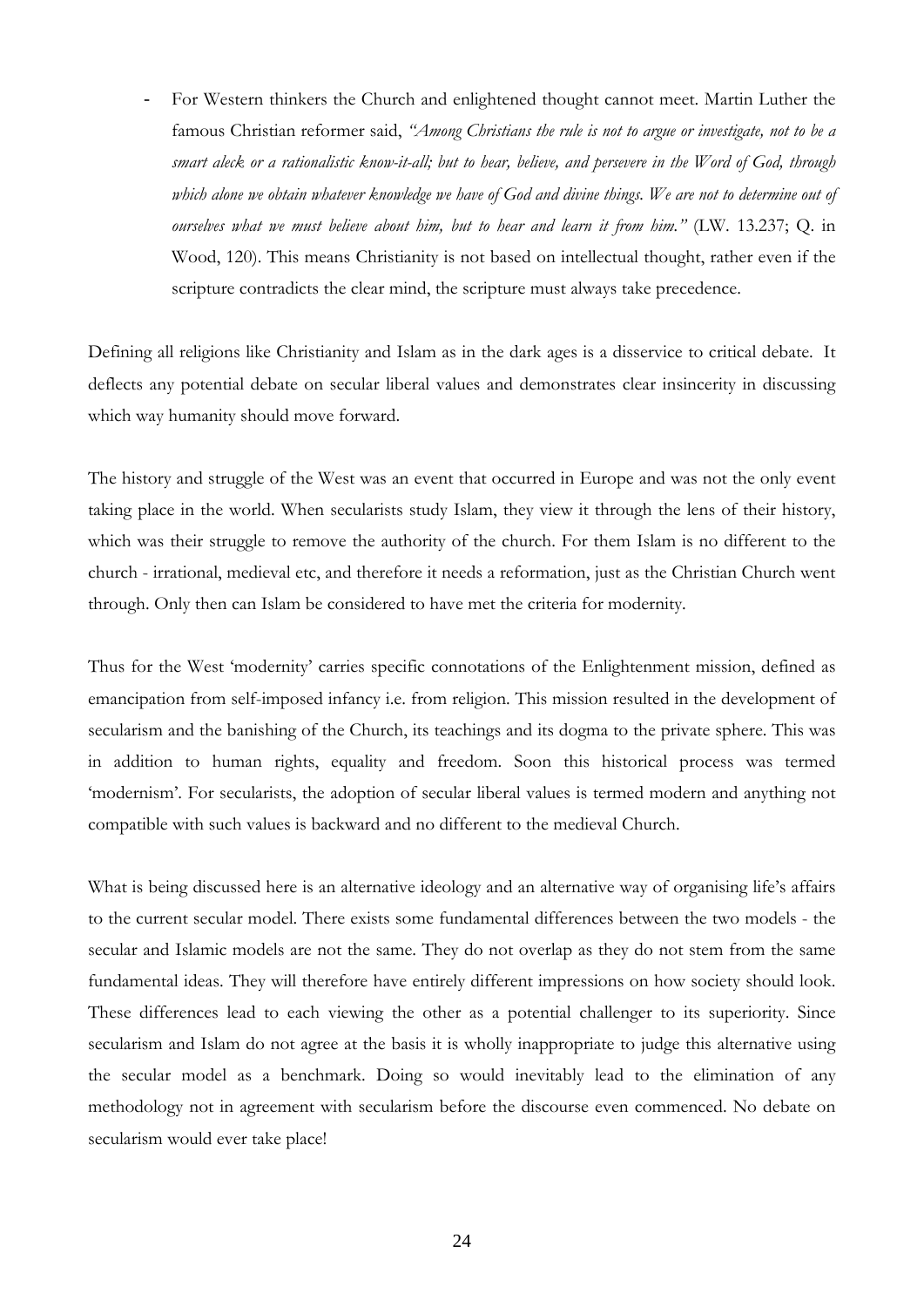- For Western thinkers the Church and enlightened thought cannot meet. Martin Luther the famous Christian reformer said, *"Among Christians the rule is not to argue or investigate, not to be a smart aleck or a rationalistic know-it-all; but to hear, believe, and persevere in the Word of God, through which alone we obtain whatever knowledge we have of God and divine things. We are not to determine out of ourselves what we must believe about him, but to hear and learn it from him."* (LW. 13.237; Q. in Wood, 120). This means Christianity is not based on intellectual thought, rather even if the scripture contradicts the clear mind, the scripture must always take precedence.

Defining all religions like Christianity and Islam as in the dark ages is a disservice to critical debate. It deflects any potential debate on secular liberal values and demonstrates clear insincerity in discussing which way humanity should move forward.

The history and struggle of the West was an event that occurred in Europe and was not the only event taking place in the world. When secularists study Islam, they view it through the lens of their history, which was their struggle to remove the authority of the church. For them Islam is no different to the church - irrational, medieval etc, and therefore it needs a reformation, just as the Christian Church went through. Only then can Islam be considered to have met the criteria for modernity.

Thus for the West 'modernity' carries specific connotations of the Enlightenment mission, defined as emancipation from self-imposed infancy i.e. from religion. This mission resulted in the development of secularism and the banishing of the Church, its teachings and its dogma to the private sphere. This was in addition to human rights, equality and freedom. Soon this historical process was termed 'modernism'. For secularists, the adoption of secular liberal values is termed modern and anything not compatible with such values is backward and no different to the medieval Church.

What is being discussed here is an alternative ideology and an alternative way of organising life's affairs to the current secular model. There exists some fundamental differences between the two models - the secular and Islamic models are not the same. They do not overlap as they do not stem from the same fundamental ideas. They will therefore have entirely different impressions on how society should look. These differences lead to each viewing the other as a potential challenger to its superiority. Since secularism and Islam do not agree at the basis it is wholly inappropriate to judge this alternative using the secular model as a benchmark. Doing so would inevitably lead to the elimination of any methodology not in agreement with secularism before the discourse even commenced. No debate on secularism would ever take place!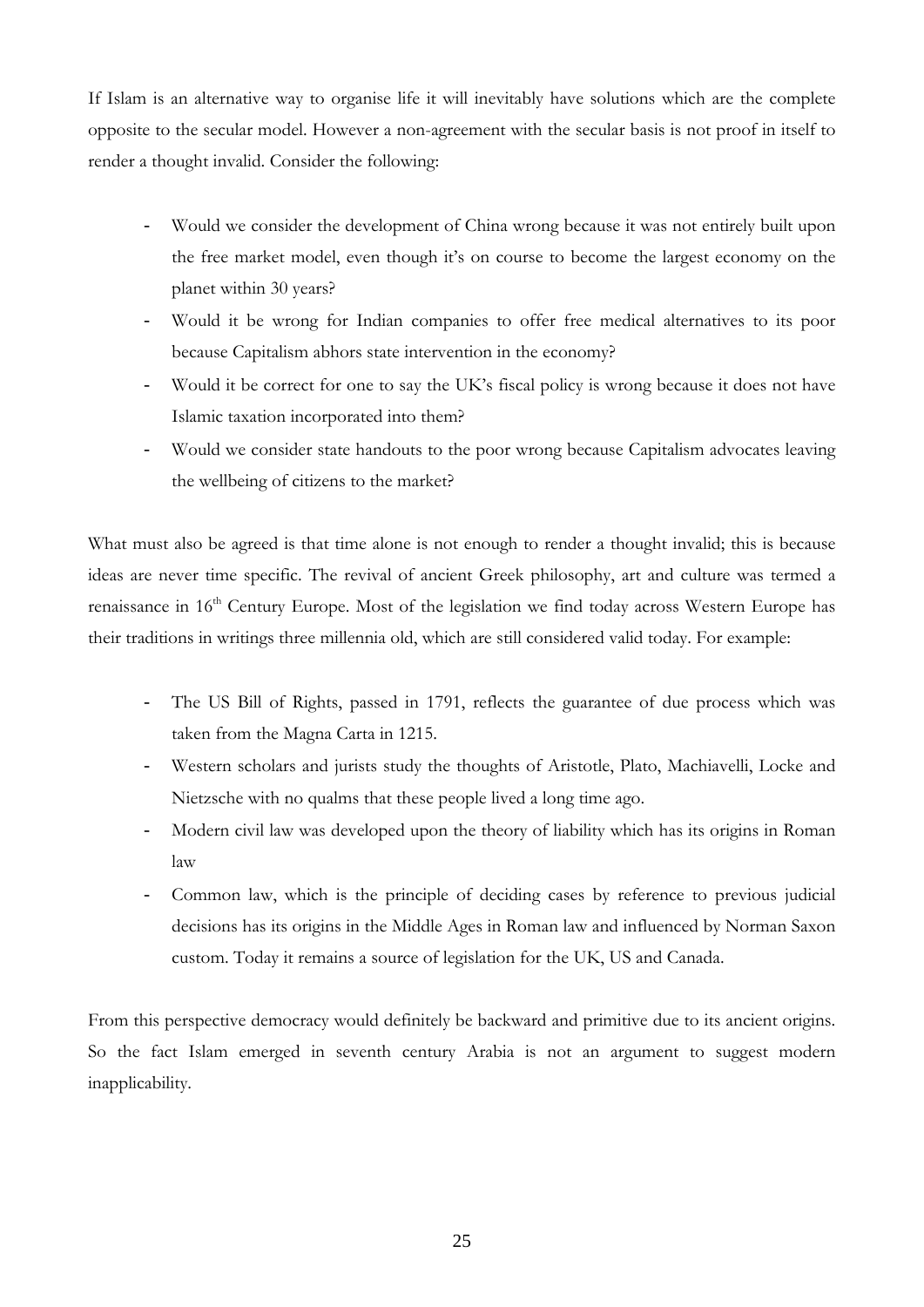If Islam is an alternative way to organise life it will inevitably have solutions which are the complete opposite to the secular model. However a non-agreement with the secular basis is not proof in itself to render a thought invalid. Consider the following:

- Would we consider the development of China wrong because it was not entirely built upon the free market model, even though it's on course to become the largest economy on the planet within 30 years?
- Would it be wrong for Indian companies to offer free medical alternatives to its poor because Capitalism abhors state intervention in the economy?
- Would it be correct for one to say the UK's fiscal policy is wrong because it does not have Islamic taxation incorporated into them?
- Would we consider state handouts to the poor wrong because Capitalism advocates leaving the wellbeing of citizens to the market?

What must also be agreed is that time alone is not enough to render a thought invalid; this is because ideas are never time specific. The revival of ancient Greek philosophy, art and culture was termed a renaissance in 16th Century Europe. Most of the legislation we find today across Western Europe has their traditions in writings three millennia old, which are still considered valid today. For example:

- The US Bill of Rights, passed in 1791, reflects the guarantee of due process which was taken from the Magna Carta in 1215.
- Western scholars and jurists study the thoughts of Aristotle, Plato, Machiavelli, Locke and Nietzsche with no qualms that these people lived a long time ago.
- Modern civil law was developed upon the theory of liability which has its origins in Roman law
- Common law, which is the principle of deciding cases by reference to previous judicial decisions has its origins in the Middle Ages in Roman law and influenced by Norman Saxon custom. Today it remains a source of legislation for the UK, US and Canada.

From this perspective democracy would definitely be backward and primitive due to its ancient origins. So the fact Islam emerged in seventh century Arabia is not an argument to suggest modern inapplicability.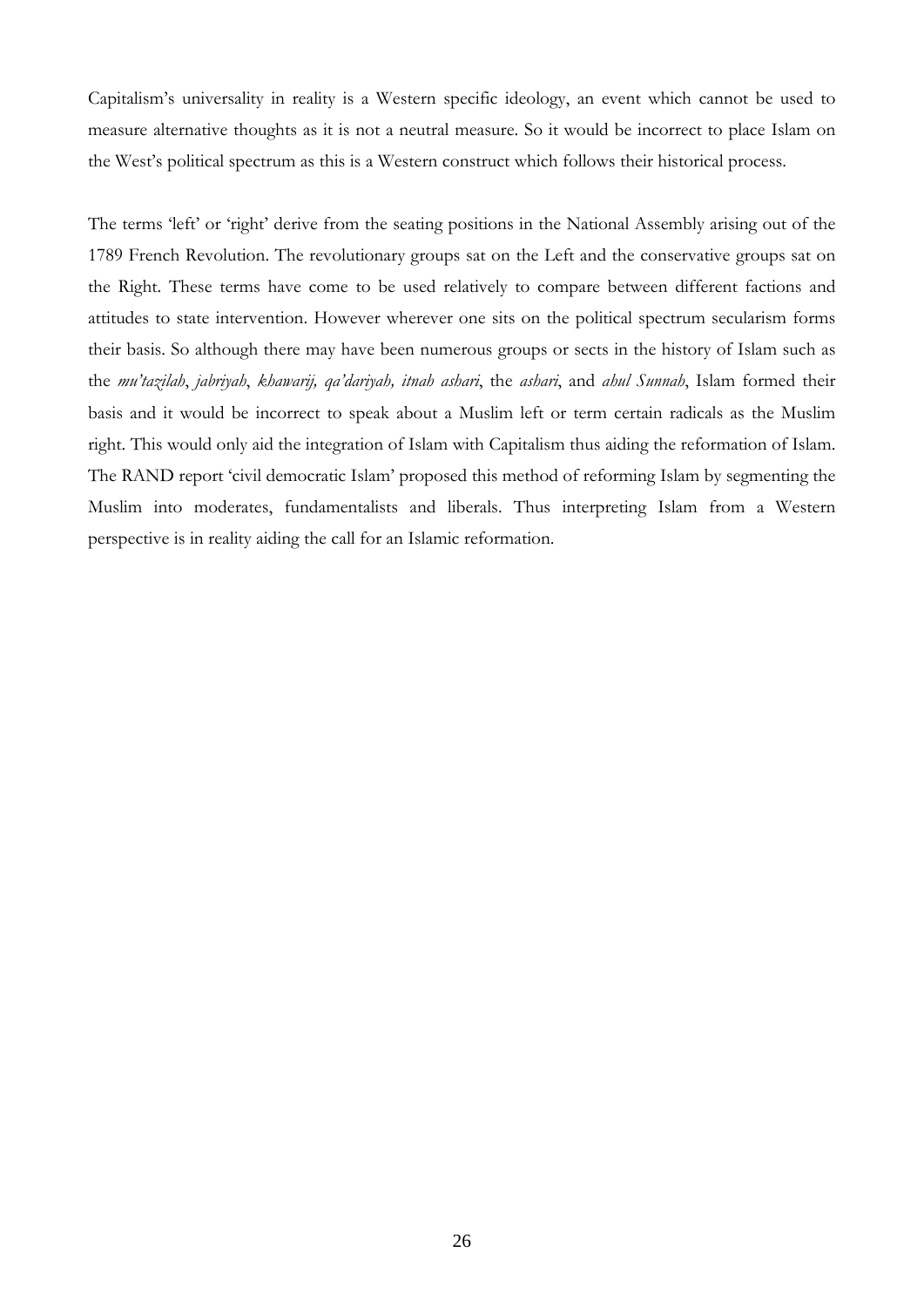Capitalism's universality in reality is a Western specific ideology, an event which cannot be used to measure alternative thoughts as it is not a neutral measure. So it would be incorrect to place Islam on the West's political spectrum as this is a Western construct which follows their historical process.

The terms 'left' or 'right' derive from the seating positions in the National Assembly arising out of the 1789 French Revolution. The revolutionary groups sat on the Left and the conservative groups sat on the Right. These terms have come to be used relatively to compare between different factions and attitudes to state intervention. However wherever one sits on the political spectrum secularism forms their basis. So although there may have been numerous groups or sects in the history of Islam such as the *mu'tazilah*, *jabriyah*, *khawarij, qa'dariyah, itnah ashari*, the *ashari*, and *ahul Sunnah*, Islam formed their basis and it would be incorrect to speak about a Muslim left or term certain radicals as the Muslim right. This would only aid the integration of Islam with Capitalism thus aiding the reformation of Islam. The RAND report 'civil democratic Islam' proposed this method of reforming Islam by segmenting the Muslim into moderates, fundamentalists and liberals. Thus interpreting Islam from a Western perspective is in reality aiding the call for an Islamic reformation.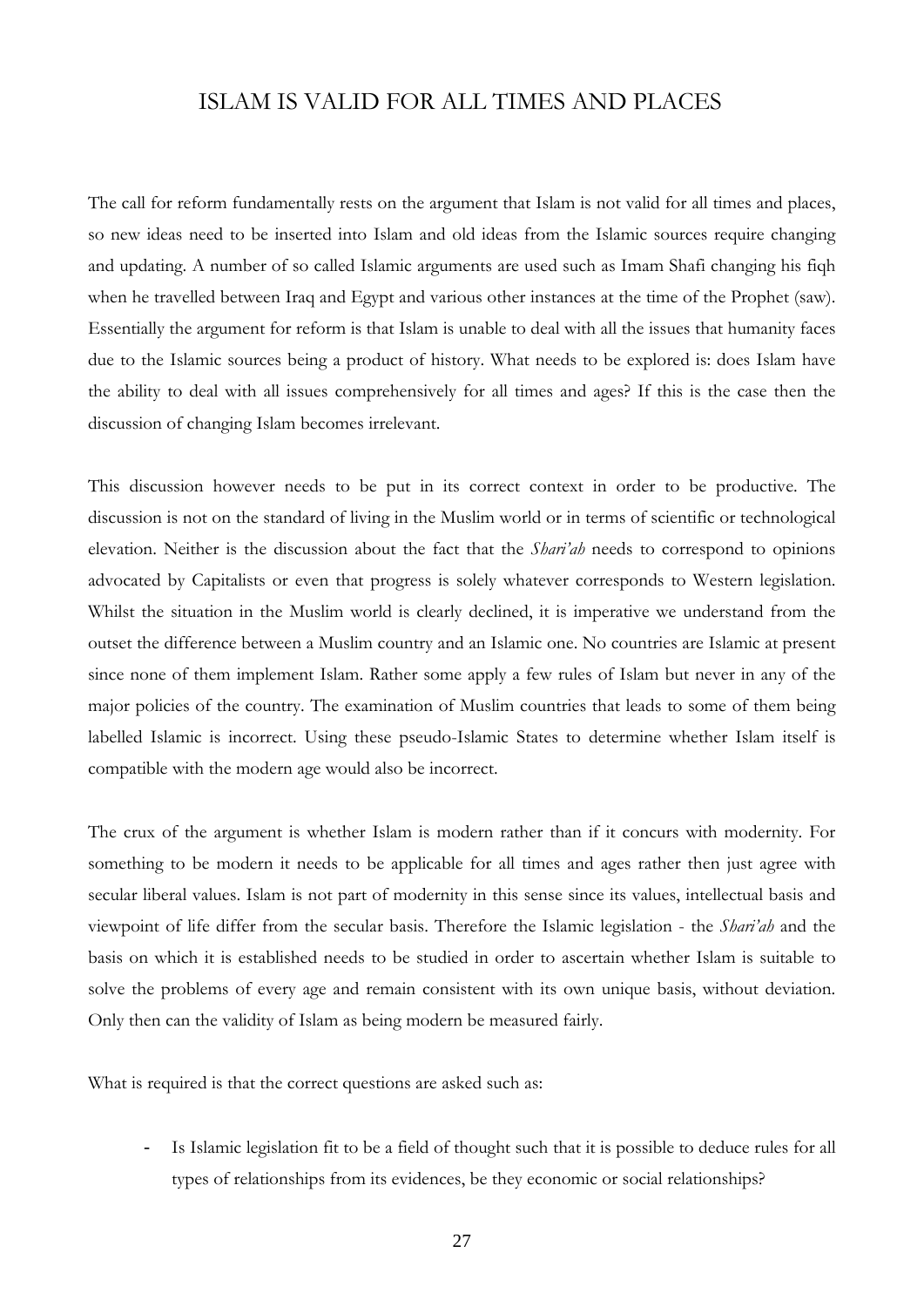# ISLAM IS VALID FOR ALL TIMES AND PLACES

The call for reform fundamentally rests on the argument that Islam is not valid for all times and places, so new ideas need to be inserted into Islam and old ideas from the Islamic sources require changing and updating. A number of so called Islamic arguments are used such as Imam Shafi changing his fiqh when he travelled between Iraq and Egypt and various other instances at the time of the Prophet (saw). Essentially the argument for reform is that Islam is unable to deal with all the issues that humanity faces due to the Islamic sources being a product of history. What needs to be explored is: does Islam have the ability to deal with all issues comprehensively for all times and ages? If this is the case then the discussion of changing Islam becomes irrelevant.

This discussion however needs to be put in its correct context in order to be productive. The discussion is not on the standard of living in the Muslim world or in terms of scientific or technological elevation. Neither is the discussion about the fact that the *Shari'ah* needs to correspond to opinions advocated by Capitalists or even that progress is solely whatever corresponds to Western legislation. Whilst the situation in the Muslim world is clearly declined, it is imperative we understand from the outset the difference between a Muslim country and an Islamic one. No countries are Islamic at present since none of them implement Islam. Rather some apply a few rules of Islam but never in any of the major policies of the country. The examination of Muslim countries that leads to some of them being labelled Islamic is incorrect. Using these pseudo-Islamic States to determine whether Islam itself is compatible with the modern age would also be incorrect.

The crux of the argument is whether Islam is modern rather than if it concurs with modernity. For something to be modern it needs to be applicable for all times and ages rather then just agree with secular liberal values. Islam is not part of modernity in this sense since its values, intellectual basis and viewpoint of life differ from the secular basis. Therefore the Islamic legislation - the *Shari'ah* and the basis on which it is established needs to be studied in order to ascertain whether Islam is suitable to solve the problems of every age and remain consistent with its own unique basis, without deviation. Only then can the validity of Islam as being modern be measured fairly.

What is required is that the correct questions are asked such as:

- Is Islamic legislation fit to be a field of thought such that it is possible to deduce rules for all types of relationships from its evidences, be they economic or social relationships?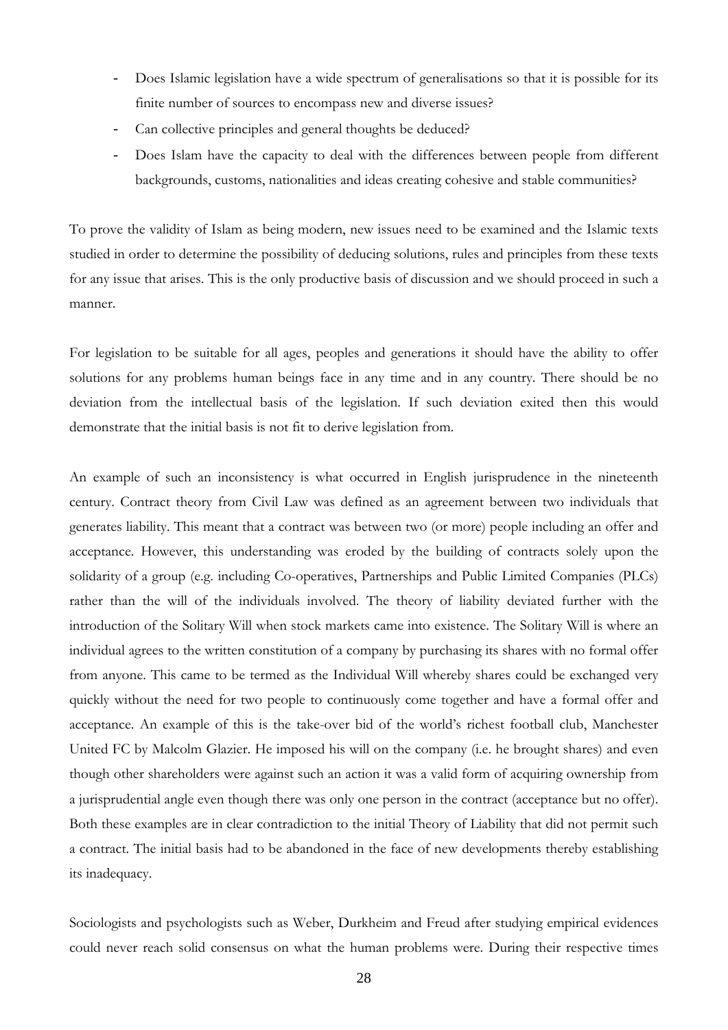- Does Islamic legislation have a wide spectrum of generalisations so that it is possible for its finite number of sources to encompass new and diverse issues?
- Can collective principles and general thoughts be deduced?
- Does Islam have the capacity to deal with the differences between people from different backgrounds, customs, nationalities and ideas creating cohesive and stable communities?

To prove the validity of Islam as being modern, new issues need to be examined and the Islamic texts studied in order to determine the possibility of deducing solutions, rules and principles from these texts for any issue that arises. This is the only productive basis of discussion and we should proceed in such a manner.

For legislation to be suitable for all ages, peoples and generations it should have the ability to offer solutions for any problems human beings face in any time and in any country. There should be no deviation from the intellectual basis of the legislation. If such deviation exited then this would demonstrate that the initial basis is not fit to derive legislation from.

An example of such an inconsistency is what occurred in English jurisprudence in the nineteenth century. Contract theory from Civil Law was defined as an agreement between two individuals that generates liability. This meant that a contract was between two (or more) people including an offer and acceptance. However, this understanding was eroded by the building of contracts solely upon the solidarity of a group (e.g. including Co-operatives, Partnerships and Public Limited Companies (PLCs) rather than the will of the individuals involved. The theory of liability deviated further with the introduction of the Solitary Will when stock markets came into existence. The Solitary Will is where an individual agrees to the written constitution of a company by purchasing its shares with no formal offer from anyone. This came to be termed as the Individual Will whereby shares could be exchanged very quickly without the need for two people to continuously come together and have a formal offer and acceptance. An example of this is the take-over bid of the world's richest football club, Manchester United FC by Malcolm Glazier. He imposed his will on the company (i.e. he brought shares) and even though other shareholders were against such an action it was a valid form of acquiring ownership from a jurisprudential angle even though there was only one person in the contract (acceptance but no offer). Both these examples are in clear contradiction to the initial Theory of Liability that did not permit such a contract. The initial basis had to be abandoned in the face of new developments thereby establishing its inadequacy.

Sociologists and psychologists such as Weber, Durkheim and Freud after studying empirical evidences could never reach solid consensus on what the human problems were. During their respective times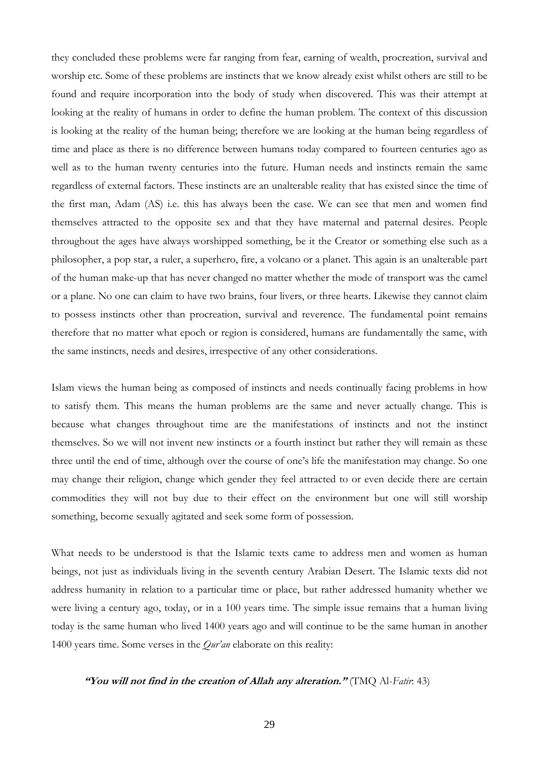they concluded these problems were far ranging from fear, earning of wealth, procreation, survival and worship etc. Some of these problems are instincts that we know already exist whilst others are still to be found and require incorporation into the body of study when discovered. This was their attempt at looking at the reality of humans in order to define the human problem. The context of this discussion is looking at the reality of the human being; therefore we are looking at the human being regardless of time and place as there is no difference between humans today compared to fourteen centuries ago as well as to the human twenty centuries into the future. Human needs and instincts remain the same regardless of external factors. These instincts are an unalterable reality that has existed since the time of the first man, Adam (AS) i.e. this has always been the case. We can see that men and women find themselves attracted to the opposite sex and that they have maternal and paternal desires. People throughout the ages have always worshipped something, be it the Creator or something else such as a philosopher, a pop star, a ruler, a superhero, fire, a volcano or a planet. This again is an unalterable part of the human make-up that has never changed no matter whether the mode of transport was the camel or a plane. No one can claim to have two brains, four livers, or three hearts. Likewise they cannot claim to possess instincts other than procreation, survival and reverence. The fundamental point remains therefore that no matter what epoch or region is considered, humans are fundamentally the same, with the same instincts, needs and desires, irrespective of any other considerations.

Islam views the human being as composed of instincts and needs continually facing problems in how to satisfy them. This means the human problems are the same and never actually change. This is because what changes throughout time are the manifestations of instincts and not the instinct themselves. So we will not invent new instincts or a fourth instinct but rather they will remain as these three until the end of time, although over the course of one's life the manifestation may change. So one may change their religion, change which gender they feel attracted to or even decide there are certain commodities they will not buy due to their effect on the environment but one will still worship something, become sexually agitated and seek some form of possession.

What needs to be understood is that the Islamic texts came to address men and women as human beings, not just as individuals living in the seventh century Arabian Desert. The Islamic texts did not address humanity in relation to a particular time or place, but rather addressed humanity whether we were living a century ago, today, or in a 100 years time. The simple issue remains that a human living today is the same human who lived 1400 years ago and will continue to be the same human in another 1400 years time. Some verses in the *Qur'an* elaborate on this reality:

***"You will not find in the creation of Allah any alteration."*** (TMQ Al-*Fatir*: 43)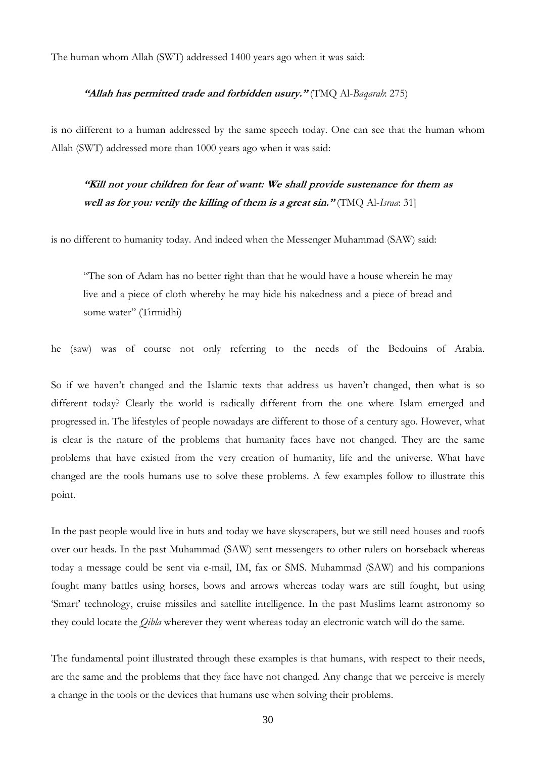The human whom Allah (SWT) addressed 1400 years ago when it was said:

> ***"Allah has permitted trade and forbidden usury."*** (TMQ Al-*Baqarah*: 275)

is no different to a human addressed by the same speech today. One can see that the human whom Allah (SWT) addressed more than 1000 years ago when it was said:

> ***"Kill not your children for fear of want: We shall provide sustenance for them as well as for you: verily the killing of them is a great sin."*** (TMQ Al-*Israa*: 31]

is no different to humanity today. And indeed when the Messenger Muhammad (SAW) said:

> "The son of Adam has no better right than that he would have a house wherein he may live and a piece of cloth whereby he may hide his nakedness and a piece of bread and some water" (Tirmidhi)

he (saw) was of course not only referring to the needs of the Bedouins of Arabia.

So if we haven't changed and the Islamic texts that address us haven't changed, then what is so different today? Clearly the world is radically different from the one where Islam emerged and progressed in. The lifestyles of people nowadays are different to those of a century ago. However, what is clear is the nature of the problems that humanity faces have not changed. They are the same problems that have existed from the very creation of humanity, life and the universe. What have changed are the tools humans use to solve these problems. A few examples follow to illustrate this point.

In the past people would live in huts and today we have skyscrapers, but we still need houses and roofs over our heads. In the past Muhammad (SAW) sent messengers to other rulers on horseback whereas today a message could be sent via e-mail, IM, fax or SMS. Muhammad (SAW) and his companions fought many battles using horses, bows and arrows whereas today wars are still fought, but using 'Smart' technology, cruise missiles and satellite intelligence. In the past Muslims learnt astronomy so they could locate the *Qibla* wherever they went whereas today an electronic watch will do the same.

The fundamental point illustrated through these examples is that humans, with respect to their needs, are the same and the problems that they face have not changed. Any change that we perceive is merely a change in the tools or the devices that humans use when solving their problems.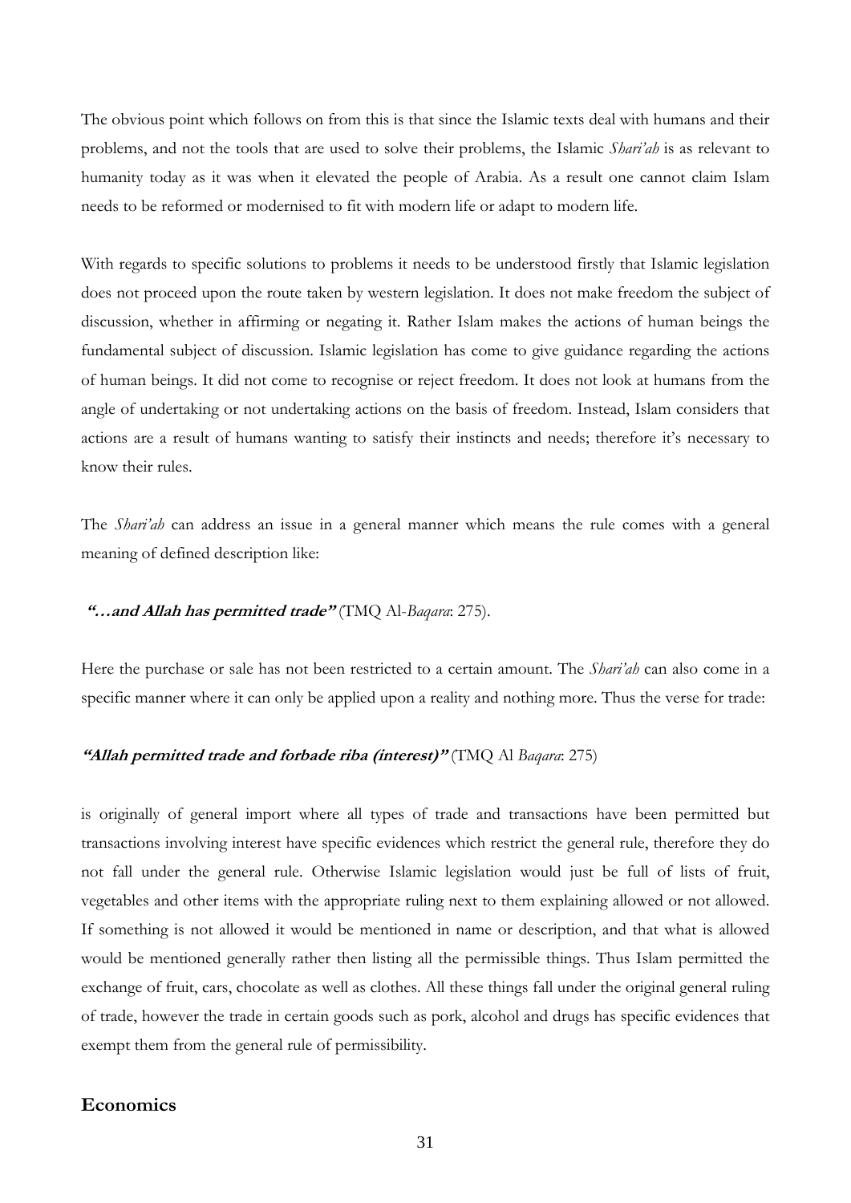The obvious point which follows on from this is that since the Islamic texts deal with humans and their problems, and not the tools that are used to solve their problems, the Islamic *Shari'ah* is as relevant to humanity today as it was when it elevated the people of Arabia. As a result one cannot claim Islam needs to be reformed or modernised to fit with modern life or adapt to modern life.

With regards to specific solutions to problems it needs to be understood firstly that Islamic legislation does not proceed upon the route taken by western legislation. It does not make freedom the subject of discussion, whether in affirming or negating it. Rather Islam makes the actions of human beings the fundamental subject of discussion. Islamic legislation has come to give guidance regarding the actions of human beings. It did not come to recognise or reject freedom. It does not look at humans from the angle of undertaking or not undertaking actions on the basis of freedom. Instead, Islam considers that actions are a result of humans wanting to satisfy their instincts and needs; therefore it's necessary to know their rules.

The *Shari'ah* can address an issue in a general manner which means the rule comes with a general meaning of defined description like:

***"…and Allah has permitted trade"*** (TMQ Al-*Baqara*: 275).

Here the purchase or sale has not been restricted to a certain amount. The *Shari'ah* can also come in a specific manner where it can only be applied upon a reality and nothing more. Thus the verse for trade:

***"Allah permitted trade and forbade riba (interest)"*** (TMQ Al *Baqara*: 275)

is originally of general import where all types of trade and transactions have been permitted but transactions involving interest have specific evidences which restrict the general rule, therefore they do not fall under the general rule. Otherwise Islamic legislation would just be full of lists of fruit, vegetables and other items with the appropriate ruling next to them explaining allowed or not allowed. If something is not allowed it would be mentioned in name or description, and that what is allowed would be mentioned generally rather then listing all the permissible things. Thus Islam permitted the exchange of fruit, cars, chocolate as well as clothes. All these things fall under the original general ruling of trade, however the trade in certain goods such as pork, alcohol and drugs has specific evidences that exempt them from the general rule of permissibility.

## Economics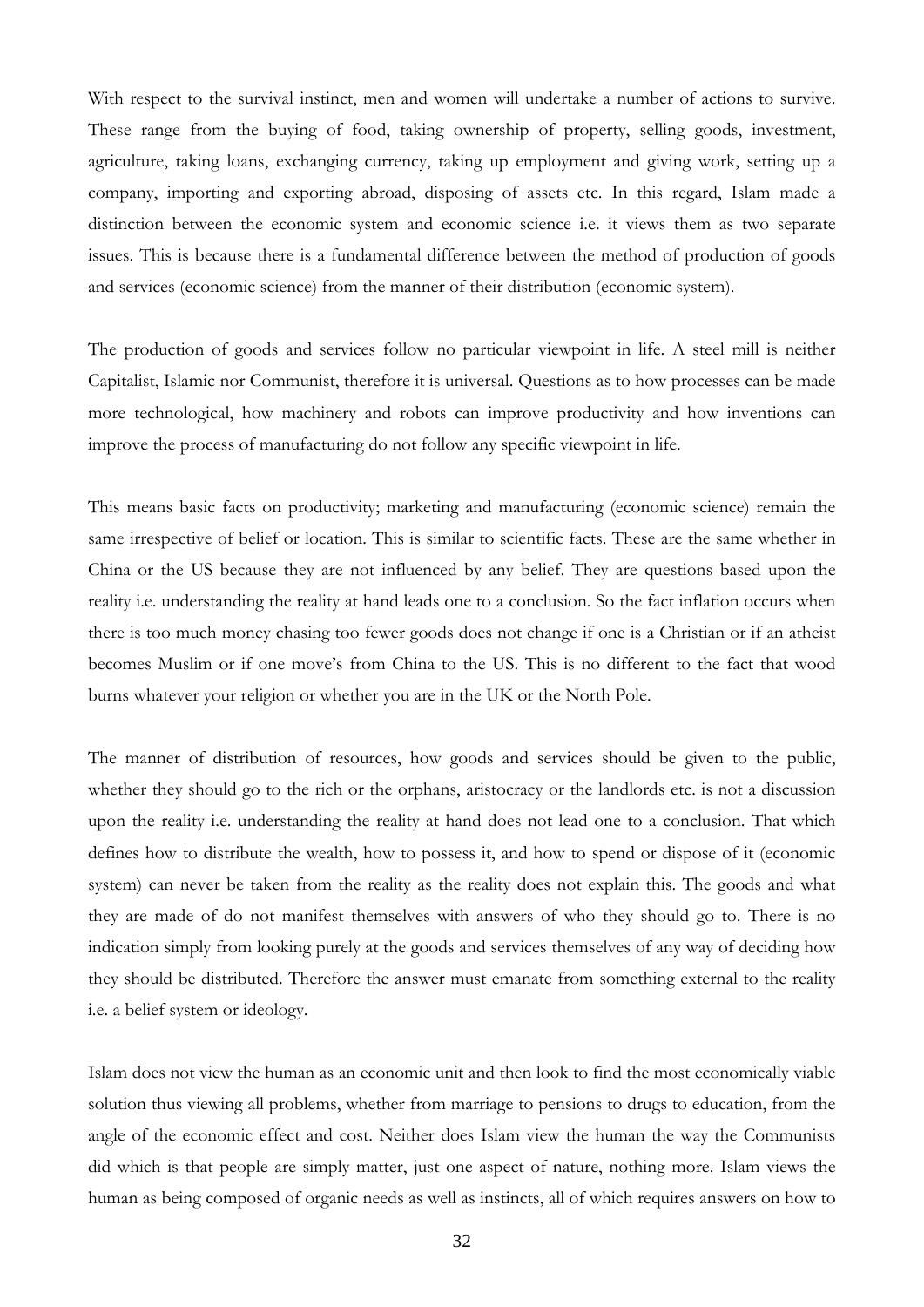With respect to the survival instinct, men and women will undertake a number of actions to survive. These range from the buying of food, taking ownership of property, selling goods, investment, agriculture, taking loans, exchanging currency, taking up employment and giving work, setting up a company, importing and exporting abroad, disposing of assets etc. In this regard, Islam made a distinction between the economic system and economic science i.e. it views them as two separate issues. This is because there is a fundamental difference between the method of production of goods and services (economic science) from the manner of their distribution (economic system).

The production of goods and services follow no particular viewpoint in life. A steel mill is neither Capitalist, Islamic nor Communist, therefore it is universal. Questions as to how processes can be made more technological, how machinery and robots can improve productivity and how inventions can improve the process of manufacturing do not follow any specific viewpoint in life.

This means basic facts on productivity; marketing and manufacturing (economic science) remain the same irrespective of belief or location. This is similar to scientific facts. These are the same whether in China or the US because they are not influenced by any belief. They are questions based upon the reality i.e. understanding the reality at hand leads one to a conclusion. So the fact inflation occurs when there is too much money chasing too fewer goods does not change if one is a Christian or if an atheist becomes Muslim or if one move's from China to the US. This is no different to the fact that wood burns whatever your religion or whether you are in the UK or the North Pole.

The manner of distribution of resources, how goods and services should be given to the public, whether they should go to the rich or the orphans, aristocracy or the landlords etc. is not a discussion upon the reality i.e. understanding the reality at hand does not lead one to a conclusion. That which defines how to distribute the wealth, how to possess it, and how to spend or dispose of it (economic system) can never be taken from the reality as the reality does not explain this. The goods and what they are made of do not manifest themselves with answers of who they should go to. There is no indication simply from looking purely at the goods and services themselves of any way of deciding how they should be distributed. Therefore the answer must emanate from something external to the reality i.e. a belief system or ideology.

Islam does not view the human as an economic unit and then look to find the most economically viable solution thus viewing all problems, whether from marriage to pensions to drugs to education, from the angle of the economic effect and cost. Neither does Islam view the human the way the Communists did which is that people are simply matter, just one aspect of nature, nothing more. Islam views the human as being composed of organic needs as well as instincts, all of which requires answers on how to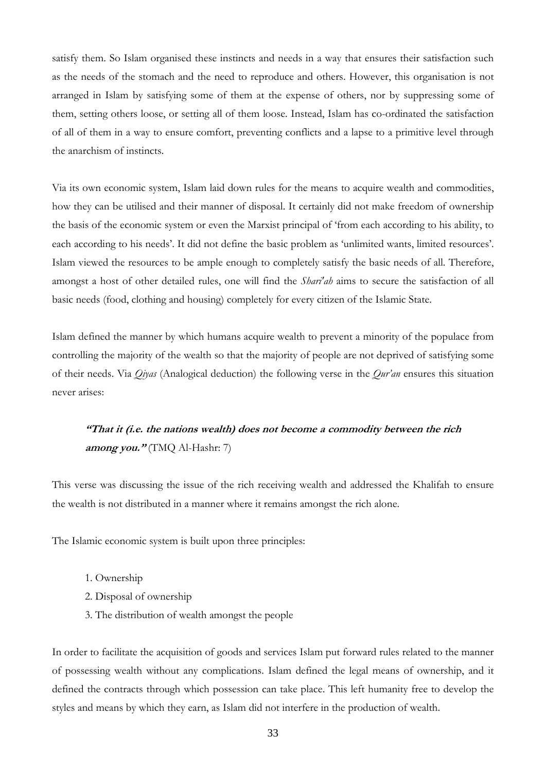satisfy them. So Islam organised these instincts and needs in a way that ensures their satisfaction such as the needs of the stomach and the need to reproduce and others. However, this organisation is not arranged in Islam by satisfying some of them at the expense of others, nor by suppressing some of them, setting others loose, or setting all of them loose. Instead, Islam has co-ordinated the satisfaction of all of them in a way to ensure comfort, preventing conflicts and a lapse to a primitive level through the anarchism of instincts.

Via its own economic system, Islam laid down rules for the means to acquire wealth and commodities, how they can be utilised and their manner of disposal. It certainly did not make freedom of ownership the basis of the economic system or even the Marxist principal of 'from each according to his ability, to each according to his needs'. It did not define the basic problem as 'unlimited wants, limited resources'. Islam viewed the resources to be ample enough to completely satisfy the basic needs of all. Therefore, amongst a host of other detailed rules, one will find the *Shari'ah* aims to secure the satisfaction of all basic needs (food, clothing and housing) completely for every citizen of the Islamic State.

Islam defined the manner by which humans acquire wealth to prevent a minority of the populace from controlling the majority of the wealth so that the majority of people are not deprived of satisfying some of their needs. Via *Qiyas* (Analogical deduction) the following verse in the *Qur'an* ensures this situation never arises:

> ***"That it (i.e. the nations wealth) does not become a commodity between the rich among you."*** (TMQ Al-Hashr: 7)

This verse was discussing the issue of the rich receiving wealth and addressed the Khalifah to ensure the wealth is not distributed in a manner where it remains amongst the rich alone.

The Islamic economic system is built upon three principles:

1. Ownership
2. Disposal of ownership
3. The distribution of wealth amongst the people

In order to facilitate the acquisition of goods and services Islam put forward rules related to the manner of possessing wealth without any complications. Islam defined the legal means of ownership, and it defined the contracts through which possession can take place. This left humanity free to develop the styles and means by which they earn, as Islam did not interfere in the production of wealth.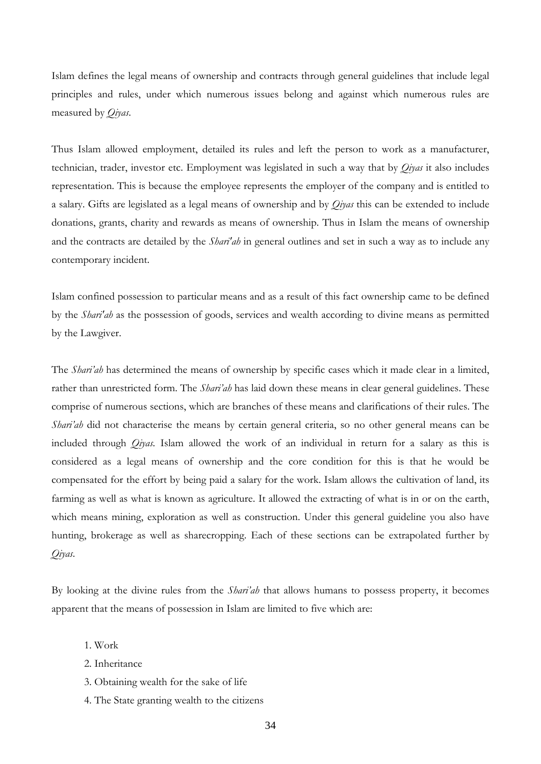Islam defines the legal means of ownership and contracts through general guidelines that include legal principles and rules, under which numerous issues belong and against which numerous rules are measured by *Qiyas*.

Thus Islam allowed employment, detailed its rules and left the person to work as a manufacturer, technician, trader, investor etc. Employment was legislated in such a way that by *Qiyas* it also includes representation. This is because the employee represents the employer of the company and is entitled to a salary. Gifts are legislated as a legal means of ownership and by *Qiyas* this can be extended to include donations, grants, charity and rewards as means of ownership. Thus in Islam the means of ownership and the contracts are detailed by the *Shari'ah* in general outlines and set in such a way as to include any contemporary incident.

Islam confined possession to particular means and as a result of this fact ownership came to be defined by the *Shari'ah* as the possession of goods, services and wealth according to divine means as permitted by the Lawgiver.

The *Shari'ah* has determined the means of ownership by specific cases which it made clear in a limited, rather than unrestricted form. The *Shari'ah* has laid down these means in clear general guidelines. These comprise of numerous sections, which are branches of these means and clarifications of their rules. The *Shari'ah* did not characterise the means by certain general criteria, so no other general means can be included through *Qiyas*. Islam allowed the work of an individual in return for a salary as this is considered as a legal means of ownership and the core condition for this is that he would be compensated for the effort by being paid a salary for the work. Islam allows the cultivation of land, its farming as well as what is known as agriculture. It allowed the extracting of what is in or on the earth, which means mining, exploration as well as construction. Under this general guideline you also have hunting, brokerage as well as sharecropping. Each of these sections can be extrapolated further by *Qiyas*.

By looking at the divine rules from the *Shari'ah* that allows humans to possess property, it becomes apparent that the means of possession in Islam are limited to five which are:

1. Work
2. Inheritance
3. Obtaining wealth for the sake of life
4. The State granting wealth to the citizens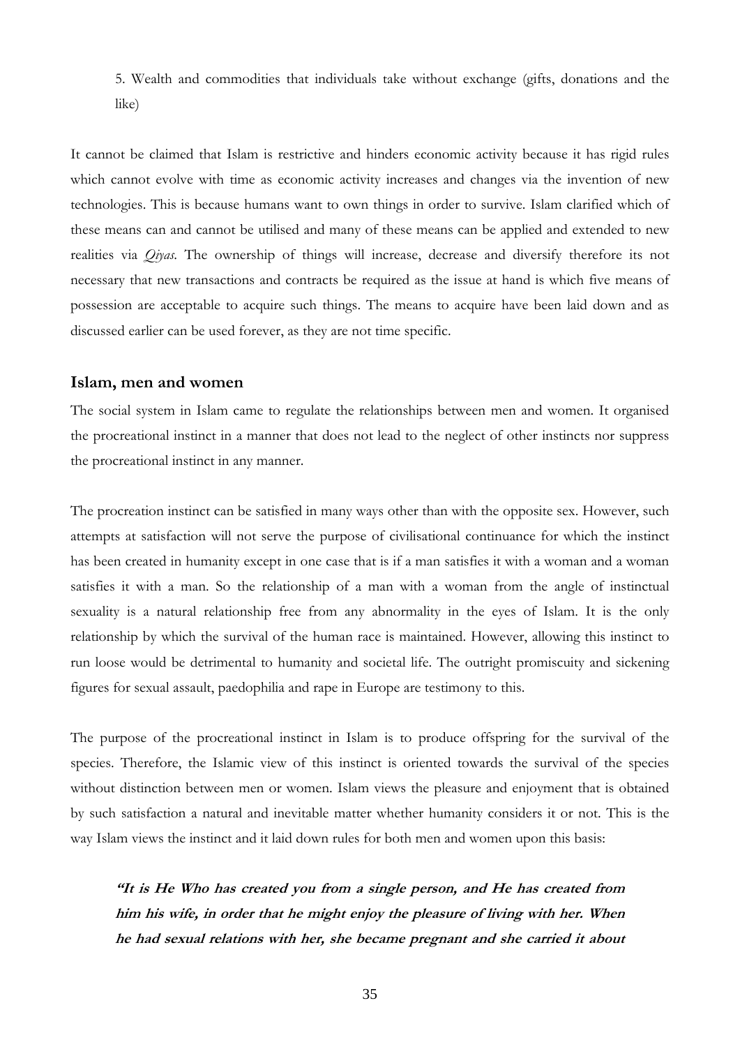5. Wealth and commodities that individuals take without exchange (gifts, donations and the like)

It cannot be claimed that Islam is restrictive and hinders economic activity because it has rigid rules which cannot evolve with time as economic activity increases and changes via the invention of new technologies. This is because humans want to own things in order to survive. Islam clarified which of these means can and cannot be utilised and many of these means can be applied and extended to new realities via *Qiyas*. The ownership of things will increase, decrease and diversify therefore its not necessary that new transactions and contracts be required as the issue at hand is which five means of possession are acceptable to acquire such things. The means to acquire have been laid down and as discussed earlier can be used forever, as they are not time specific.

## Islam, men and women

The social system in Islam came to regulate the relationships between men and women. It organised the procreational instinct in a manner that does not lead to the neglect of other instincts nor suppress the procreational instinct in any manner.

The procreation instinct can be satisfied in many ways other than with the opposite sex. However, such attempts at satisfaction will not serve the purpose of civilisational continuance for which the instinct has been created in humanity except in one case that is if a man satisfies it with a woman and a woman satisfies it with a man. So the relationship of a man with a woman from the angle of instinctual sexuality is a natural relationship free from any abnormality in the eyes of Islam. It is the only relationship by which the survival of the human race is maintained. However, allowing this instinct to run loose would be detrimental to humanity and societal life. The outright promiscuity and sickening figures for sexual assault, paedophilia and rape in Europe are testimony to this.

The purpose of the procreational instinct in Islam is to produce offspring for the survival of the species. Therefore, the Islamic view of this instinct is oriented towards the survival of the species without distinction between men or women. Islam views the pleasure and enjoyment that is obtained by such satisfaction a natural and inevitable matter whether humanity considers it or not. This is the way Islam views the instinct and it laid down rules for both men and women upon this basis:

> ***"It is He Who has created you from a single person, and He has created from him his wife, in order that he might enjoy the pleasure of living with her. When he had sexual relations with her, she became pregnant and she carried it about***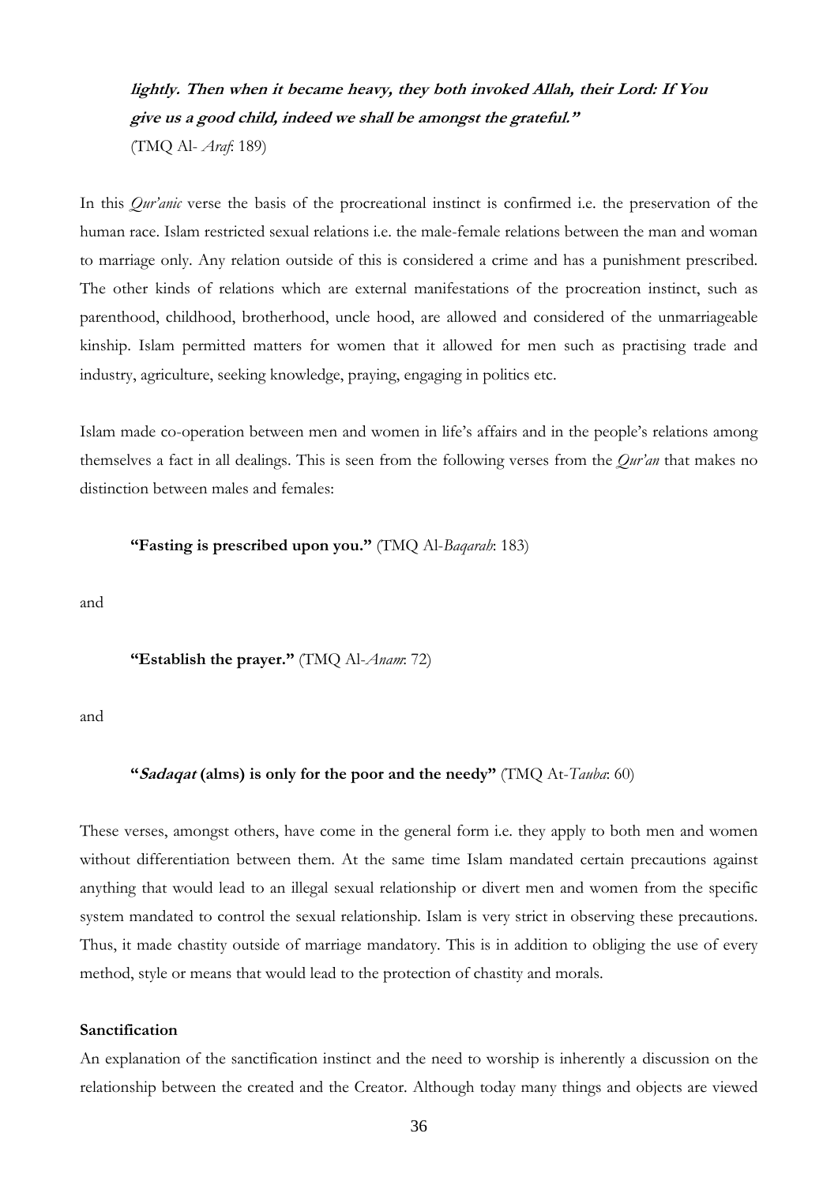**lightly. Then when it became heavy, they both invoked Allah, their Lord: If You give us a good child, indeed we shall be amongst the grateful."**
(TMQ Al- *Araf*: 189)

In this *Qur'anic* verse the basis of the procreational instinct is confirmed i.e. the preservation of the human race. Islam restricted sexual relations i.e. the male-female relations between the man and woman to marriage only. Any relation outside of this is considered a crime and has a punishment prescribed. The other kinds of relations which are external manifestations of the procreation instinct, such as parenthood, childhood, brotherhood, uncle hood, are allowed and considered of the unmarriageable kinship. Islam permitted matters for women that it allowed for men such as practising trade and industry, agriculture, seeking knowledge, praying, engaging in politics etc.

Islam made co-operation between men and women in life's affairs and in the people's relations among themselves a fact in all dealings. This is seen from the following verses from the *Qur'an* that makes no distinction between males and females:

> **"Fasting is prescribed upon you."** (TMQ Al-*Baqarah*: 183)

and

> **"Establish the prayer."** (TMQ Al-*Anam*: 72)

and

> **"*Sadaqat* (alms) is only for the poor and the needy"** (TMQ At-*Tauba*: 60)

These verses, amongst others, have come in the general form i.e. they apply to both men and women without differentiation between them. At the same time Islam mandated certain precautions against anything that would lead to an illegal sexual relationship or divert men and women from the specific system mandated to control the sexual relationship. Islam is very strict in observing these precautions. Thus, it made chastity outside of marriage mandatory. This is in addition to obliging the use of every method, style or means that would lead to the protection of chastity and morals.

**Sanctification**

An explanation of the sanctification instinct and the need to worship is inherently a discussion on the relationship between the created and the Creator. Although today many things and objects are viewed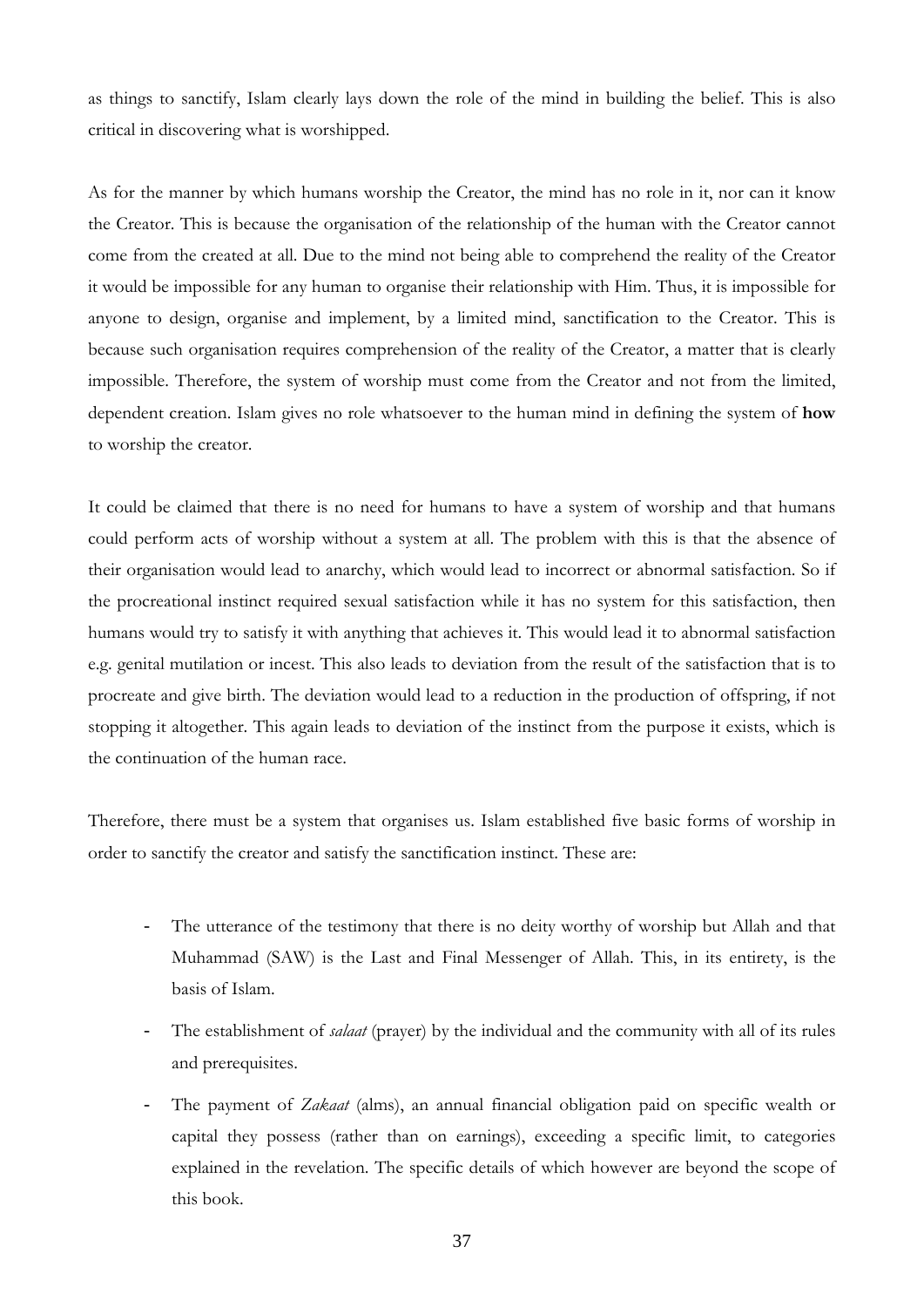as things to sanctify, Islam clearly lays down the role of the mind in building the belief. This is also critical in discovering what is worshipped.

As for the manner by which humans worship the Creator, the mind has no role in it, nor can it know the Creator. This is because the organisation of the relationship of the human with the Creator cannot come from the created at all. Due to the mind not being able to comprehend the reality of the Creator it would be impossible for any human to organise their relationship with Him. Thus, it is impossible for anyone to design, organise and implement, by a limited mind, sanctification to the Creator. This is because such organisation requires comprehension of the reality of the Creator, a matter that is clearly impossible. Therefore, the system of worship must come from the Creator and not from the limited, dependent creation. Islam gives no role whatsoever to the human mind in defining the system of **how** to worship the creator.

It could be claimed that there is no need for humans to have a system of worship and that humans could perform acts of worship without a system at all. The problem with this is that the absence of their organisation would lead to anarchy, which would lead to incorrect or abnormal satisfaction. So if the procreational instinct required sexual satisfaction while it has no system for this satisfaction, then humans would try to satisfy it with anything that achieves it. This would lead it to abnormal satisfaction e.g. genital mutilation or incest. This also leads to deviation from the result of the satisfaction that is to procreate and give birth. The deviation would lead to a reduction in the production of offspring, if not stopping it altogether. This again leads to deviation of the instinct from the purpose it exists, which is the continuation of the human race.

Therefore, there must be a system that organises us. Islam established five basic forms of worship in order to sanctify the creator and satisfy the sanctification instinct. These are:

- The utterance of the testimony that there is no deity worthy of worship but Allah and that Muhammad (SAW) is the Last and Final Messenger of Allah. This, in its entirety, is the basis of Islam.
- The establishment of *salaat* (prayer) by the individual and the community with all of its rules and prerequisites.
- The payment of *Zakaat* (alms), an annual financial obligation paid on specific wealth or capital they possess (rather than on earnings), exceeding a specific limit, to categories explained in the revelation. The specific details of which however are beyond the scope of this book.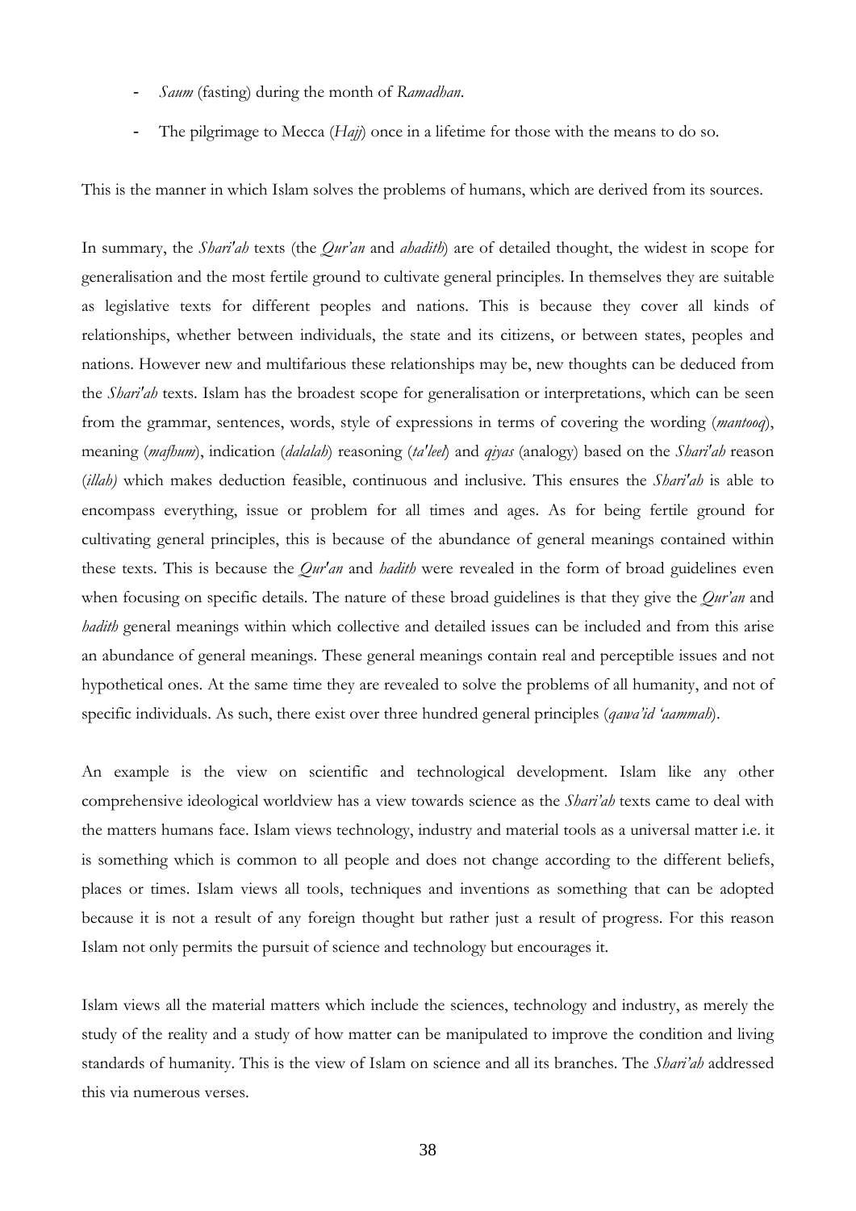- *Saum* (fasting) during the month of *Ramadhan*.
- The pilgrimage to Mecca (*Hajj*) once in a lifetime for those with the means to do so.

This is the manner in which Islam solves the problems of humans, which are derived from its sources.

In summary, the *Shari'ah* texts (the *Qur'an* and *ahadith*) are of detailed thought, the widest in scope for generalisation and the most fertile ground to cultivate general principles. In themselves they are suitable as legislative texts for different peoples and nations. This is because they cover all kinds of relationships, whether between individuals, the state and its citizens, or between states, peoples and nations. However new and multifarious these relationships may be, new thoughts can be deduced from the *Shari'ah* texts. Islam has the broadest scope for generalisation or interpretations, which can be seen from the grammar, sentences, words, style of expressions in terms of covering the wording (*mantooq*), meaning (*mafhum*), indication (*dalalah*) reasoning (*ta'leel*) and *qiyas* (analogy) based on the *Shari'ah* reason (*illah)* which makes deduction feasible, continuous and inclusive. This ensures the *Shari'ah* is able to encompass everything, issue or problem for all times and ages. As for being fertile ground for cultivating general principles, this is because of the abundance of general meanings contained within these texts. This is because the *Qur'an* and *hadith* were revealed in the form of broad guidelines even when focusing on specific details. The nature of these broad guidelines is that they give the *Qur'an* and *hadith* general meanings within which collective and detailed issues can be included and from this arise an abundance of general meanings. These general meanings contain real and perceptible issues and not hypothetical ones. At the same time they are revealed to solve the problems of all humanity, and not of specific individuals. As such, there exist over three hundred general principles (*qawa'id 'aammah*).

An example is the view on scientific and technological development. Islam like any other comprehensive ideological worldview has a view towards science as the *Shari'ah* texts came to deal with the matters humans face. Islam views technology, industry and material tools as a universal matter i.e. it is something which is common to all people and does not change according to the different beliefs, places or times. Islam views all tools, techniques and inventions as something that can be adopted because it is not a result of any foreign thought but rather just a result of progress. For this reason Islam not only permits the pursuit of science and technology but encourages it.

Islam views all the material matters which include the sciences, technology and industry, as merely the study of the reality and a study of how matter can be manipulated to improve the condition and living standards of humanity. This is the view of Islam on science and all its branches. The *Shari'ah* addressed this via numerous verses.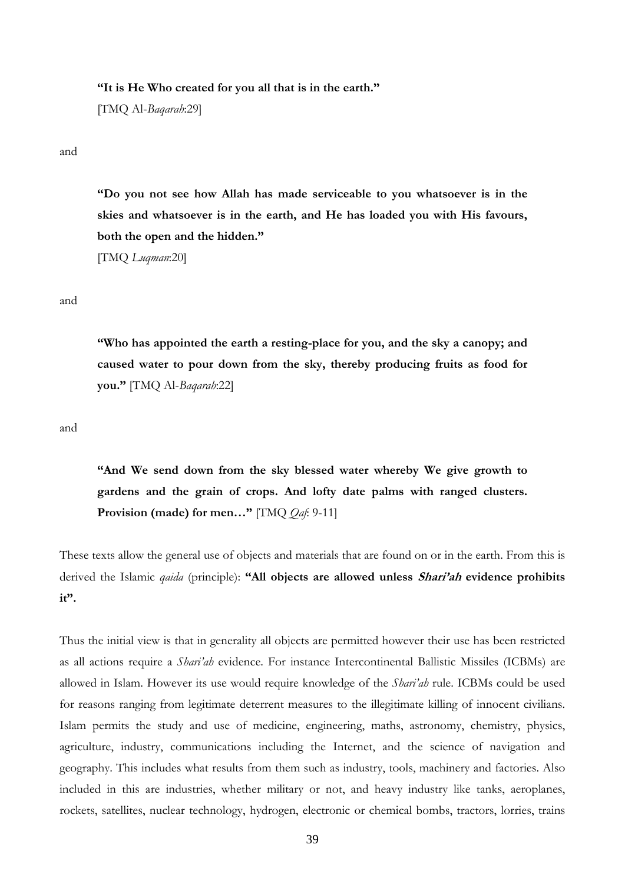> **"It is He Who created for you all that is in the earth."**
> [TMQ Al-*Baqarah*:29]

and

> **"Do you not see how Allah has made serviceable to you whatsoever is in the skies and whatsoever is in the earth, and He has loaded you with His favours, both the open and the hidden."**
> [TMQ *Luqman*:20]

and

> **"Who has appointed the earth a resting-place for you, and the sky a canopy; and caused water to pour down from the sky, thereby producing fruits as food for you."** [TMQ Al-*Baqarah*:22]

and

> **"And We send down from the sky blessed water whereby We give growth to gardens and the grain of crops. And lofty date palms with ranged clusters. Provision (made) for men…"** [TMQ *Qaf*: 9-11]

These texts allow the general use of objects and materials that are found on or in the earth. From this is derived the Islamic *qaida* (principle): **"All objects are allowed unless *Shari'ah* evidence prohibits it".**

Thus the initial view is that in generality all objects are permitted however their use has been restricted as all actions require a *Shari'ah* evidence. For instance Intercontinental Ballistic Missiles (ICBMs) are allowed in Islam. However its use would require knowledge of the *Shari'ah* rule. ICBMs could be used for reasons ranging from legitimate deterrent measures to the illegitimate killing of innocent civilians. Islam permits the study and use of medicine, engineering, maths, astronomy, chemistry, physics, agriculture, industry, communications including the Internet, and the science of navigation and geography. This includes what results from them such as industry, tools, machinery and factories. Also included in this are industries, whether military or not, and heavy industry like tanks, aeroplanes, rockets, satellites, nuclear technology, hydrogen, electronic or chemical bombs, tractors, lorries, trains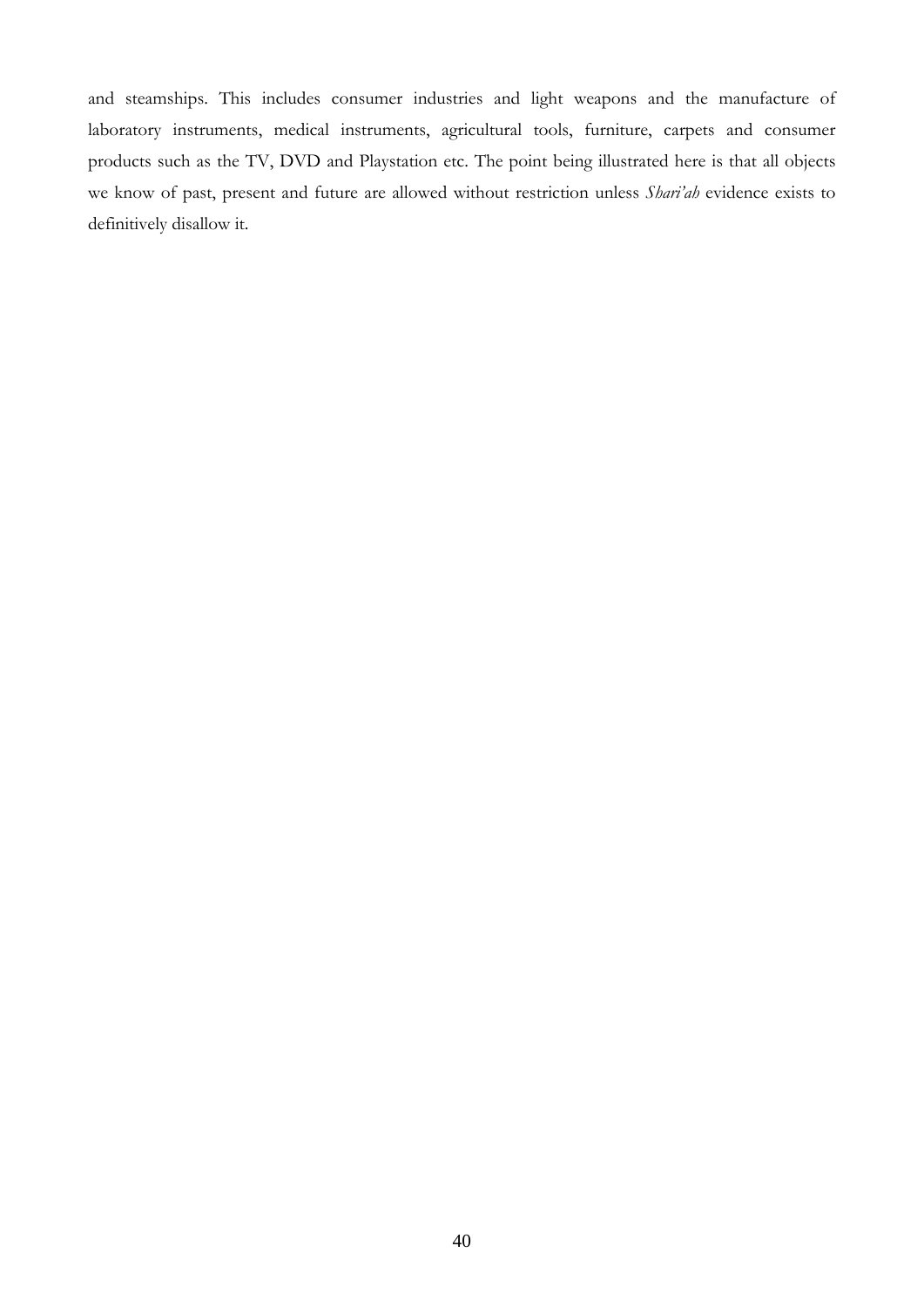and steamships. This includes consumer industries and light weapons and the manufacture of laboratory instruments, medical instruments, agricultural tools, furniture, carpets and consumer products such as the TV, DVD and Playstation etc. The point being illustrated here is that all objects we know of past, present and future are allowed without restriction unless *Shari'ah* evidence exists to definitively disallow it.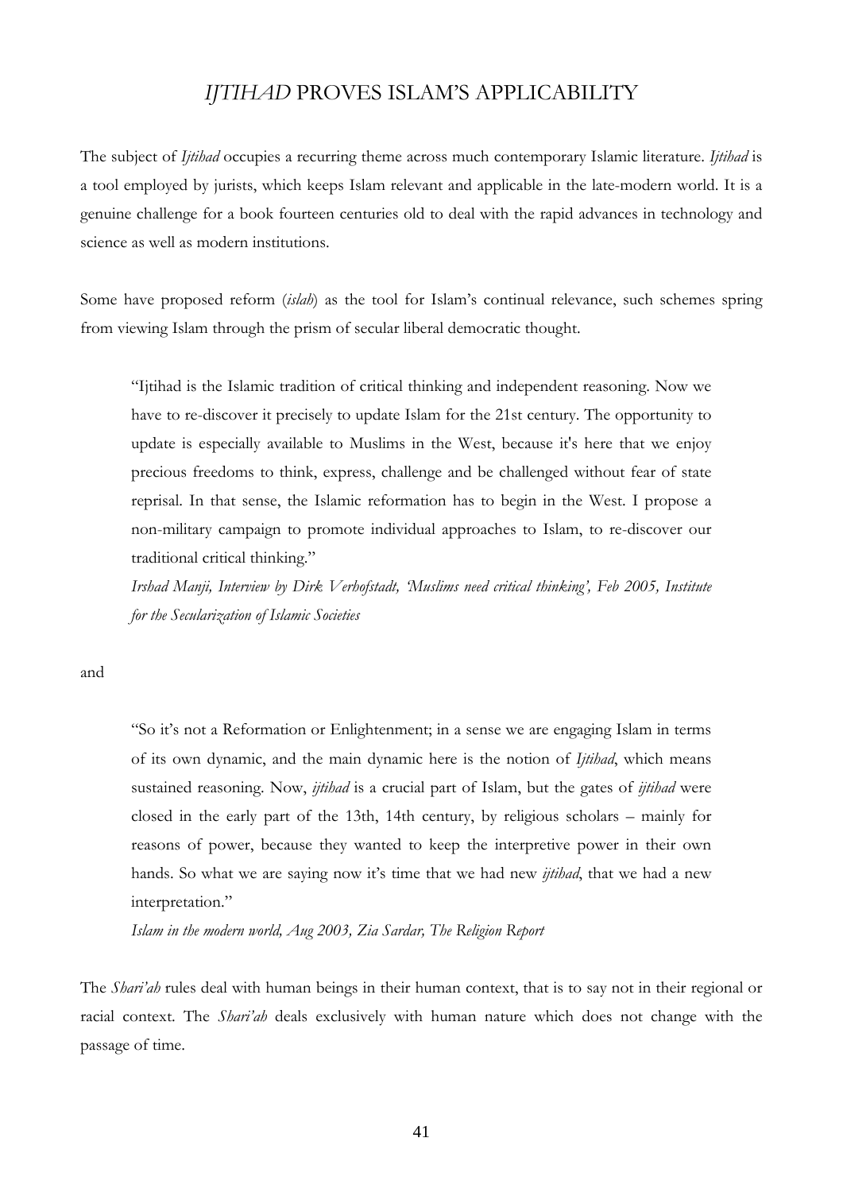# *IJTIHAD* PROVES ISLAM'S APPLICABILITY

The subject of *Ijtihad* occupies a recurring theme across much contemporary Islamic literature. *Ijtihad* is a tool employed by jurists, which keeps Islam relevant and applicable in the late-modern world. It is a genuine challenge for a book fourteen centuries old to deal with the rapid advances in technology and science as well as modern institutions.

Some have proposed reform (*islah*) as the tool for Islam's continual relevance, such schemes spring from viewing Islam through the prism of secular liberal democratic thought.

> "Ijtihad is the Islamic tradition of critical thinking and independent reasoning. Now we have to re-discover it precisely to update Islam for the 21st century. The opportunity to update is especially available to Muslims in the West, because it's here that we enjoy precious freedoms to think, express, challenge and be challenged without fear of state reprisal. In that sense, the Islamic reformation has to begin in the West. I propose a non-military campaign to promote individual approaches to Islam, to re-discover our traditional critical thinking."
>
> *Irshad Manji, Interview by Dirk Verhofstadt, 'Muslims need critical thinking', Feb 2005, Institute for the Secularization of Islamic Societies*

and

> "So it's not a Reformation or Enlightenment; in a sense we are engaging Islam in terms of its own dynamic, and the main dynamic here is the notion of *Ijtihad*, which means sustained reasoning. Now, *ijtihad* is a crucial part of Islam, but the gates of *ijtihad* were closed in the early part of the 13th, 14th century, by religious scholars – mainly for reasons of power, because they wanted to keep the interpretive power in their own hands. So what we are saying now it's time that we had new *ijtihad*, that we had a new interpretation."
>
> *Islam in the modern world, Aug 2003, Zia Sardar, The Religion Report*

The *Shari'ah* rules deal with human beings in their human context, that is to say not in their regional or racial context. The *Shari'ah* deals exclusively with human nature which does not change with the passage of time.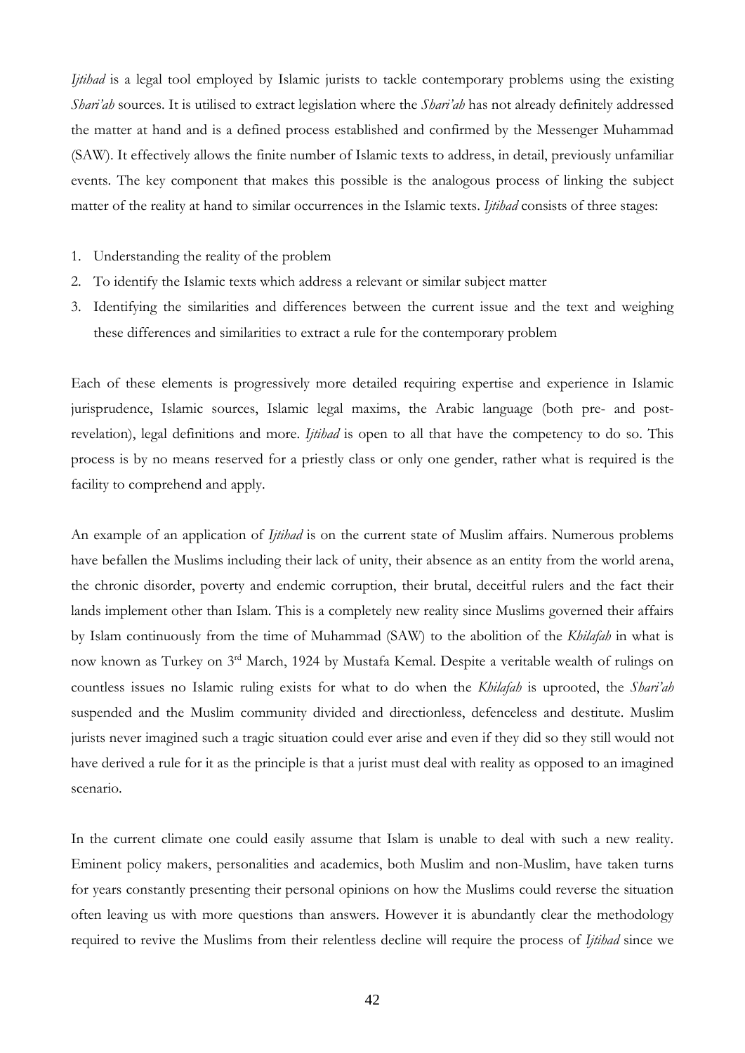*Ijtihad* is a legal tool employed by Islamic jurists to tackle contemporary problems using the existing *Shari'ah* sources. It is utilised to extract legislation where the *Shari'ah* has not already definitely addressed the matter at hand and is a defined process established and confirmed by the Messenger Muhammad (SAW). It effectively allows the finite number of Islamic texts to address, in detail, previously unfamiliar events. The key component that makes this possible is the analogous process of linking the subject matter of the reality at hand to similar occurrences in the Islamic texts. *Ijtihad* consists of three stages:

1. Understanding the reality of the problem
2. To identify the Islamic texts which address a relevant or similar subject matter
3. Identifying the similarities and differences between the current issue and the text and weighing these differences and similarities to extract a rule for the contemporary problem

Each of these elements is progressively more detailed requiring expertise and experience in Islamic jurisprudence, Islamic sources, Islamic legal maxims, the Arabic language (both pre- and post-revelation), legal definitions and more. *Ijtihad* is open to all that have the competency to do so. This process is by no means reserved for a priestly class or only one gender, rather what is required is the facility to comprehend and apply.

An example of an application of *Ijtihad* is on the current state of Muslim affairs. Numerous problems have befallen the Muslims including their lack of unity, their absence as an entity from the world arena, the chronic disorder, poverty and endemic corruption, their brutal, deceitful rulers and the fact their lands implement other than Islam. This is a completely new reality since Muslims governed their affairs by Islam continuously from the time of Muhammad (SAW) to the abolition of the *Khilafah* in what is now known as Turkey on 3rd March, 1924 by Mustafa Kemal. Despite a veritable wealth of rulings on countless issues no Islamic ruling exists for what to do when the *Khilafah* is uprooted, the *Shari'ah* suspended and the Muslim community divided and directionless, defenceless and destitute. Muslim jurists never imagined such a tragic situation could ever arise and even if they did so they still would not have derived a rule for it as the principle is that a jurist must deal with reality as opposed to an imagined scenario.

In the current climate one could easily assume that Islam is unable to deal with such a new reality. Eminent policy makers, personalities and academics, both Muslim and non-Muslim, have taken turns for years constantly presenting their personal opinions on how the Muslims could reverse the situation often leaving us with more questions than answers. However it is abundantly clear the methodology required to revive the Muslims from their relentless decline will require the process of *Ijtihad* since we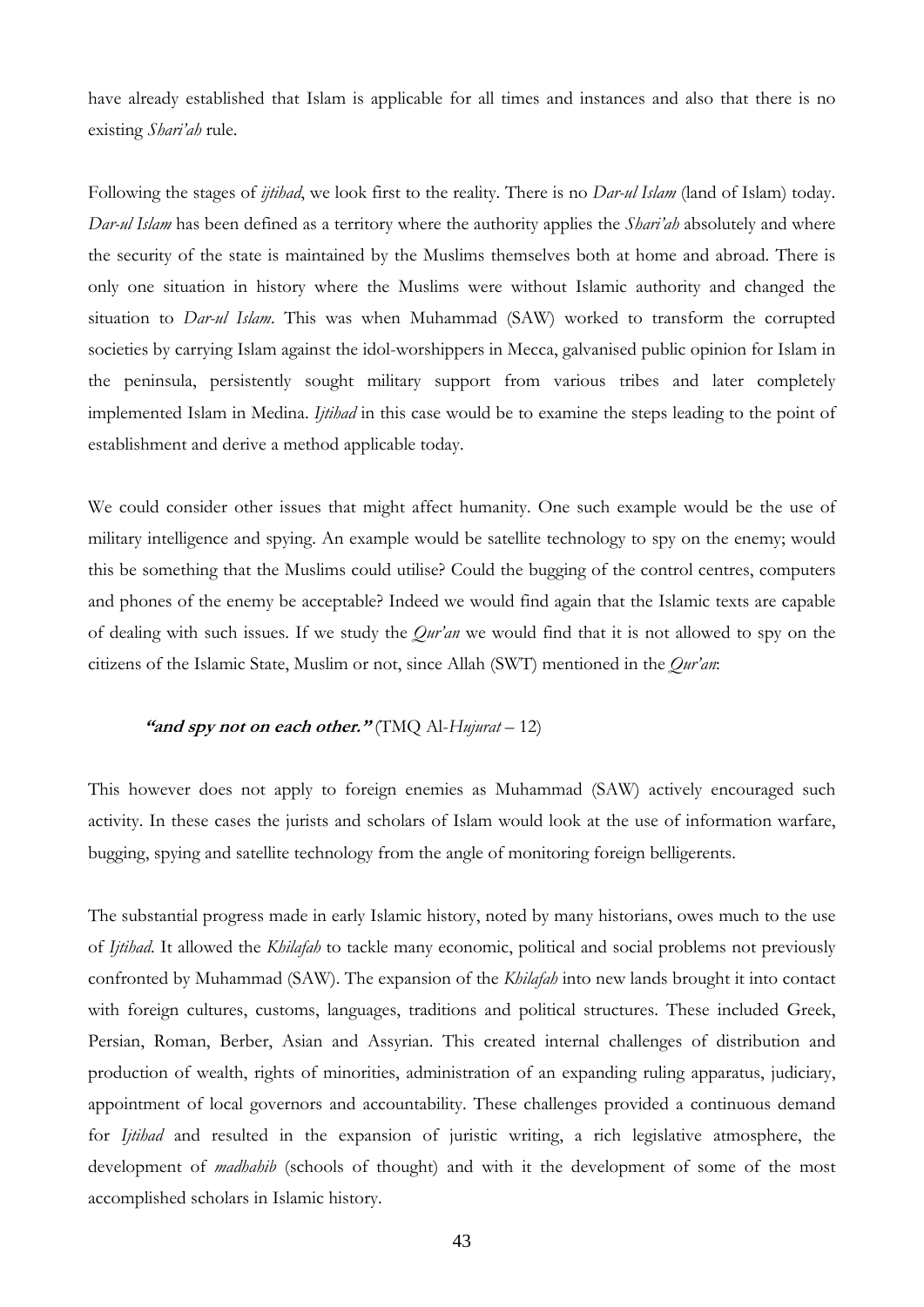have already established that Islam is applicable for all times and instances and also that there is no existing *Shari'ah* rule.

Following the stages of *ijtihad*, we look first to the reality. There is no *Dar-ul Islam* (land of Islam) today. *Dar-ul Islam* has been defined as a territory where the authority applies the *Shari'ah* absolutely and where the security of the state is maintained by the Muslims themselves both at home and abroad. There is only one situation in history where the Muslims were without Islamic authority and changed the situation to *Dar-ul Islam*. This was when Muhammad (SAW) worked to transform the corrupted societies by carrying Islam against the idol-worshippers in Mecca, galvanised public opinion for Islam in the peninsula, persistently sought military support from various tribes and later completely implemented Islam in Medina. *Ijtihad* in this case would be to examine the steps leading to the point of establishment and derive a method applicable today.

We could consider other issues that might affect humanity. One such example would be the use of military intelligence and spying. An example would be satellite technology to spy on the enemy; would this be something that the Muslims could utilise? Could the bugging of the control centres, computers and phones of the enemy be acceptable? Indeed we would find again that the Islamic texts are capable of dealing with such issues. If we study the *Qur'an* we would find that it is not allowed to spy on the citizens of the Islamic State, Muslim or not, since Allah (SWT) mentioned in the *Qur'an*:

> ***"and spy not on each other."*** (TMQ Al-*Hujurat* – 12)

This however does not apply to foreign enemies as Muhammad (SAW) actively encouraged such activity. In these cases the jurists and scholars of Islam would look at the use of information warfare, bugging, spying and satellite technology from the angle of monitoring foreign belligerents.

The substantial progress made in early Islamic history, noted by many historians, owes much to the use of *Ijtihad*. It allowed the *Khilafah* to tackle many economic, political and social problems not previously confronted by Muhammad (SAW). The expansion of the *Khilafah* into new lands brought it into contact with foreign cultures, customs, languages, traditions and political structures. These included Greek, Persian, Roman, Berber, Asian and Assyrian. This created internal challenges of distribution and production of wealth, rights of minorities, administration of an expanding ruling apparatus, judiciary, appointment of local governors and accountability. These challenges provided a continuous demand for *Ijtihad* and resulted in the expansion of juristic writing, a rich legislative atmosphere, the development of *madhahib* (schools of thought) and with it the development of some of the most accomplished scholars in Islamic history.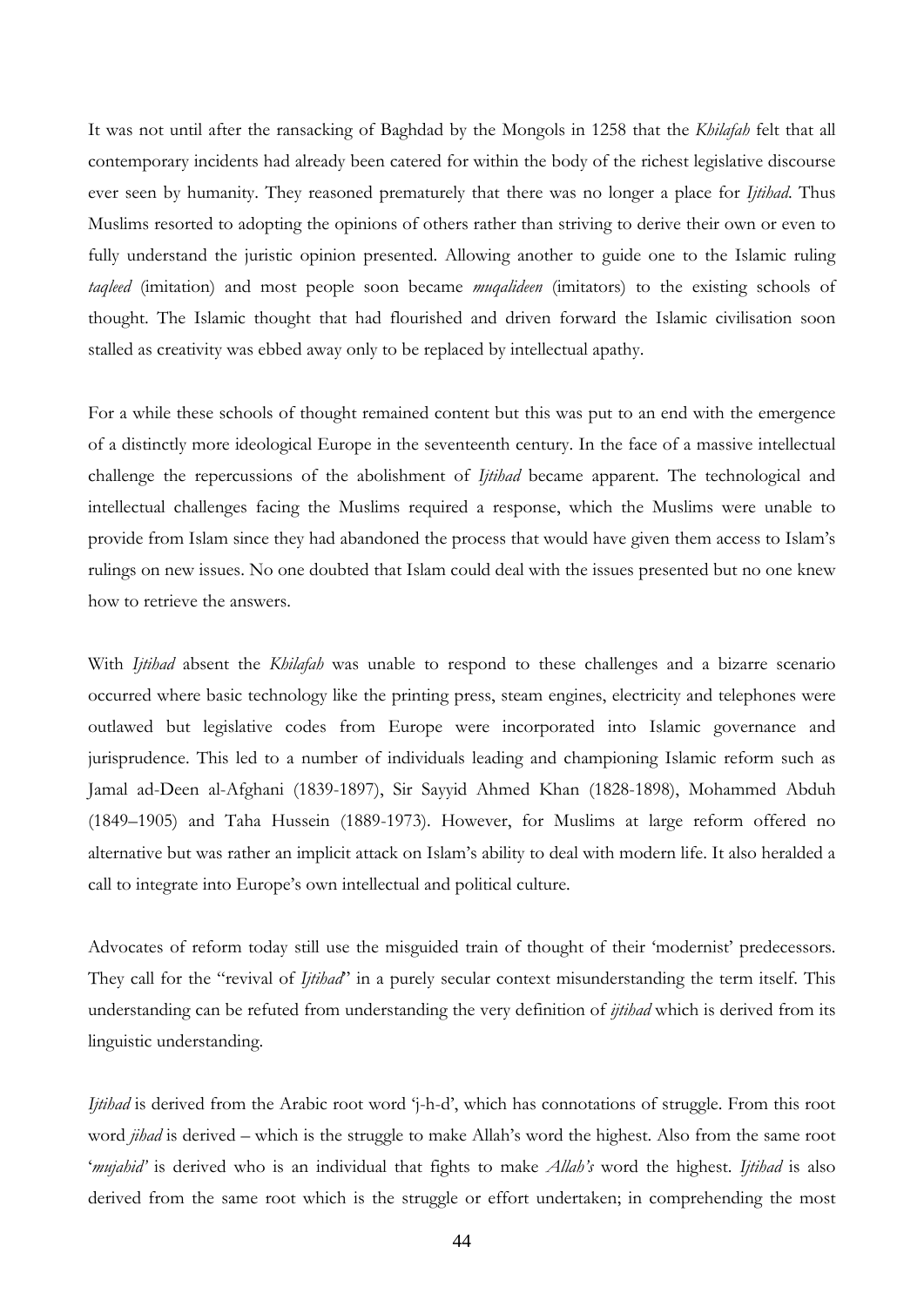It was not until after the ransacking of Baghdad by the Mongols in 1258 that the *Khilafah* felt that all contemporary incidents had already been catered for within the body of the richest legislative discourse ever seen by humanity. They reasoned prematurely that there was no longer a place for *Ijtihad*. Thus Muslims resorted to adopting the opinions of others rather than striving to derive their own or even to fully understand the juristic opinion presented. Allowing another to guide one to the Islamic ruling *taqleed* (imitation) and most people soon became *muqalideen* (imitators) to the existing schools of thought. The Islamic thought that had flourished and driven forward the Islamic civilisation soon stalled as creativity was ebbed away only to be replaced by intellectual apathy.

For a while these schools of thought remained content but this was put to an end with the emergence of a distinctly more ideological Europe in the seventeenth century. In the face of a massive intellectual challenge the repercussions of the abolishment of *Ijtihad* became apparent. The technological and intellectual challenges facing the Muslims required a response, which the Muslims were unable to provide from Islam since they had abandoned the process that would have given them access to Islam's rulings on new issues. No one doubted that Islam could deal with the issues presented but no one knew how to retrieve the answers.

With *Ijtihad* absent the *Khilafah* was unable to respond to these challenges and a bizarre scenario occurred where basic technology like the printing press, steam engines, electricity and telephones were outlawed but legislative codes from Europe were incorporated into Islamic governance and jurisprudence. This led to a number of individuals leading and championing Islamic reform such as Jamal ad-Deen al-Afghani (1839-1897), Sir Sayyid Ahmed Khan (1828-1898), Mohammed Abduh (1849–1905) and Taha Hussein (1889-1973). However, for Muslims at large reform offered no alternative but was rather an implicit attack on Islam's ability to deal with modern life. It also heralded a call to integrate into Europe's own intellectual and political culture.

Advocates of reform today still use the misguided train of thought of their 'modernist' predecessors. They call for the "revival of *Ijtihad*" in a purely secular context misunderstanding the term itself. This understanding can be refuted from understanding the very definition of *ijtihad* which is derived from its linguistic understanding.

*Ijtihad* is derived from the Arabic root word 'j-h-d', which has connotations of struggle. From this root word *jihad* is derived – which is the struggle to make Allah's word the highest. Also from the same root '*mujahid*' is derived who is an individual that fights to make *Allah's* word the highest. *Ijtihad* is also derived from the same root which is the struggle or effort undertaken; in comprehending the most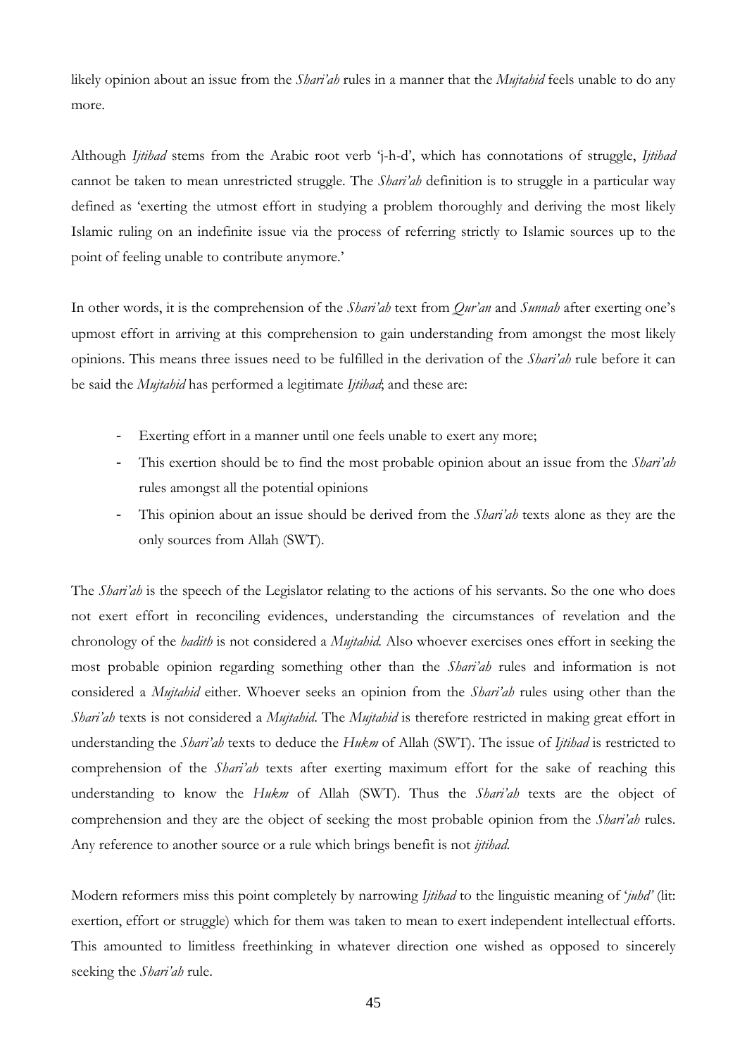likely opinion about an issue from the *Shari'ah* rules in a manner that the *Mujtahid* feels unable to do any more.

Although *Ijtihad* stems from the Arabic root verb 'j-h-d', which has connotations of struggle, *Ijtihad* cannot be taken to mean unrestricted struggle. The *Shari'ah* definition is to struggle in a particular way defined as 'exerting the utmost effort in studying a problem thoroughly and deriving the most likely Islamic ruling on an indefinite issue via the process of referring strictly to Islamic sources up to the point of feeling unable to contribute anymore.'

In other words, it is the comprehension of the *Shari'ah* text from *Qur'an* and *Sunnah* after exerting one's upmost effort in arriving at this comprehension to gain understanding from amongst the most likely opinions. This means three issues need to be fulfilled in the derivation of the *Shari'ah* rule before it can be said the *Mujtahid* has performed a legitimate *Ijtihad*; and these are:

- Exerting effort in a manner until one feels unable to exert any more;
- This exertion should be to find the most probable opinion about an issue from the *Shari'ah* rules amongst all the potential opinions
- This opinion about an issue should be derived from the *Shari'ah* texts alone as they are the only sources from Allah (SWT).

The *Shari'ah* is the speech of the Legislator relating to the actions of his servants. So the one who does not exert effort in reconciling evidences, understanding the circumstances of revelation and the chronology of the *hadith* is not considered a *Mujtahid*. Also whoever exercises ones effort in seeking the most probable opinion regarding something other than the *Shari'ah* rules and information is not considered a *Mujtahid* either. Whoever seeks an opinion from the *Shari'ah* rules using other than the *Shari'ah* texts is not considered a *Mujtahid*. The *Mujtahid* is therefore restricted in making great effort in understanding the *Shari'ah* texts to deduce the *Hukm* of Allah (SWT). The issue of *Ijtihad* is restricted to comprehension of the *Shari'ah* texts after exerting maximum effort for the sake of reaching this understanding to know the *Hukm* of Allah (SWT). Thus the *Shari'ah* texts are the object of comprehension and they are the object of seeking the most probable opinion from the *Shari'ah* rules. Any reference to another source or a rule which brings benefit is not *ijtihad*.

Modern reformers miss this point completely by narrowing *Ijtihad* to the linguistic meaning of '*juhd'* (lit: exertion, effort or struggle) which for them was taken to mean to exert independent intellectual efforts. This amounted to limitless freethinking in whatever direction one wished as opposed to sincerely seeking the *Shari'ah* rule.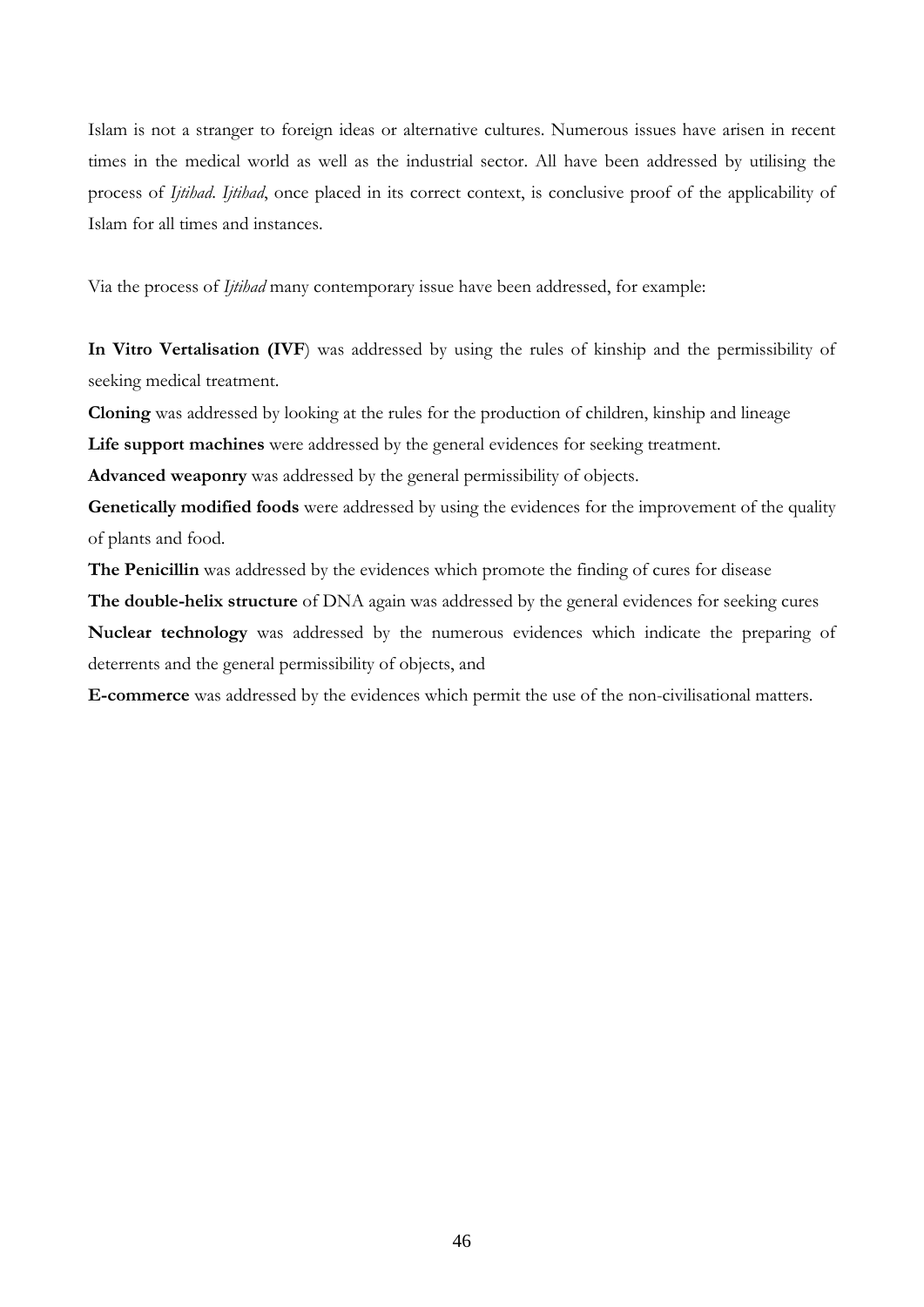Islam is not a stranger to foreign ideas or alternative cultures. Numerous issues have arisen in recent times in the medical world as well as the industrial sector. All have been addressed by utilising the process of *Ijtihad*. *Ijtihad*, once placed in its correct context, is conclusive proof of the applicability of Islam for all times and instances.

Via the process of *Ijtihad* many contemporary issue have been addressed, for example:

**In Vitro Vertalisation (IVF**) was addressed by using the rules of kinship and the permissibility of seeking medical treatment.

**Cloning** was addressed by looking at the rules for the production of children, kinship and lineage

**Life support machines** were addressed by the general evidences for seeking treatment.

**Advanced weaponry** was addressed by the general permissibility of objects.

**Genetically modified foods** were addressed by using the evidences for the improvement of the quality of plants and food.

**The Penicillin** was addressed by the evidences which promote the finding of cures for disease

**The double-helix structure** of DNA again was addressed by the general evidences for seeking cures

**Nuclear technology** was addressed by the numerous evidences which indicate the preparing of deterrents and the general permissibility of objects, and

**E-commerce** was addressed by the evidences which permit the use of the non-civilisational matters.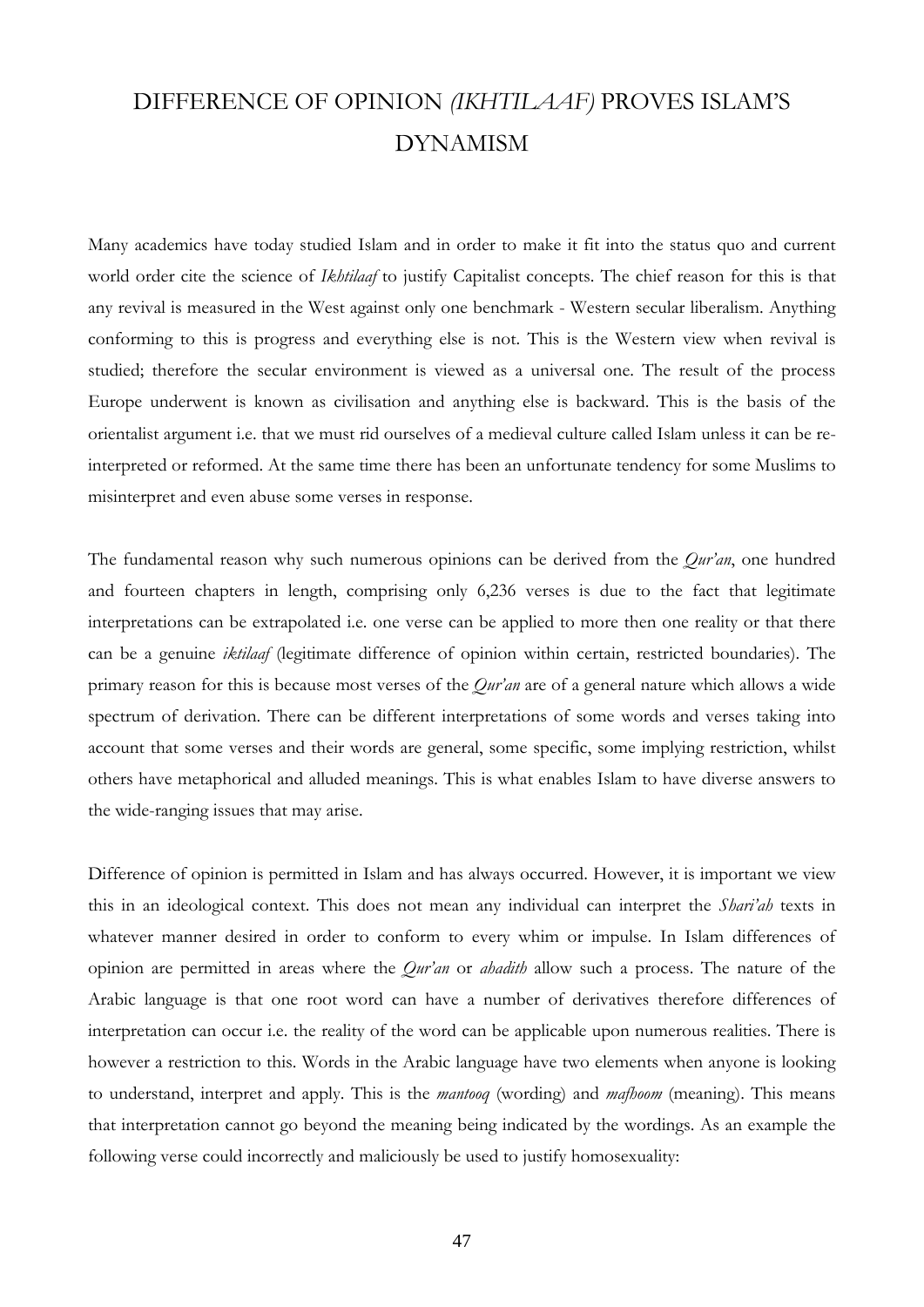# DIFFERENCE OF OPINION *(IKHTILAAF)* PROVES ISLAM'S DYNAMISM

Many academics have today studied Islam and in order to make it fit into the status quo and current world order cite the science of *Ikhtilaaf* to justify Capitalist concepts. The chief reason for this is that any revival is measured in the West against only one benchmark - Western secular liberalism. Anything conforming to this is progress and everything else is not. This is the Western view when revival is studied; therefore the secular environment is viewed as a universal one. The result of the process Europe underwent is known as civilisation and anything else is backward. This is the basis of the orientalist argument i.e. that we must rid ourselves of a medieval culture called Islam unless it can be re-interpreted or reformed. At the same time there has been an unfortunate tendency for some Muslims to misinterpret and even abuse some verses in response.

The fundamental reason why such numerous opinions can be derived from the *Qur'an*, one hundred and fourteen chapters in length, comprising only 6,236 verses is due to the fact that legitimate interpretations can be extrapolated i.e. one verse can be applied to more then one reality or that there can be a genuine *iktilaaf* (legitimate difference of opinion within certain, restricted boundaries). The primary reason for this is because most verses of the *Qur'an* are of a general nature which allows a wide spectrum of derivation. There can be different interpretations of some words and verses taking into account that some verses and their words are general, some specific, some implying restriction, whilst others have metaphorical and alluded meanings. This is what enables Islam to have diverse answers to the wide-ranging issues that may arise.

Difference of opinion is permitted in Islam and has always occurred. However, it is important we view this in an ideological context. This does not mean any individual can interpret the *Shari'ah* texts in whatever manner desired in order to conform to every whim or impulse. In Islam differences of opinion are permitted in areas where the *Qur'an* or *ahadith* allow such a process. The nature of the Arabic language is that one root word can have a number of derivatives therefore differences of interpretation can occur i.e. the reality of the word can be applicable upon numerous realities. There is however a restriction to this. Words in the Arabic language have two elements when anyone is looking to understand, interpret and apply. This is the *mantooq* (wording) and *mafhoom* (meaning). This means that interpretation cannot go beyond the meaning being indicated by the wordings. As an example the following verse could incorrectly and maliciously be used to justify homosexuality: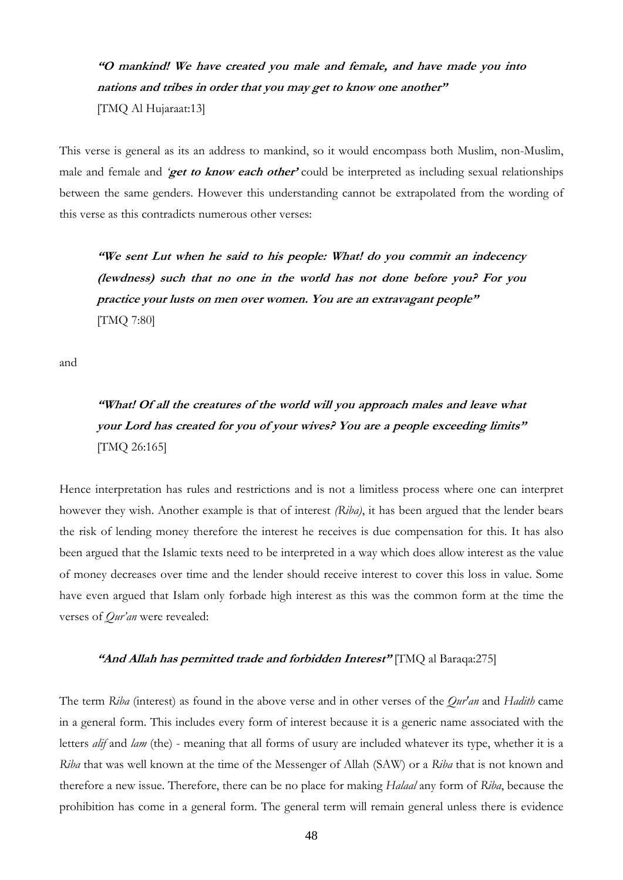> ***"O mankind! We have created you male and female, and have made you into nations and tribes in order that you may get to know one another"***
> [TMQ Al Hujaraat:13]

This verse is general as its an address to mankind, so it would encompass both Muslim, non-Muslim, male and female and ***'get to know each other'*** could be interpreted as including sexual relationships between the same genders. However this understanding cannot be extrapolated from the wording of this verse as this contradicts numerous other verses:

> ***"We sent Lut when he said to his people: What! do you commit an indecency (lewdness) such that no one in the world has not done before you? For you practice your lusts on men over women. You are an extravagant people"***
> [TMQ 7:80]

and

> ***"What! Of all the creatures of the world will you approach males and leave what your Lord has created for you of your wives? You are a people exceeding limits"***
> [TMQ 26:165]

Hence interpretation has rules and restrictions and is not a limitless process where one can interpret however they wish. Another example is that of interest *(Riba)*, it has been argued that the lender bears the risk of lending money therefore the interest he receives is due compensation for this. It has also been argued that the Islamic texts need to be interpreted in a way which does allow interest as the value of money decreases over time and the lender should receive interest to cover this loss in value. Some have even argued that Islam only forbade high interest as this was the common form at the time the verses of *Qur'an* were revealed:

> ***"And Allah has permitted trade and forbidden Interest"*** [TMQ al Baraqa:275]

The term *Riba* (interest) as found in the above verse and in other verses of the *Qur'an* and *Hadith* came in a general form. This includes every form of interest because it is a generic name associated with the letters *alif* and *lam* (the) - meaning that all forms of usury are included whatever its type, whether it is a *Riba* that was well known at the time of the Messenger of Allah (SAW) or a *Riba* that is not known and therefore a new issue. Therefore, there can be no place for making *Halaal* any form of *Riba*, because the prohibition has come in a general form. The general term will remain general unless there is evidence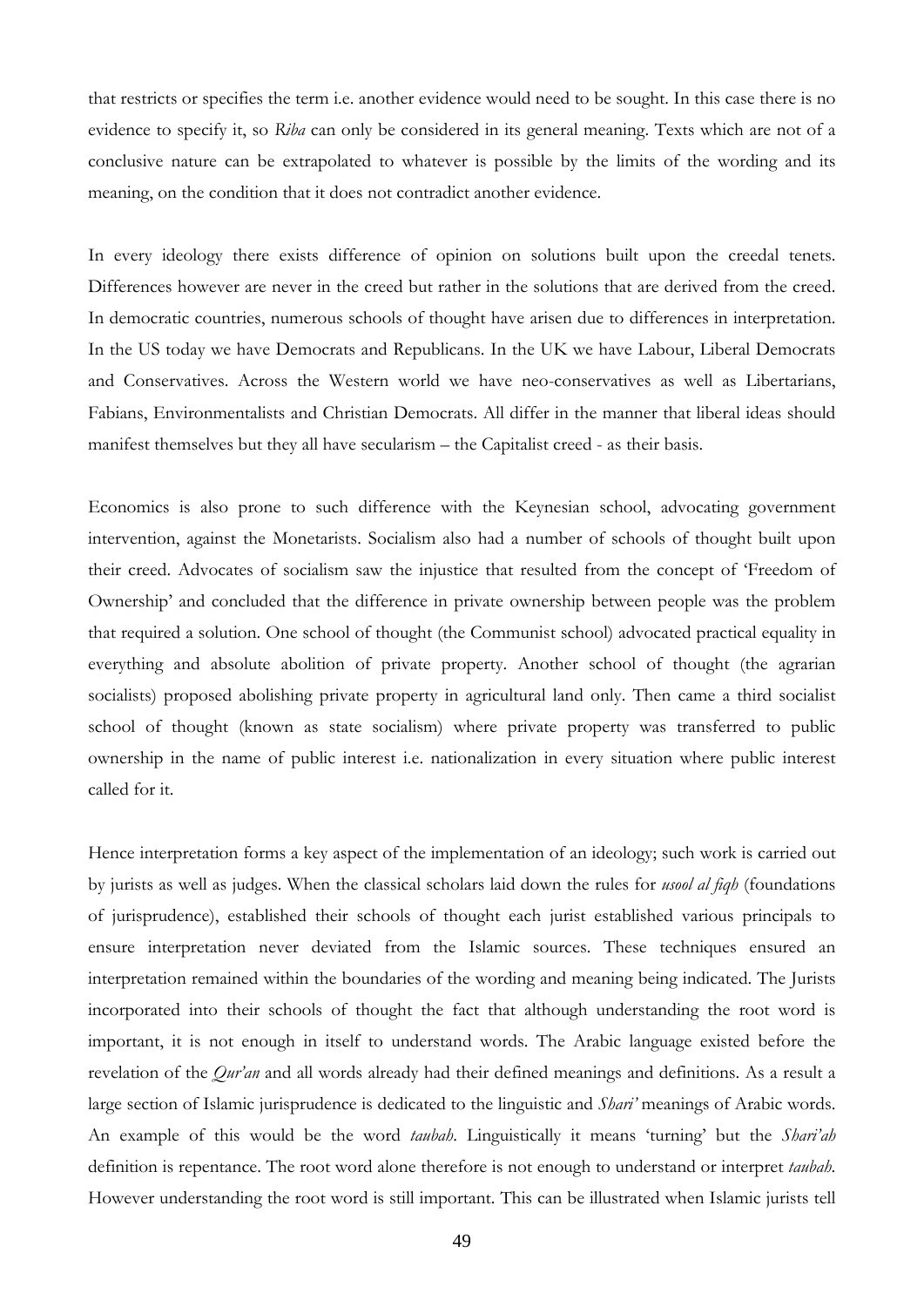that restricts or specifies the term i.e. another evidence would need to be sought. In this case there is no evidence to specify it, so *Riba* can only be considered in its general meaning. Texts which are not of a conclusive nature can be extrapolated to whatever is possible by the limits of the wording and its meaning, on the condition that it does not contradict another evidence.

In every ideology there exists difference of opinion on solutions built upon the creedal tenets. Differences however are never in the creed but rather in the solutions that are derived from the creed. In democratic countries, numerous schools of thought have arisen due to differences in interpretation. In the US today we have Democrats and Republicans. In the UK we have Labour, Liberal Democrats and Conservatives. Across the Western world we have neo-conservatives as well as Libertarians, Fabians, Environmentalists and Christian Democrats. All differ in the manner that liberal ideas should manifest themselves but they all have secularism – the Capitalist creed - as their basis.

Economics is also prone to such difference with the Keynesian school, advocating government intervention, against the Monetarists. Socialism also had a number of schools of thought built upon their creed. Advocates of socialism saw the injustice that resulted from the concept of 'Freedom of Ownership' and concluded that the difference in private ownership between people was the problem that required a solution. One school of thought (the Communist school) advocated practical equality in everything and absolute abolition of private property. Another school of thought (the agrarian socialists) proposed abolishing private property in agricultural land only. Then came a third socialist school of thought (known as state socialism) where private property was transferred to public ownership in the name of public interest i.e. nationalization in every situation where public interest called for it.

Hence interpretation forms a key aspect of the implementation of an ideology; such work is carried out by jurists as well as judges. When the classical scholars laid down the rules for *usool al fiqh* (foundations of jurisprudence), established their schools of thought each jurist established various principals to ensure interpretation never deviated from the Islamic sources. These techniques ensured an interpretation remained within the boundaries of the wording and meaning being indicated. The Jurists incorporated into their schools of thought the fact that although understanding the root word is important, it is not enough in itself to understand words. The Arabic language existed before the revelation of the *Qur'an* and all words already had their defined meanings and definitions. As a result a large section of Islamic jurisprudence is dedicated to the linguistic and *Shari'* meanings of Arabic words. An example of this would be the word *taubah*. Linguistically it means 'turning' but the *Shari'ah* definition is repentance. The root word alone therefore is not enough to understand or interpret *taubah*. However understanding the root word is still important. This can be illustrated when Islamic jurists tell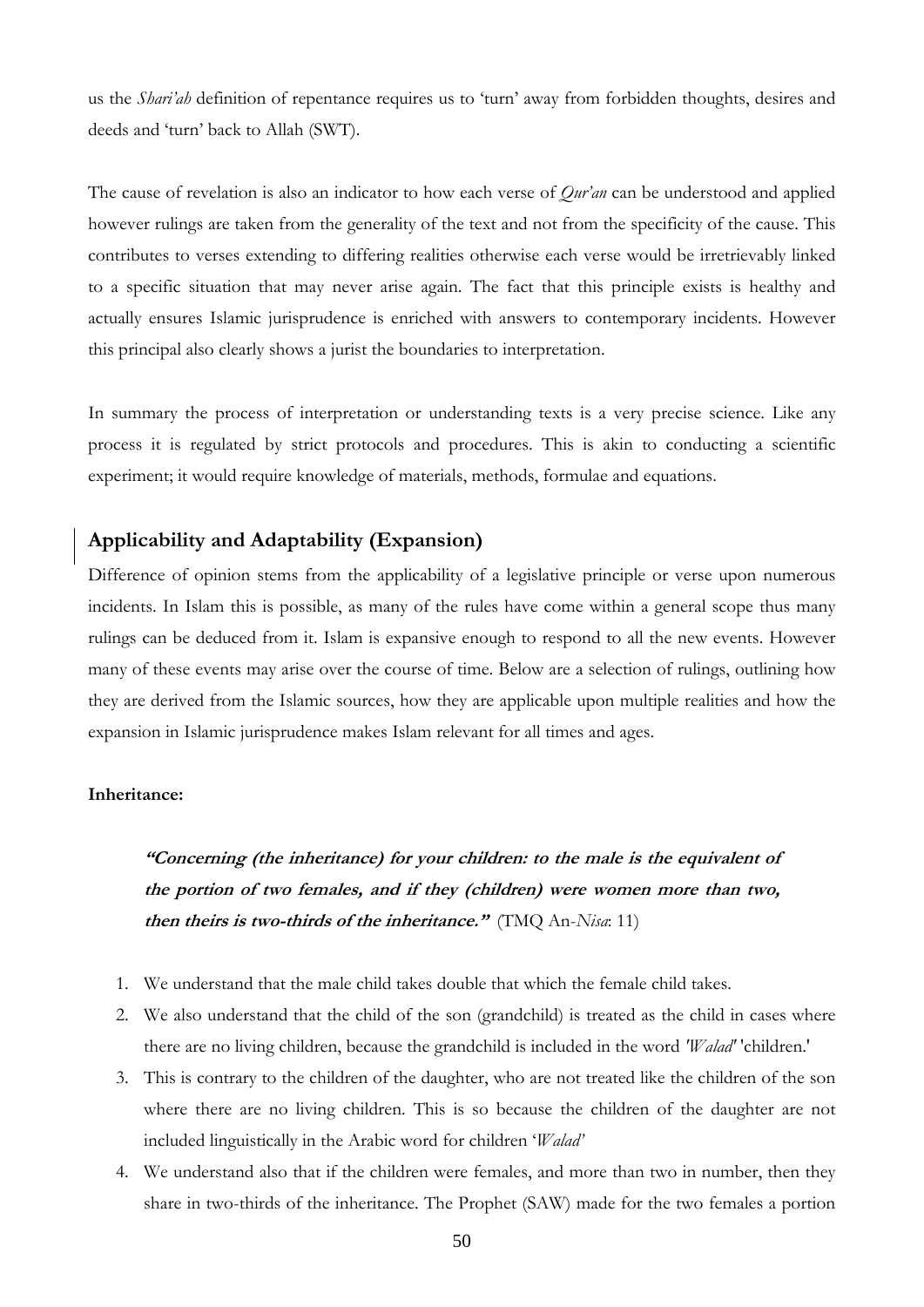us the *Shari'ah* definition of repentance requires us to 'turn' away from forbidden thoughts, desires and deeds and 'turn' back to Allah (SWT).

The cause of revelation is also an indicator to how each verse of *Qur'an* can be understood and applied however rulings are taken from the generality of the text and not from the specificity of the cause. This contributes to verses extending to differing realities otherwise each verse would be irretrievably linked to a specific situation that may never arise again. The fact that this principle exists is healthy and actually ensures Islamic jurisprudence is enriched with answers to contemporary incidents. However this principal also clearly shows a jurist the boundaries to interpretation.

In summary the process of interpretation or understanding texts is a very precise science. Like any process it is regulated by strict protocols and procedures. This is akin to conducting a scientific experiment; it would require knowledge of materials, methods, formulae and equations.

## Applicability and Adaptability (Expansion)

Difference of opinion stems from the applicability of a legislative principle or verse upon numerous incidents. In Islam this is possible, as many of the rules have come within a general scope thus many rulings can be deduced from it. Islam is expansive enough to respond to all the new events. However many of these events may arise over the course of time. Below are a selection of rulings, outlining how they are derived from the Islamic sources, how they are applicable upon multiple realities and how the expansion in Islamic jurisprudence makes Islam relevant for all times and ages.

**Inheritance:**

> ***"Concerning (the inheritance) for your children: to the male is the equivalent of the portion of two females, and if they (children) were women more than two, then theirs is two-thirds of the inheritance."*** (TMQ An-*Nisa*: 11)

1. We understand that the male child takes double that which the female child takes.
2. We also understand that the child of the son (grandchild) is treated as the child in cases where there are no living children, because the grandchild is included in the word *'Walad'* 'children.'
3. This is contrary to the children of the daughter, who are not treated like the children of the son where there are no living children. This is so because the children of the daughter are not included linguistically in the Arabic word for children '*Walad*'
4. We understand also that if the children were females, and more than two in number, then they share in two-thirds of the inheritance. The Prophet (SAW) made for the two females a portion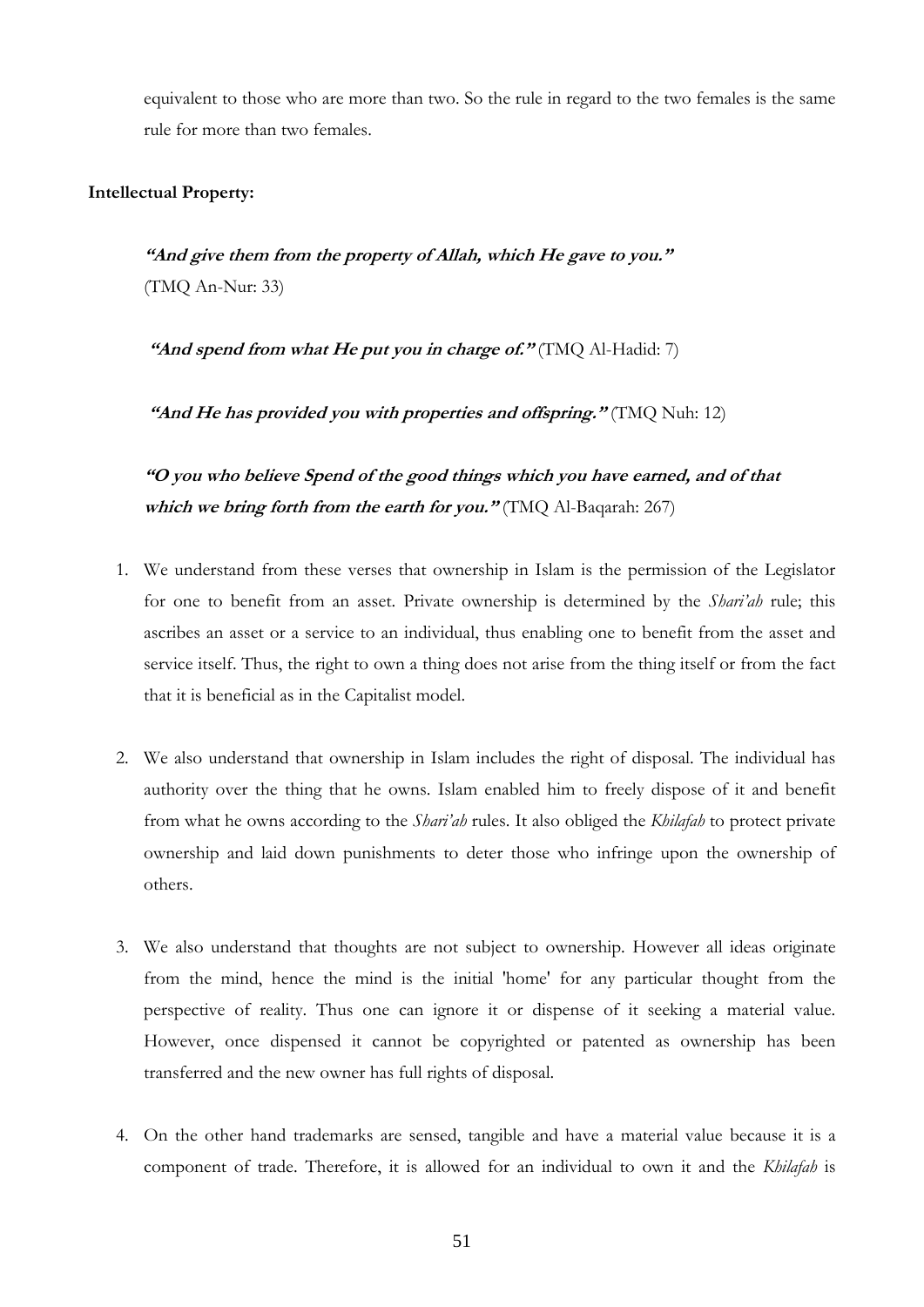equivalent to those who are more than two. So the rule in regard to the two females is the same rule for more than two females.

**Intellectual Property:**

***"And give them from the property of Allah, which He gave to you."*** (TMQ An-Nur: 33)

***"And spend from what He put you in charge of."*** (TMQ Al-Hadid: 7)

***"And He has provided you with properties and offspring."*** (TMQ Nuh: 12)

***"O you who believe Spend of the good things which you have earned, and of that which we bring forth from the earth for you."*** (TMQ Al-Baqarah: 267)

1. We understand from these verses that ownership in Islam is the permission of the Legislator for one to benefit from an asset. Private ownership is determined by the *Shari'ah* rule; this ascribes an asset or a service to an individual, thus enabling one to benefit from the asset and service itself. Thus, the right to own a thing does not arise from the thing itself or from the fact that it is beneficial as in the Capitalist model.

2. We also understand that ownership in Islam includes the right of disposal. The individual has authority over the thing that he owns. Islam enabled him to freely dispose of it and benefit from what he owns according to the *Shari'ah* rules. It also obliged the *Khilafah* to protect private ownership and laid down punishments to deter those who infringe upon the ownership of others.

3. We also understand that thoughts are not subject to ownership. However all ideas originate from the mind, hence the mind is the initial 'home' for any particular thought from the perspective of reality. Thus one can ignore it or dispense of it seeking a material value. However, once dispensed it cannot be copyrighted or patented as ownership has been transferred and the new owner has full rights of disposal.

4. On the other hand trademarks are sensed, tangible and have a material value because it is a component of trade. Therefore, it is allowed for an individual to own it and the *Khilafah* is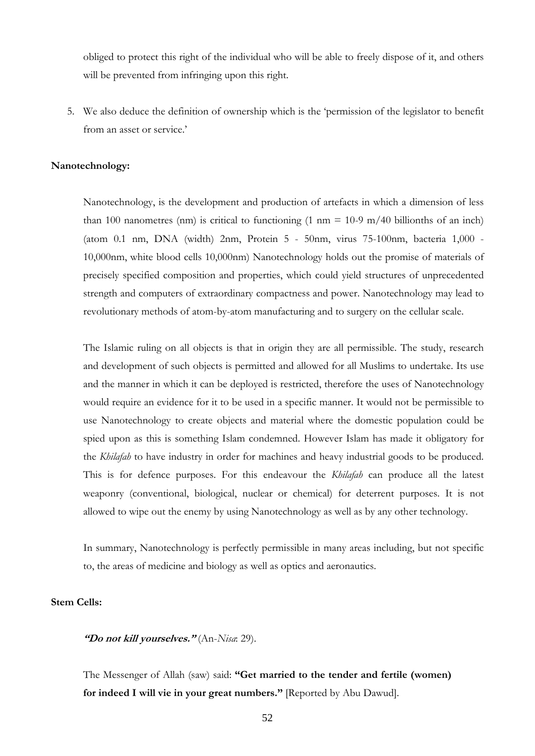obliged to protect this right of the individual who will be able to freely dispose of it, and others will be prevented from infringing upon this right.

5. We also deduce the definition of ownership which is the 'permission of the legislator to benefit from an asset or service.'

**Nanotechnology:**

Nanotechnology, is the development and production of artefacts in which a dimension of less than 100 nanometres (nm) is critical to functioning (1 nm = 10-9 m/40 billionths of an inch) (atom 0.1 nm, DNA (width) 2nm, Protein 5 - 50nm, virus 75-100nm, bacteria 1,000 - 10,000nm, white blood cells 10,000nm) Nanotechnology holds out the promise of materials of precisely specified composition and properties, which could yield structures of unprecedented strength and computers of extraordinary compactness and power. Nanotechnology may lead to revolutionary methods of atom-by-atom manufacturing and to surgery on the cellular scale.

The Islamic ruling on all objects is that in origin they are all permissible. The study, research and development of such objects is permitted and allowed for all Muslims to undertake. Its use and the manner in which it can be deployed is restricted, therefore the uses of Nanotechnology would require an evidence for it to be used in a specific manner. It would not be permissible to use Nanotechnology to create objects and material where the domestic population could be spied upon as this is something Islam condemned. However Islam has made it obligatory for the *Khilafah* to have industry in order for machines and heavy industrial goods to be produced. This is for defence purposes. For this endeavour the *Khilafah* can produce all the latest weaponry (conventional, biological, nuclear or chemical) for deterrent purposes. It is not allowed to wipe out the enemy by using Nanotechnology as well as by any other technology.

In summary, Nanotechnology is perfectly permissible in many areas including, but not specific to, the areas of medicine and biology as well as optics and aeronautics.

**Stem Cells:**

***"Do not kill yourselves."*** (An-*Nisa*: 29).

The Messenger of Allah (saw) said: **"Get married to the tender and fertile (women) for indeed I will vie in your great numbers."** [Reported by Abu Dawud].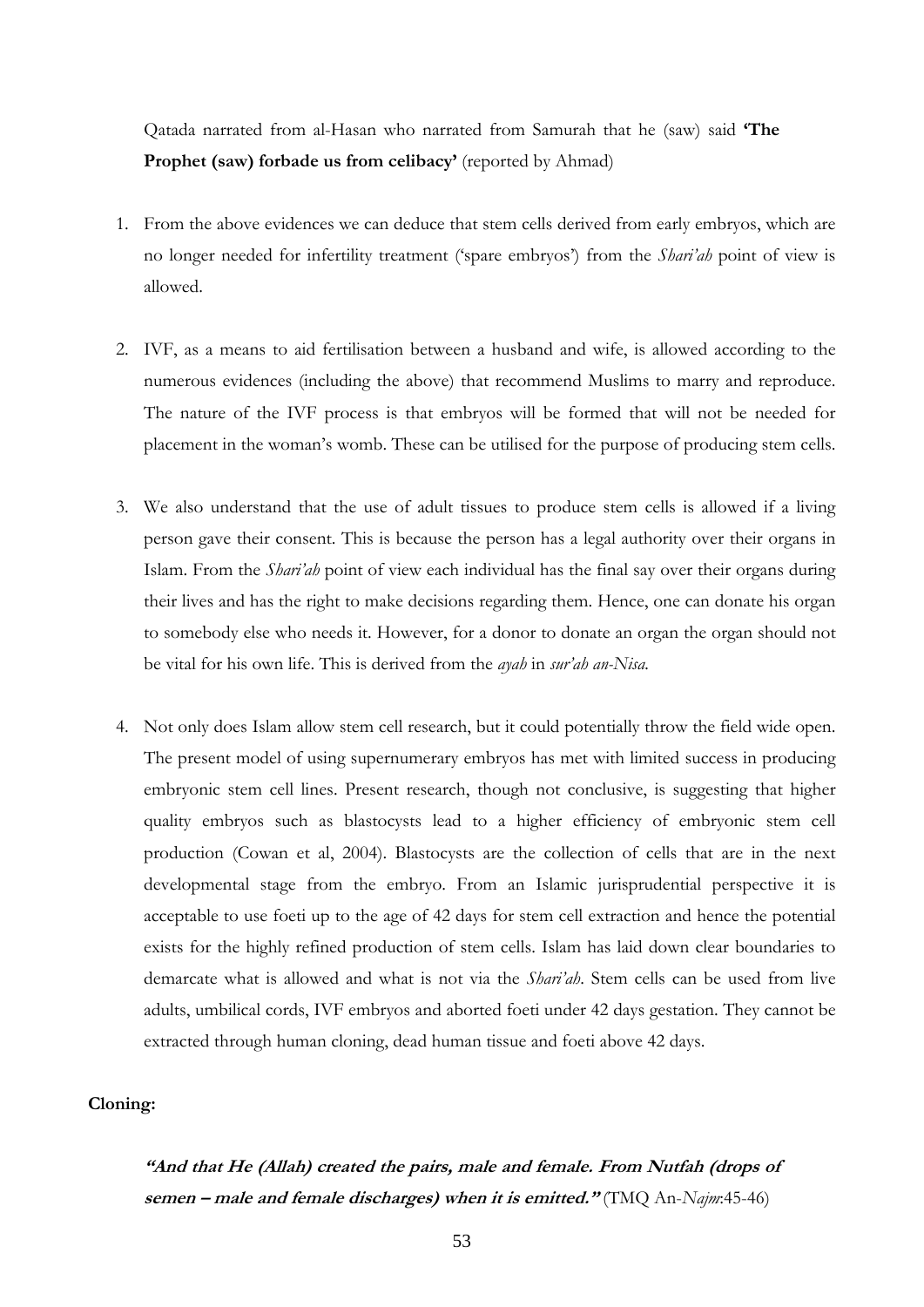Qatada narrated from al-Hasan who narrated from Samurah that he (saw) said **'The Prophet (saw) forbade us from celibacy'** (reported by Ahmad)

1. From the above evidences we can deduce that stem cells derived from early embryos, which are no longer needed for infertility treatment ('spare embryos') from the *Shari'ah* point of view is allowed.

2. IVF, as a means to aid fertilisation between a husband and wife, is allowed according to the numerous evidences (including the above) that recommend Muslims to marry and reproduce. The nature of the IVF process is that embryos will be formed that will not be needed for placement in the woman's womb. These can be utilised for the purpose of producing stem cells.

3. We also understand that the use of adult tissues to produce stem cells is allowed if a living person gave their consent. This is because the person has a legal authority over their organs in Islam. From the *Shari'ah* point of view each individual has the final say over their organs during their lives and has the right to make decisions regarding them. Hence, one can donate his organ to somebody else who needs it. However, for a donor to donate an organ the organ should not be vital for his own life. This is derived from the *ayah* in *sur'ah an-Nisa.*

4. Not only does Islam allow stem cell research, but it could potentially throw the field wide open. The present model of using supernumerary embryos has met with limited success in producing embryonic stem cell lines. Present research, though not conclusive, is suggesting that higher quality embryos such as blastocysts lead to a higher efficiency of embryonic stem cell production (Cowan et al, 2004). Blastocysts are the collection of cells that are in the next developmental stage from the embryo. From an Islamic jurisprudential perspective it is acceptable to use foeti up to the age of 42 days for stem cell extraction and hence the potential exists for the highly refined production of stem cells. Islam has laid down clear boundaries to demarcate what is allowed and what is not via the *Shari'ah*. Stem cells can be used from live adults, umbilical cords, IVF embryos and aborted foeti under 42 days gestation. They cannot be extracted through human cloning, dead human tissue and foeti above 42 days.

**Cloning:**

***"And that He (Allah) created the pairs, male and female. From Nutfah (drops of semen – male and female discharges) when it is emitted."*** (TMQ An-*Najm*:45-46)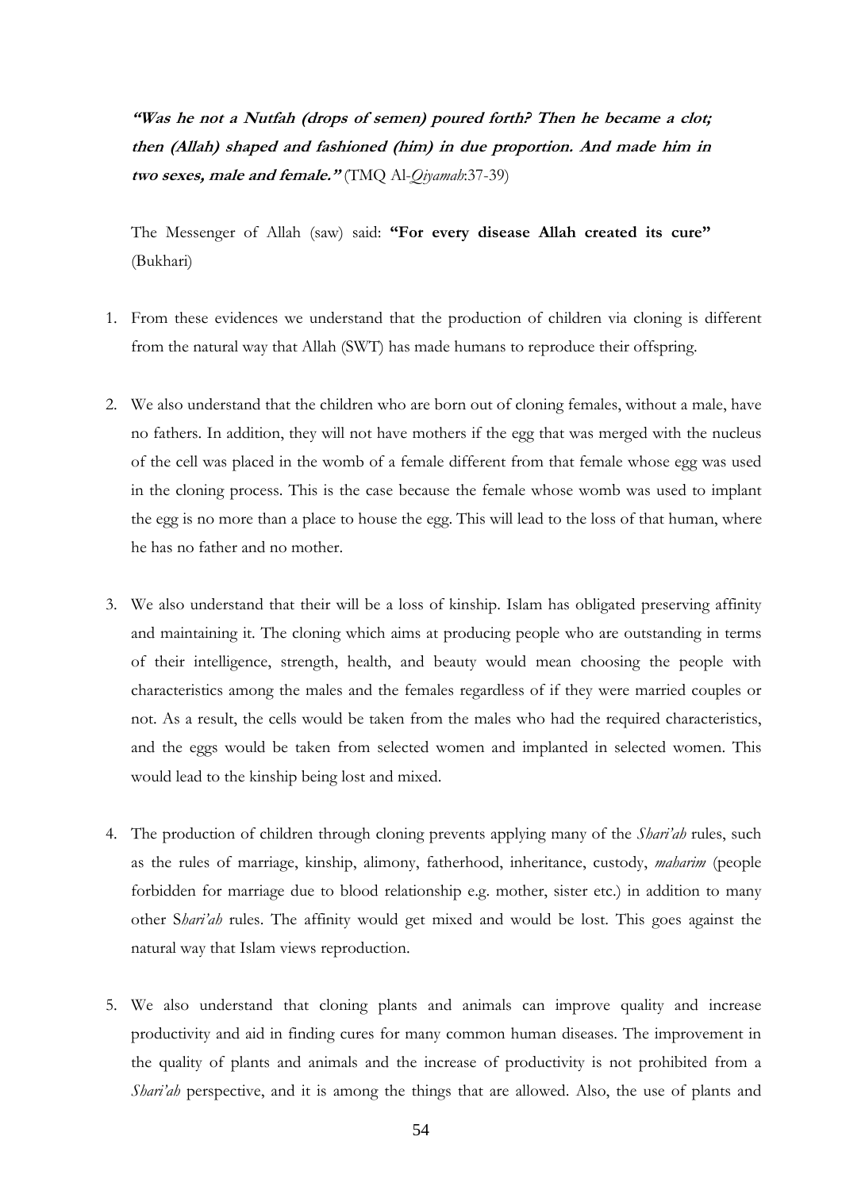***"Was he not a Nutfah (drops of semen) poured forth? Then he became a clot; then (Allah) shaped and fashioned (him) in due proportion. And made him in two sexes, male and female."*** (TMQ Al-*Qiyamah*:37-39)

The Messenger of Allah (saw) said: **"For every disease Allah created its cure"** (Bukhari)

1. From these evidences we understand that the production of children via cloning is different from the natural way that Allah (SWT) has made humans to reproduce their offspring.

2. We also understand that the children who are born out of cloning females, without a male, have no fathers. In addition, they will not have mothers if the egg that was merged with the nucleus of the cell was placed in the womb of a female different from that female whose egg was used in the cloning process. This is the case because the female whose womb was used to implant the egg is no more than a place to house the egg. This will lead to the loss of that human, where he has no father and no mother.

3. We also understand that their will be a loss of kinship. Islam has obligated preserving affinity and maintaining it. The cloning which aims at producing people who are outstanding in terms of their intelligence, strength, health, and beauty would mean choosing the people with characteristics among the males and the females regardless of if they were married couples or not. As a result, the cells would be taken from the males who had the required characteristics, and the eggs would be taken from selected women and implanted in selected women. This would lead to the kinship being lost and mixed.

4. The production of children through cloning prevents applying many of the *Shari'ah* rules, such as the rules of marriage, kinship, alimony, fatherhood, inheritance, custody, *maharim* (people forbidden for marriage due to blood relationship e.g. mother, sister etc.) in addition to many other S*hari'ah* rules. The affinity would get mixed and would be lost. This goes against the natural way that Islam views reproduction.

5. We also understand that cloning plants and animals can improve quality and increase productivity and aid in finding cures for many common human diseases. The improvement in the quality of plants and animals and the increase of productivity is not prohibited from a *Shari'ah* perspective, and it is among the things that are allowed. Also, the use of plants and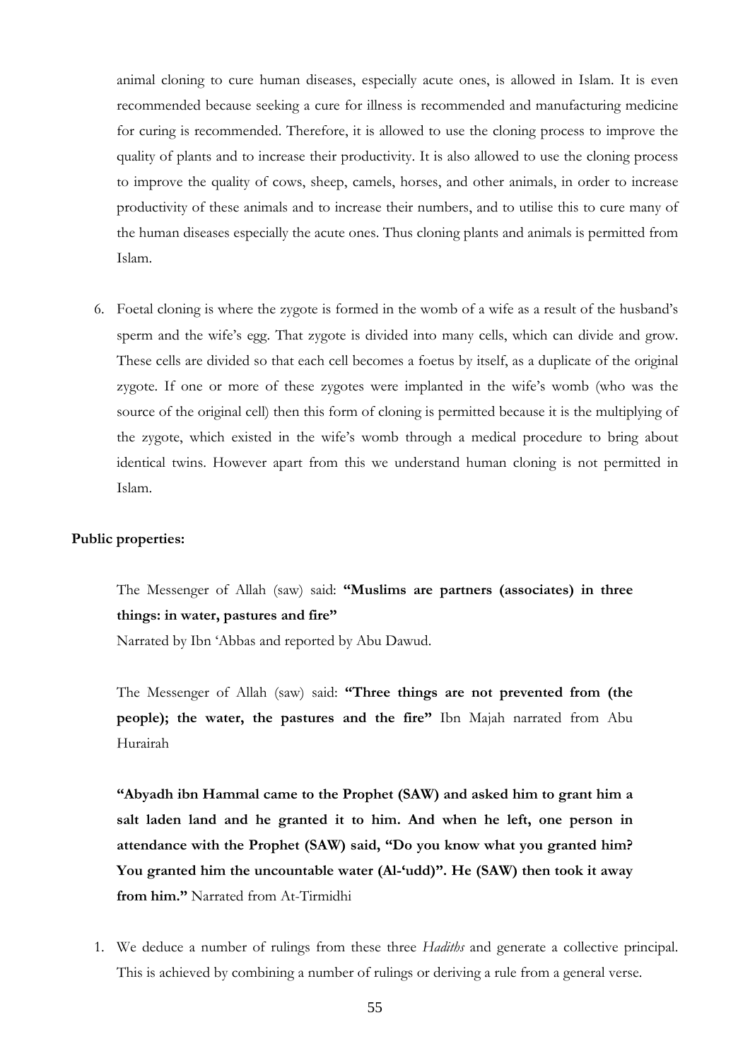animal cloning to cure human diseases, especially acute ones, is allowed in Islam. It is even recommended because seeking a cure for illness is recommended and manufacturing medicine for curing is recommended. Therefore, it is allowed to use the cloning process to improve the quality of plants and to increase their productivity. It is also allowed to use the cloning process to improve the quality of cows, sheep, camels, horses, and other animals, in order to increase productivity of these animals and to increase their numbers, and to utilise this to cure many of the human diseases especially the acute ones. Thus cloning plants and animals is permitted from Islam.

6. Foetal cloning is where the zygote is formed in the womb of a wife as a result of the husband's sperm and the wife's egg. That zygote is divided into many cells, which can divide and grow. These cells are divided so that each cell becomes a foetus by itself, as a duplicate of the original zygote. If one or more of these zygotes were implanted in the wife's womb (who was the source of the original cell) then this form of cloning is permitted because it is the multiplying of the zygote, which existed in the wife's womb through a medical procedure to bring about identical twins. However apart from this we understand human cloning is not permitted in Islam.

**Public properties:**

The Messenger of Allah (saw) said: **"Muslims are partners (associates) in three things: in water, pastures and fire"**
Narrated by Ibn 'Abbas and reported by Abu Dawud.

The Messenger of Allah (saw) said: **"Three things are not prevented from (the people); the water, the pastures and the fire"** Ibn Majah narrated from Abu Hurairah

**"Abyadh ibn Hammal came to the Prophet (SAW) and asked him to grant him a salt laden land and he granted it to him. And when he left, one person in attendance with the Prophet (SAW) said, "Do you know what you granted him? You granted him the uncountable water (Al-'udd)". He (SAW) then took it away from him."** Narrated from At-Tirmidhi

1. We deduce a number of rulings from these three *Hadiths* and generate a collective principal. This is achieved by combining a number of rulings or deriving a rule from a general verse.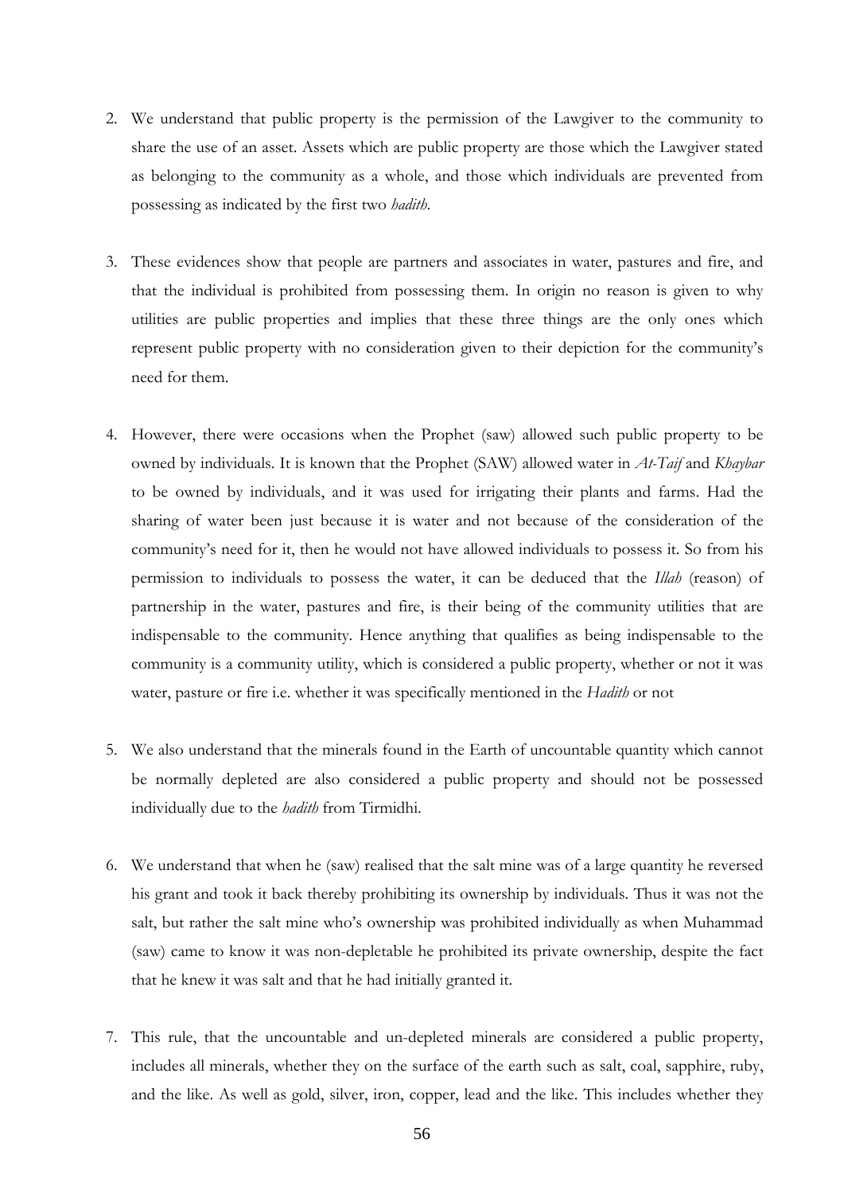2. We understand that public property is the permission of the Lawgiver to the community to share the use of an asset. Assets which are public property are those which the Lawgiver stated as belonging to the community as a whole, and those which individuals are prevented from possessing as indicated by the first two *hadith*.

3. These evidences show that people are partners and associates in water, pastures and fire, and that the individual is prohibited from possessing them. In origin no reason is given to why utilities are public properties and implies that these three things are the only ones which represent public property with no consideration given to their depiction for the community's need for them.

4. However, there were occasions when the Prophet (saw) allowed such public property to be owned by individuals. It is known that the Prophet (SAW) allowed water in *At-Taif* and *Khaybar* to be owned by individuals, and it was used for irrigating their plants and farms. Had the sharing of water been just because it is water and not because of the consideration of the community's need for it, then he would not have allowed individuals to possess it. So from his permission to individuals to possess the water, it can be deduced that the *Illah* (reason) of partnership in the water, pastures and fire, is their being of the community utilities that are indispensable to the community. Hence anything that qualifies as being indispensable to the community is a community utility, which is considered a public property, whether or not it was water, pasture or fire i.e. whether it was specifically mentioned in the *Hadith* or not

5. We also understand that the minerals found in the Earth of uncountable quantity which cannot be normally depleted are also considered a public property and should not be possessed individually due to the *hadith* from Tirmidhi.

6. We understand that when he (saw) realised that the salt mine was of a large quantity he reversed his grant and took it back thereby prohibiting its ownership by individuals. Thus it was not the salt, but rather the salt mine who's ownership was prohibited individually as when Muhammad (saw) came to know it was non-depletable he prohibited its private ownership, despite the fact that he knew it was salt and that he had initially granted it.

7. This rule, that the uncountable and un-depleted minerals are considered a public property, includes all minerals, whether they on the surface of the earth such as salt, coal, sapphire, ruby, and the like. As well as gold, silver, iron, copper, lead and the like. This includes whether they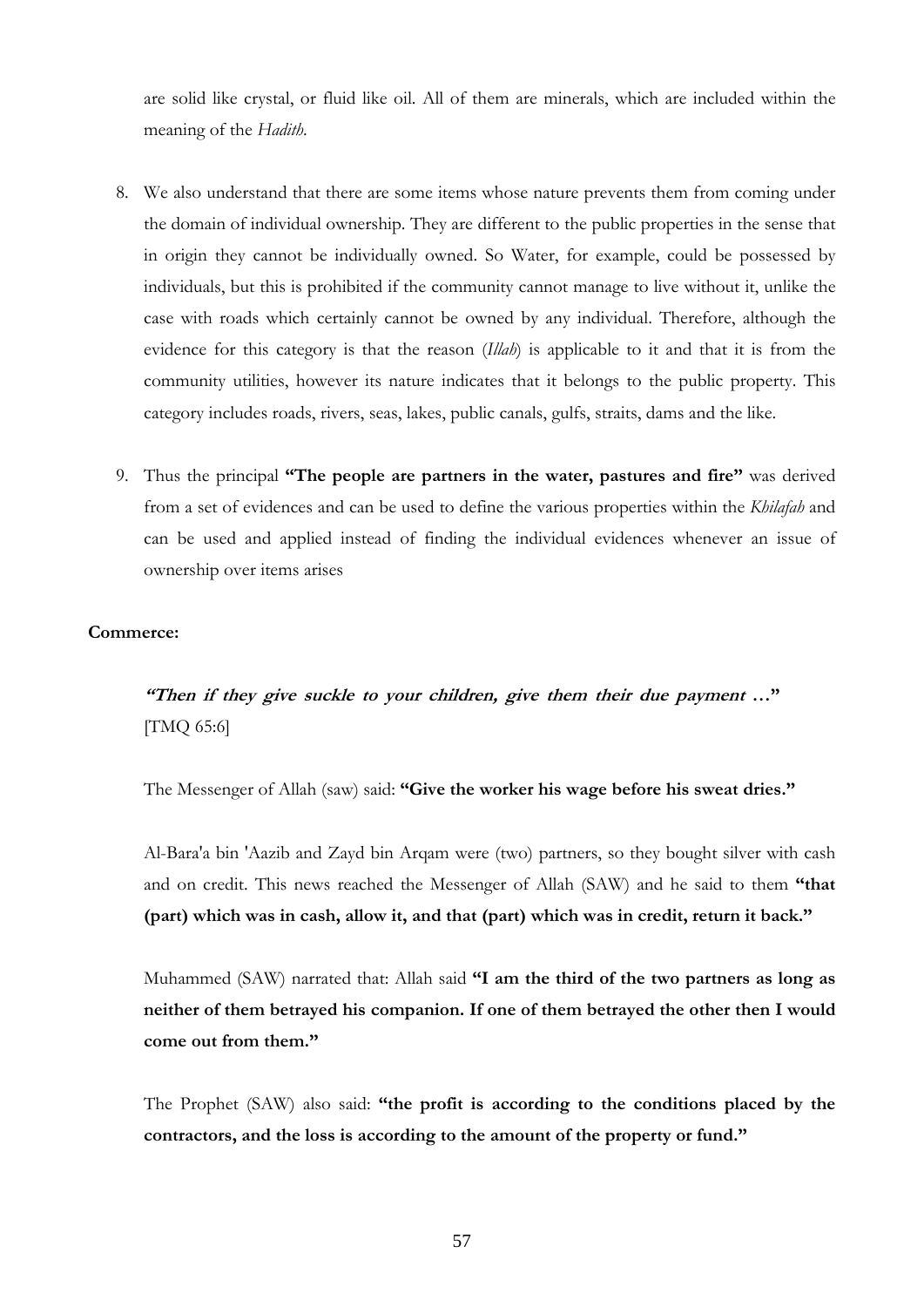are solid like crystal, or fluid like oil. All of them are minerals, which are included within the meaning of the *Hadith*.

8. We also understand that there are some items whose nature prevents them from coming under the domain of individual ownership. They are different to the public properties in the sense that in origin they cannot be individually owned. So Water, for example, could be possessed by individuals, but this is prohibited if the community cannot manage to live without it, unlike the case with roads which certainly cannot be owned by any individual. Therefore, although the evidence for this category is that the reason (*Illah*) is applicable to it and that it is from the community utilities, however its nature indicates that it belongs to the public property. This category includes roads, rivers, seas, lakes, public canals, gulfs, straits, dams and the like.

9. Thus the principal **"The people are partners in the water, pastures and fire"** was derived from a set of evidences and can be used to define the various properties within the *Khilafah* and can be used and applied instead of finding the individual evidences whenever an issue of ownership over items arises

**Commerce:**

> ***"Then if they give suckle to your children, give them their due payment …"*** [TMQ 65:6]
>
> The Messenger of Allah (saw) said: **"Give the worker his wage before his sweat dries."**
>
> Al-Bara'a bin 'Aazib and Zayd bin Arqam were (two) partners, so they bought silver with cash and on credit. This news reached the Messenger of Allah (SAW) and he said to them **"that (part) which was in cash, allow it, and that (part) which was in credit, return it back."**
>
> Muhammed (SAW) narrated that: Allah said **"I am the third of the two partners as long as neither of them betrayed his companion. If one of them betrayed the other then I would come out from them."**
>
> The Prophet (SAW) also said: **"the profit is according to the conditions placed by the contractors, and the loss is according to the amount of the property or fund."**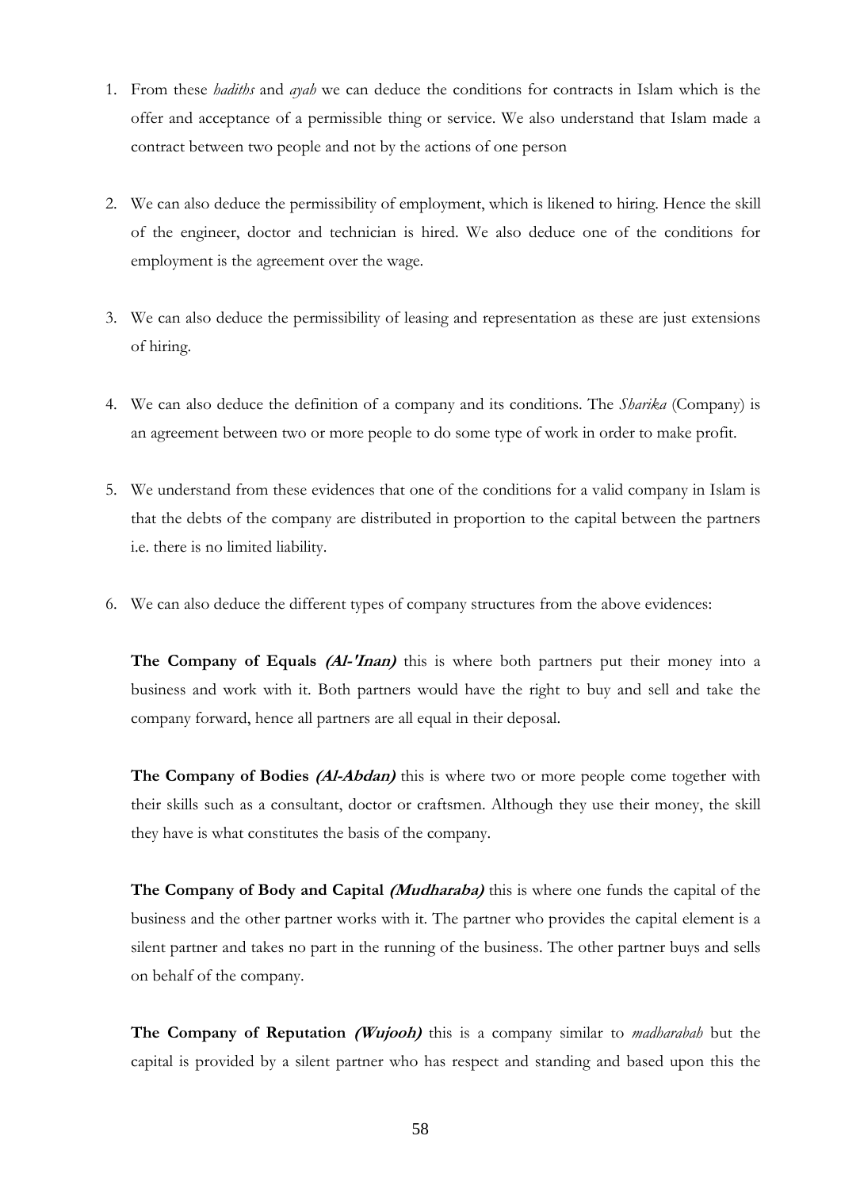1. From these *hadiths* and *ayah* we can deduce the conditions for contracts in Islam which is the offer and acceptance of a permissible thing or service. We also understand that Islam made a contract between two people and not by the actions of one person

2. We can also deduce the permissibility of employment, which is likened to hiring. Hence the skill of the engineer, doctor and technician is hired. We also deduce one of the conditions for employment is the agreement over the wage.

3. We can also deduce the permissibility of leasing and representation as these are just extensions of hiring.

4. We can also deduce the definition of a company and its conditions. The *Sharika* (Company) is an agreement between two or more people to do some type of work in order to make profit.

5. We understand from these evidences that one of the conditions for a valid company in Islam is that the debts of the company are distributed in proportion to the capital between the partners i.e. there is no limited liability.

6. We can also deduce the different types of company structures from the above evidences:

   **The Company of Equals *(Al-'Inan)*** this is where both partners put their money into a business and work with it. Both partners would have the right to buy and sell and take the company forward, hence all partners are all equal in their deposal.

   **The Company of Bodies *(Al-Abdan)*** this is where two or more people come together with their skills such as a consultant, doctor or craftsmen. Although they use their money, the skill they have is what constitutes the basis of the company.

   **The Company of Body and Capital *(Mudharaba)*** this is where one funds the capital of the business and the other partner works with it. The partner who provides the capital element is a silent partner and takes no part in the running of the business. The other partner buys and sells on behalf of the company.

   **The Company of Reputation *(Wujooh)*** this is a company similar to *madharabah* but the capital is provided by a silent partner who has respect and standing and based upon this the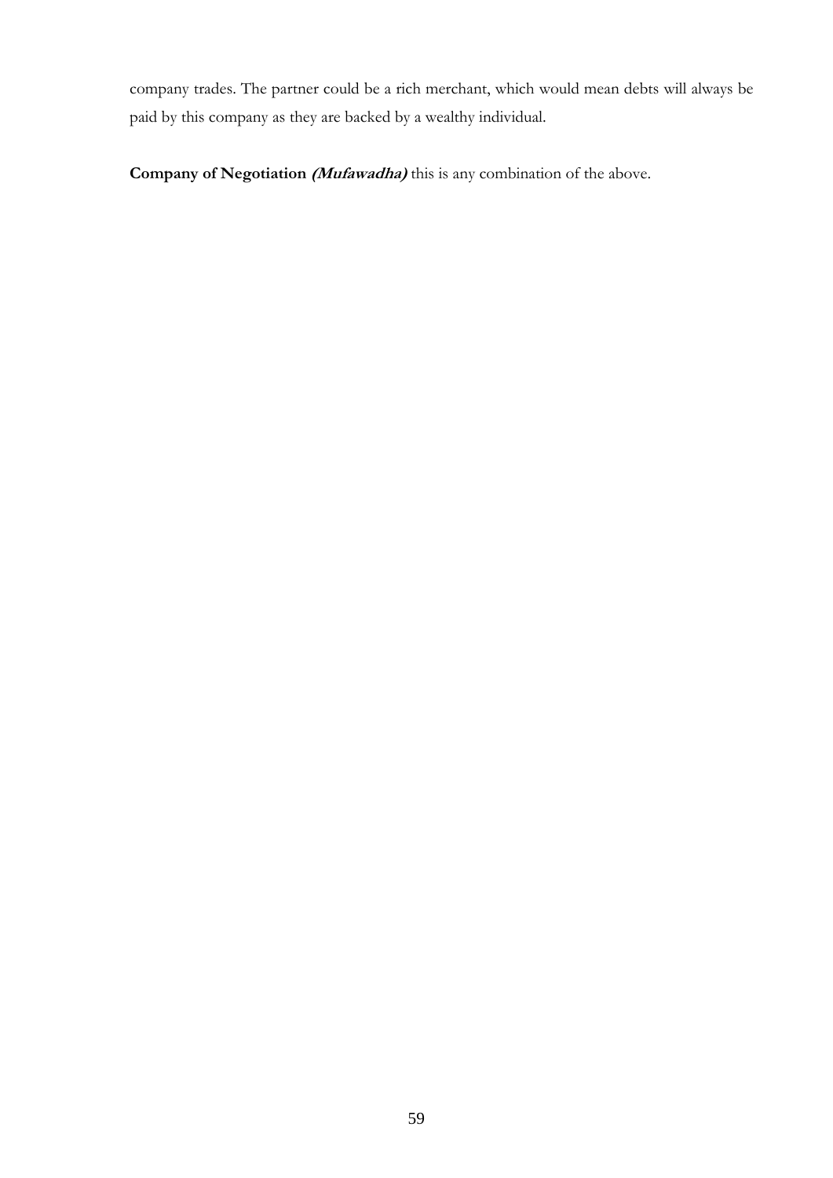company trades. The partner could be a rich merchant, which would mean debts will always be paid by this company as they are backed by a wealthy individual.

**Company of Negotiation *(Mufawadha)*** this is any combination of the above.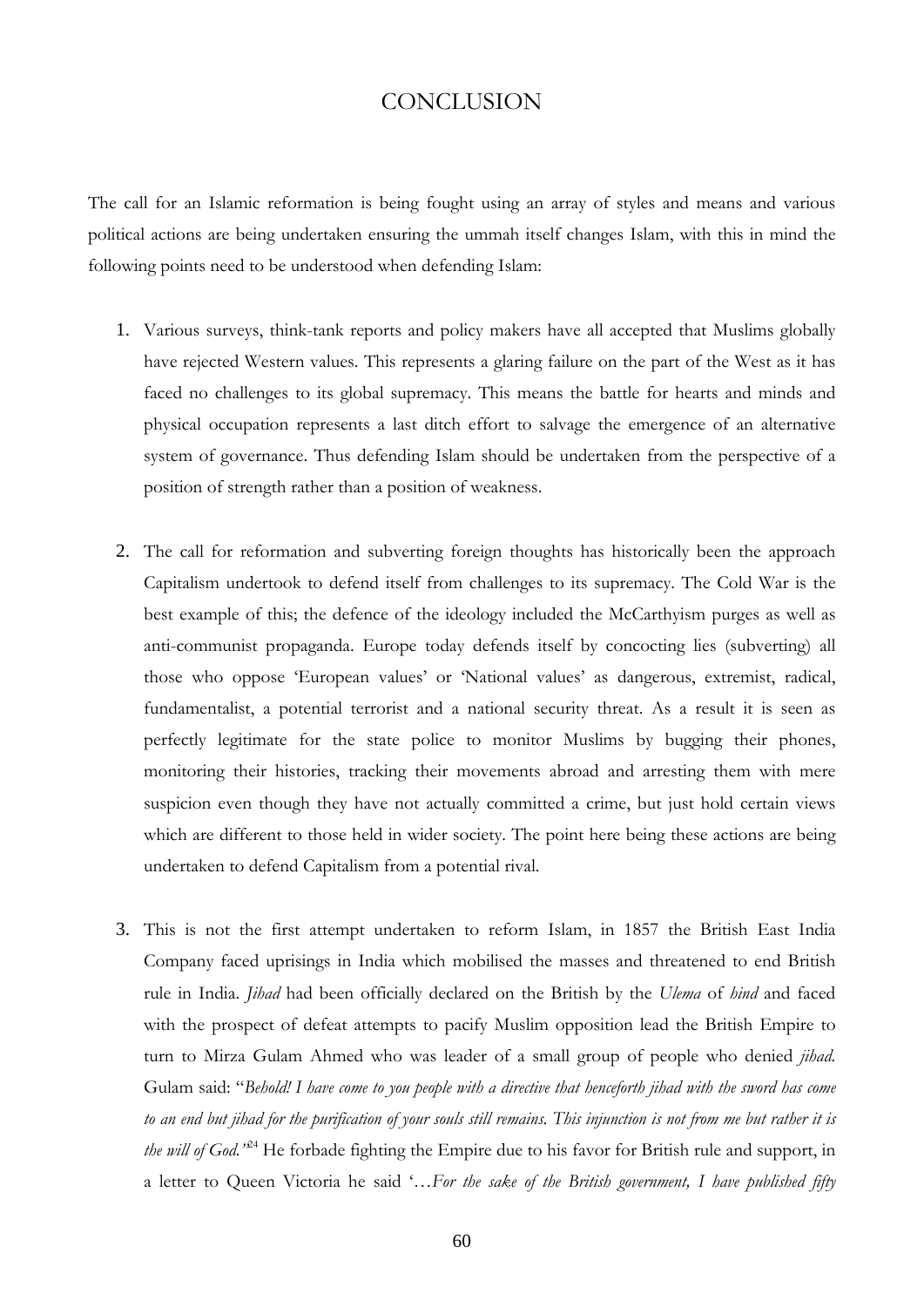# CONCLUSION

The call for an Islamic reformation is being fought using an array of styles and means and various political actions are being undertaken ensuring the ummah itself changes Islam, with this in mind the following points need to be understood when defending Islam:

1. Various surveys, think-tank reports and policy makers have all accepted that Muslims globally have rejected Western values. This represents a glaring failure on the part of the West as it has faced no challenges to its global supremacy. This means the battle for hearts and minds and physical occupation represents a last ditch effort to salvage the emergence of an alternative system of governance. Thus defending Islam should be undertaken from the perspective of a position of strength rather than a position of weakness.

2. The call for reformation and subverting foreign thoughts has historically been the approach Capitalism undertook to defend itself from challenges to its supremacy. The Cold War is the best example of this; the defence of the ideology included the McCarthyism purges as well as anti-communist propaganda. Europe today defends itself by concocting lies (subverting) all those who oppose 'European values' or 'National values' as dangerous, extremist, radical, fundamentalist, a potential terrorist and a national security threat. As a result it is seen as perfectly legitimate for the state police to monitor Muslims by bugging their phones, monitoring their histories, tracking their movements abroad and arresting them with mere suspicion even though they have not actually committed a crime, but just hold certain views which are different to those held in wider society. The point here being these actions are being undertaken to defend Capitalism from a potential rival.

3. This is not the first attempt undertaken to reform Islam, in 1857 the British East India Company faced uprisings in India which mobilised the masses and threatened to end British rule in India. *Jihad* had been officially declared on the British by the *Ulema* of *hind* and faced with the prospect of defeat attempts to pacify Muslim opposition lead the British Empire to turn to Mirza Gulam Ahmed who was leader of a small group of people who denied *jihad*. Gulam said: "*Behold! I have come to you people with a directive that henceforth jihad with the sword has come to an end but jihad for the purification of your souls still remains. This injunction is not from me but rather it is the will of God.*"[24] He forbade fighting the Empire due to his favor for British rule and support, in a letter to Queen Victoria he said '…*For the sake of the British government, I have published fifty*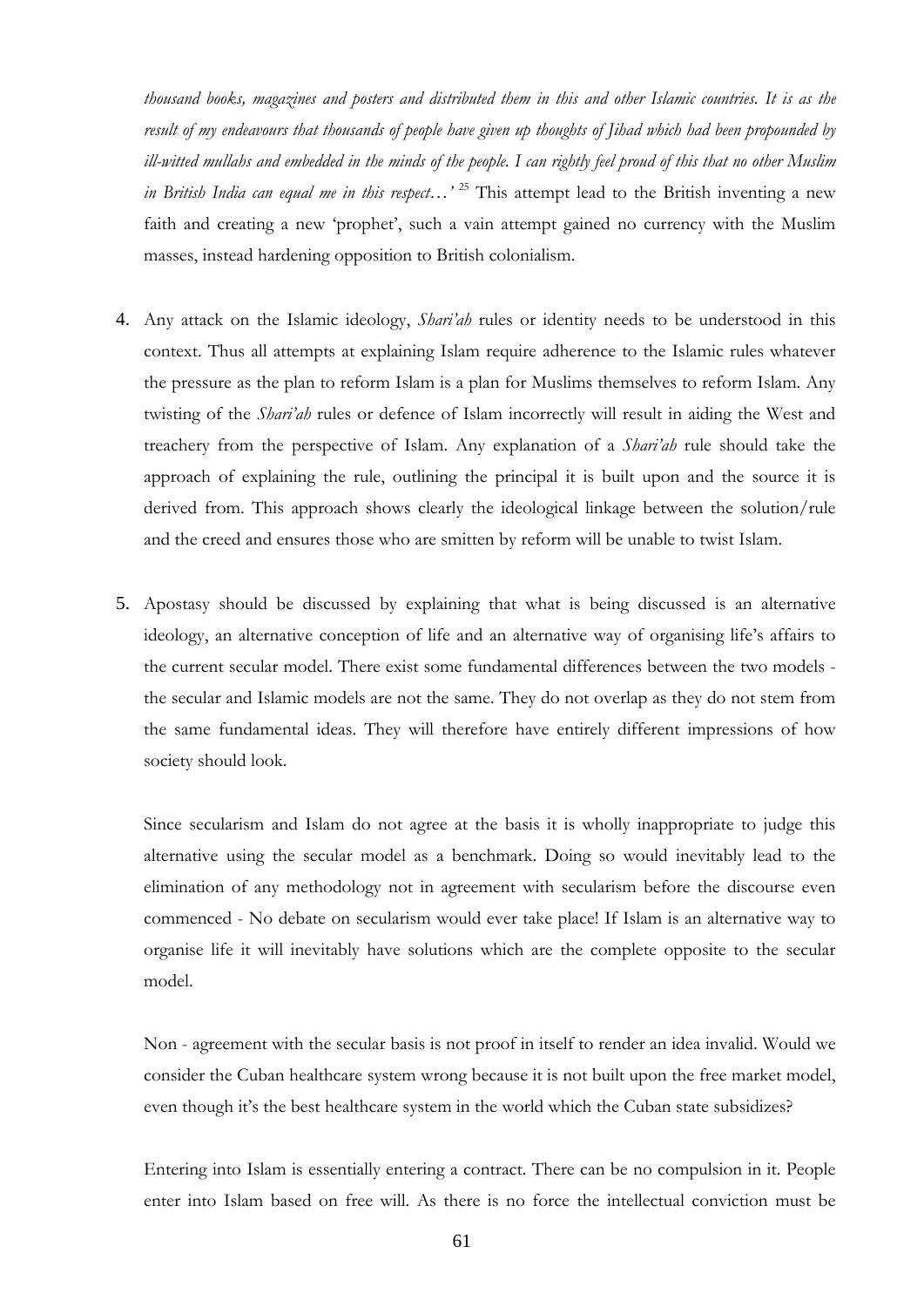*thousand books, magazines and posters and distributed them in this and other Islamic countries. It is as the result of my endeavours that thousands of people have given up thoughts of Jihad which had been propounded by ill-witted mullahs and embedded in the minds of the people. I can rightly feel proud of this that no other Muslim in British India can equal me in this respect…'* [25] This attempt lead to the British inventing a new faith and creating a new 'prophet', such a vain attempt gained no currency with the Muslim masses, instead hardening opposition to British colonialism.

4. Any attack on the Islamic ideology, *Shari'ah* rules or identity needs to be understood in this context. Thus all attempts at explaining Islam require adherence to the Islamic rules whatever the pressure as the plan to reform Islam is a plan for Muslims themselves to reform Islam. Any twisting of the *Shari'ah* rules or defence of Islam incorrectly will result in aiding the West and treachery from the perspective of Islam. Any explanation of a *Shari'ah* rule should take the approach of explaining the rule, outlining the principal it is built upon and the source it is derived from. This approach shows clearly the ideological linkage between the solution/rule and the creed and ensures those who are smitten by reform will be unable to twist Islam.

5. Apostasy should be discussed by explaining that what is being discussed is an alternative ideology, an alternative conception of life and an alternative way of organising life's affairs to the current secular model. There exist some fundamental differences between the two models - the secular and Islamic models are not the same. They do not overlap as they do not stem from the same fundamental ideas. They will therefore have entirely different impressions of how society should look.

   Since secularism and Islam do not agree at the basis it is wholly inappropriate to judge this alternative using the secular model as a benchmark. Doing so would inevitably lead to the elimination of any methodology not in agreement with secularism before the discourse even commenced - No debate on secularism would ever take place! If Islam is an alternative way to organise life it will inevitably have solutions which are the complete opposite to the secular model.

   Non - agreement with the secular basis is not proof in itself to render an idea invalid. Would we consider the Cuban healthcare system wrong because it is not built upon the free market model, even though it's the best healthcare system in the world which the Cuban state subsidizes?

   Entering into Islam is essentially entering a contract. There can be no compulsion in it. People enter into Islam based on free will. As there is no force the intellectual conviction must be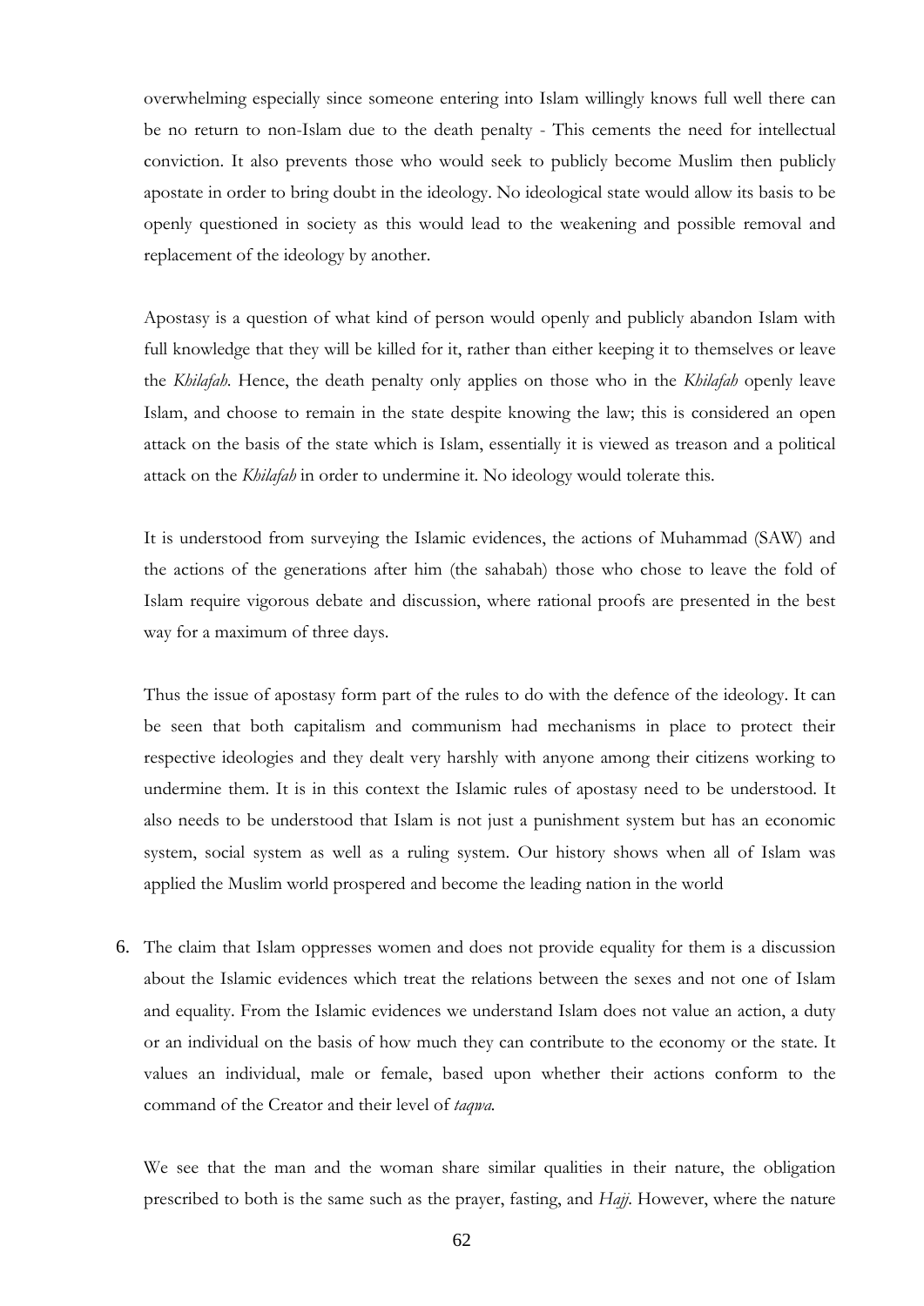overwhelming especially since someone entering into Islam willingly knows full well there can be no return to non-Islam due to the death penalty - This cements the need for intellectual conviction. It also prevents those who would seek to publicly become Muslim then publicly apostate in order to bring doubt in the ideology. No ideological state would allow its basis to be openly questioned in society as this would lead to the weakening and possible removal and replacement of the ideology by another.

Apostasy is a question of what kind of person would openly and publicly abandon Islam with full knowledge that they will be killed for it, rather than either keeping it to themselves or leave the *Khilafah*. Hence, the death penalty only applies on those who in the *Khilafah* openly leave Islam, and choose to remain in the state despite knowing the law; this is considered an open attack on the basis of the state which is Islam, essentially it is viewed as treason and a political attack on the *Khilafah* in order to undermine it. No ideology would tolerate this.

It is understood from surveying the Islamic evidences, the actions of Muhammad (SAW) and the actions of the generations after him (the sahabah) those who chose to leave the fold of Islam require vigorous debate and discussion, where rational proofs are presented in the best way for a maximum of three days.

Thus the issue of apostasy form part of the rules to do with the defence of the ideology. It can be seen that both capitalism and communism had mechanisms in place to protect their respective ideologies and they dealt very harshly with anyone among their citizens working to undermine them. It is in this context the Islamic rules of apostasy need to be understood. It also needs to be understood that Islam is not just a punishment system but has an economic system, social system as well as a ruling system. Our history shows when all of Islam was applied the Muslim world prospered and become the leading nation in the world

6. The claim that Islam oppresses women and does not provide equality for them is a discussion about the Islamic evidences which treat the relations between the sexes and not one of Islam and equality. From the Islamic evidences we understand Islam does not value an action, a duty or an individual on the basis of how much they can contribute to the economy or the state. It values an individual, male or female, based upon whether their actions conform to the command of the Creator and their level of *taqwa.*

   We see that the man and the woman share similar qualities in their nature, the obligation prescribed to both is the same such as the prayer, fasting, and *Hajj*. However, where the nature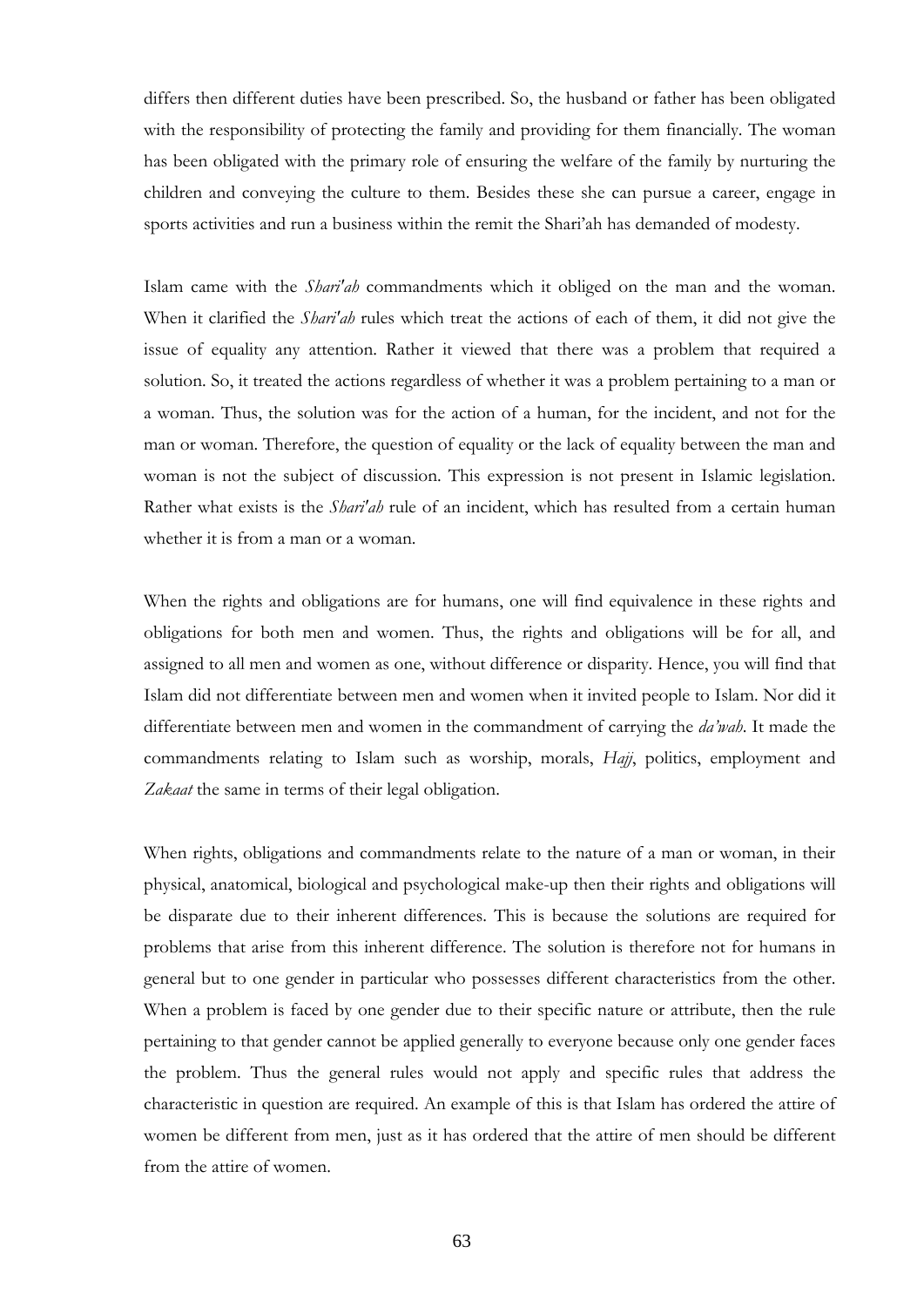differs then different duties have been prescribed. So, the husband or father has been obligated with the responsibility of protecting the family and providing for them financially. The woman has been obligated with the primary role of ensuring the welfare of the family by nurturing the children and conveying the culture to them. Besides these she can pursue a career, engage in sports activities and run a business within the remit the Shari'ah has demanded of modesty.

Islam came with the *Shari'ah* commandments which it obliged on the man and the woman. When it clarified the *Shari'ah* rules which treat the actions of each of them, it did not give the issue of equality any attention. Rather it viewed that there was a problem that required a solution. So, it treated the actions regardless of whether it was a problem pertaining to a man or a woman. Thus, the solution was for the action of a human, for the incident, and not for the man or woman. Therefore, the question of equality or the lack of equality between the man and woman is not the subject of discussion. This expression is not present in Islamic legislation. Rather what exists is the *Shari'ah* rule of an incident, which has resulted from a certain human whether it is from a man or a woman.

When the rights and obligations are for humans, one will find equivalence in these rights and obligations for both men and women. Thus, the rights and obligations will be for all, and assigned to all men and women as one, without difference or disparity. Hence, you will find that Islam did not differentiate between men and women when it invited people to Islam. Nor did it differentiate between men and women in the commandment of carrying the *da'wah*. It made the commandments relating to Islam such as worship, morals, *Hajj*, politics, employment and *Zakaat* the same in terms of their legal obligation.

When rights, obligations and commandments relate to the nature of a man or woman, in their physical, anatomical, biological and psychological make-up then their rights and obligations will be disparate due to their inherent differences. This is because the solutions are required for problems that arise from this inherent difference. The solution is therefore not for humans in general but to one gender in particular who possesses different characteristics from the other. When a problem is faced by one gender due to their specific nature or attribute, then the rule pertaining to that gender cannot be applied generally to everyone because only one gender faces the problem. Thus the general rules would not apply and specific rules that address the characteristic in question are required. An example of this is that Islam has ordered the attire of women be different from men, just as it has ordered that the attire of men should be different from the attire of women.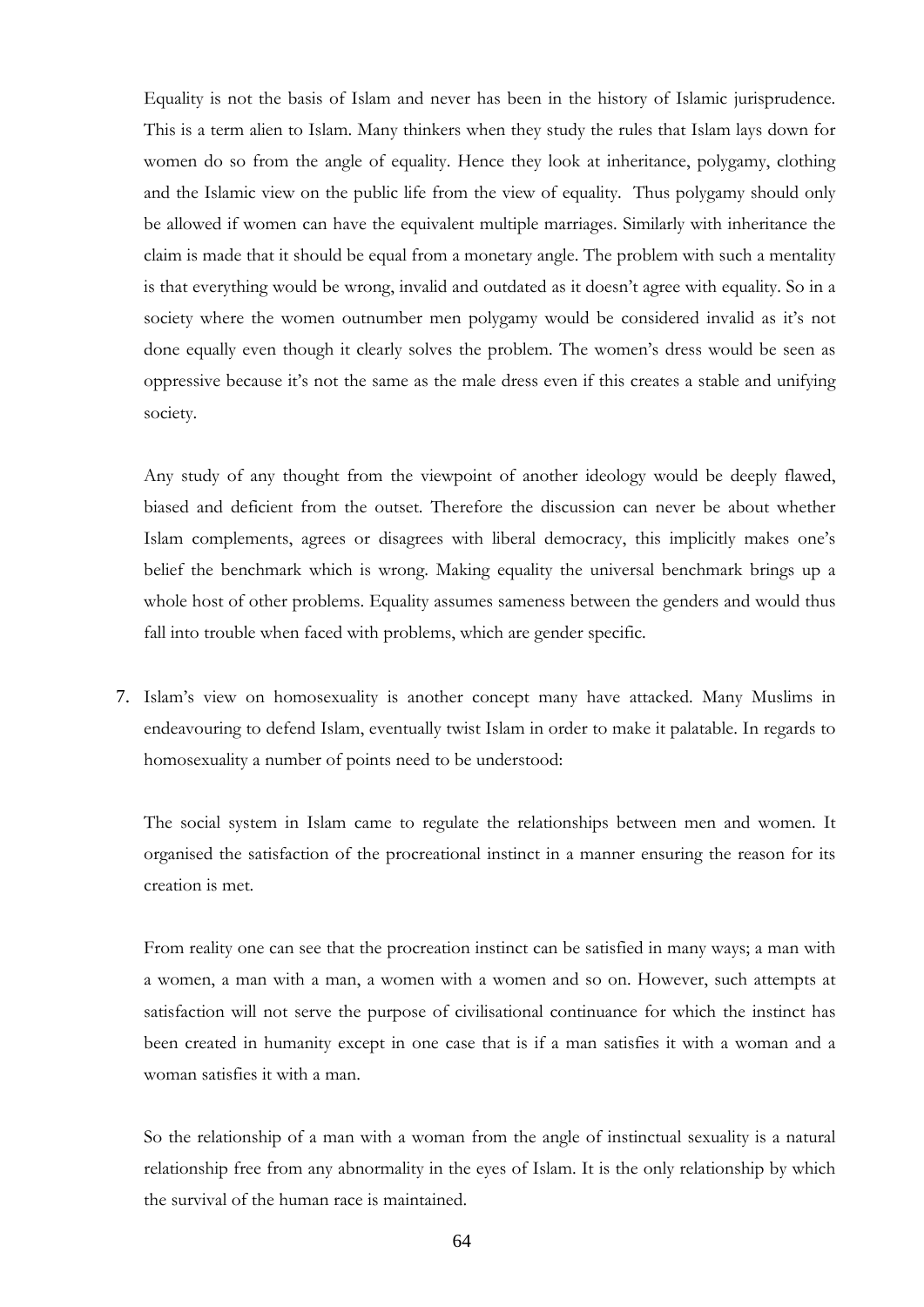Equality is not the basis of Islam and never has been in the history of Islamic jurisprudence. This is a term alien to Islam. Many thinkers when they study the rules that Islam lays down for women do so from the angle of equality. Hence they look at inheritance, polygamy, clothing and the Islamic view on the public life from the view of equality.  Thus polygamy should only be allowed if women can have the equivalent multiple marriages. Similarly with inheritance the claim is made that it should be equal from a monetary angle. The problem with such a mentality is that everything would be wrong, invalid and outdated as it doesn't agree with equality. So in a society where the women outnumber men polygamy would be considered invalid as it's not done equally even though it clearly solves the problem. The women's dress would be seen as oppressive because it's not the same as the male dress even if this creates a stable and unifying society.

Any study of any thought from the viewpoint of another ideology would be deeply flawed, biased and deficient from the outset. Therefore the discussion can never be about whether Islam complements, agrees or disagrees with liberal democracy, this implicitly makes one's belief the benchmark which is wrong. Making equality the universal benchmark brings up a whole host of other problems. Equality assumes sameness between the genders and would thus fall into trouble when faced with problems, which are gender specific.

7. Islam's view on homosexuality is another concept many have attacked. Many Muslims in endeavouring to defend Islam, eventually twist Islam in order to make it palatable. In regards to homosexuality a number of points need to be understood:

   The social system in Islam came to regulate the relationships between men and women. It organised the satisfaction of the procreational instinct in a manner ensuring the reason for its creation is met.

   From reality one can see that the procreation instinct can be satisfied in many ways; a man with a women, a man with a man, a women with a women and so on. However, such attempts at satisfaction will not serve the purpose of civilisational continuance for which the instinct has been created in humanity except in one case that is if a man satisfies it with a woman and a woman satisfies it with a man.

   So the relationship of a man with a woman from the angle of instinctual sexuality is a natural relationship free from any abnormality in the eyes of Islam. It is the only relationship by which the survival of the human race is maintained.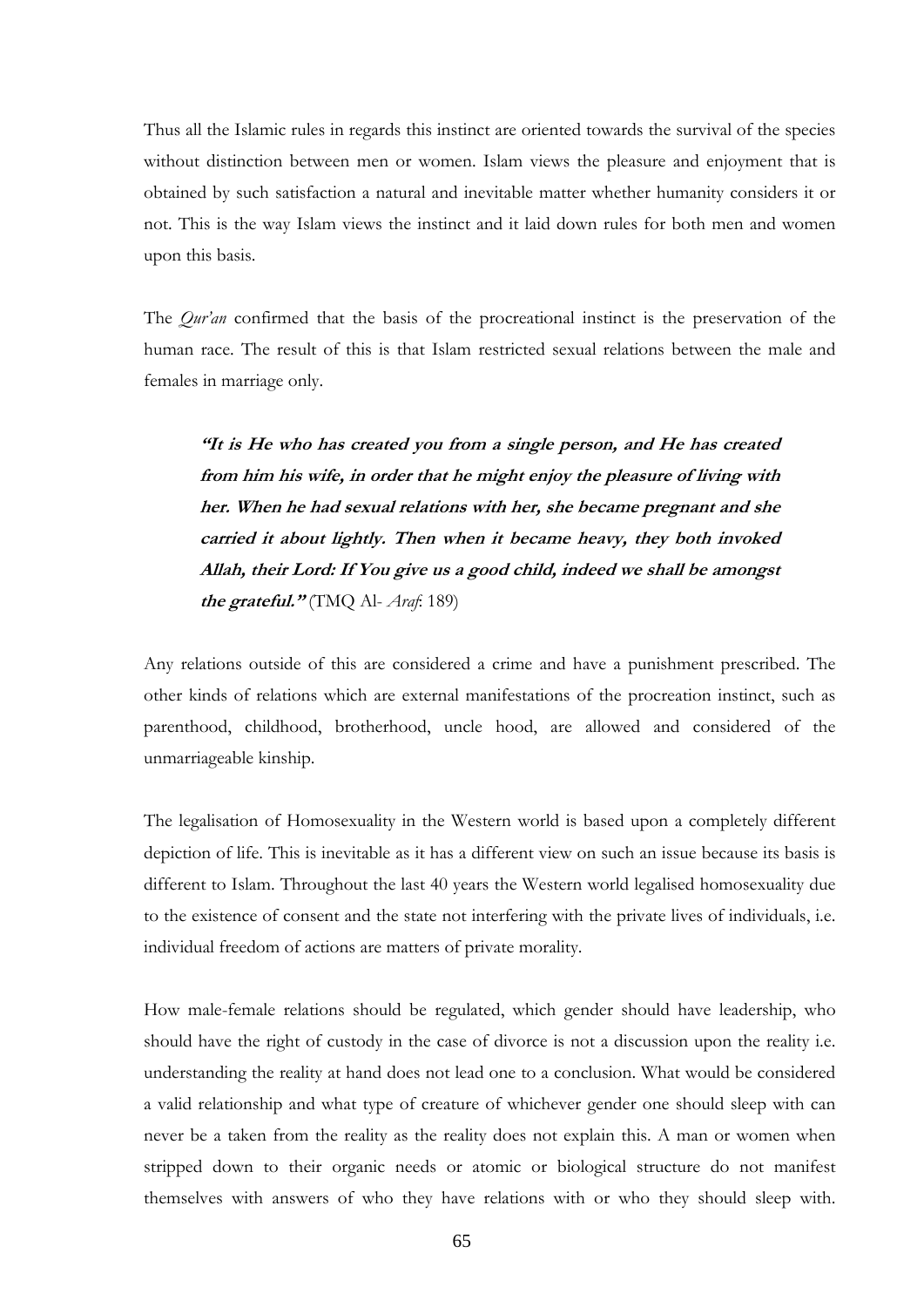Thus all the Islamic rules in regards this instinct are oriented towards the survival of the species without distinction between men or women. Islam views the pleasure and enjoyment that is obtained by such satisfaction a natural and inevitable matter whether humanity considers it or not. This is the way Islam views the instinct and it laid down rules for both men and women upon this basis.

The *Qur'an* confirmed that the basis of the procreational instinct is the preservation of the human race. The result of this is that Islam restricted sexual relations between the male and females in marriage only.

> ***"It is He who has created you from a single person, and He has created from him his wife, in order that he might enjoy the pleasure of living with her. When he had sexual relations with her, she became pregnant and she carried it about lightly. Then when it became heavy, they both invoked Allah, their Lord: If You give us a good child, indeed we shall be amongst the grateful."*** (TMQ Al- *Araf*: 189)

Any relations outside of this are considered a crime and have a punishment prescribed. The other kinds of relations which are external manifestations of the procreation instinct, such as parenthood, childhood, brotherhood, uncle hood, are allowed and considered of the unmarriageable kinship.

The legalisation of Homosexuality in the Western world is based upon a completely different depiction of life. This is inevitable as it has a different view on such an issue because its basis is different to Islam. Throughout the last 40 years the Western world legalised homosexuality due to the existence of consent and the state not interfering with the private lives of individuals, i.e. individual freedom of actions are matters of private morality.

How male-female relations should be regulated, which gender should have leadership, who should have the right of custody in the case of divorce is not a discussion upon the reality i.e. understanding the reality at hand does not lead one to a conclusion. What would be considered a valid relationship and what type of creature of whichever gender one should sleep with can never be a taken from the reality as the reality does not explain this. A man or women when stripped down to their organic needs or atomic or biological structure do not manifest themselves with answers of who they have relations with or who they should sleep with.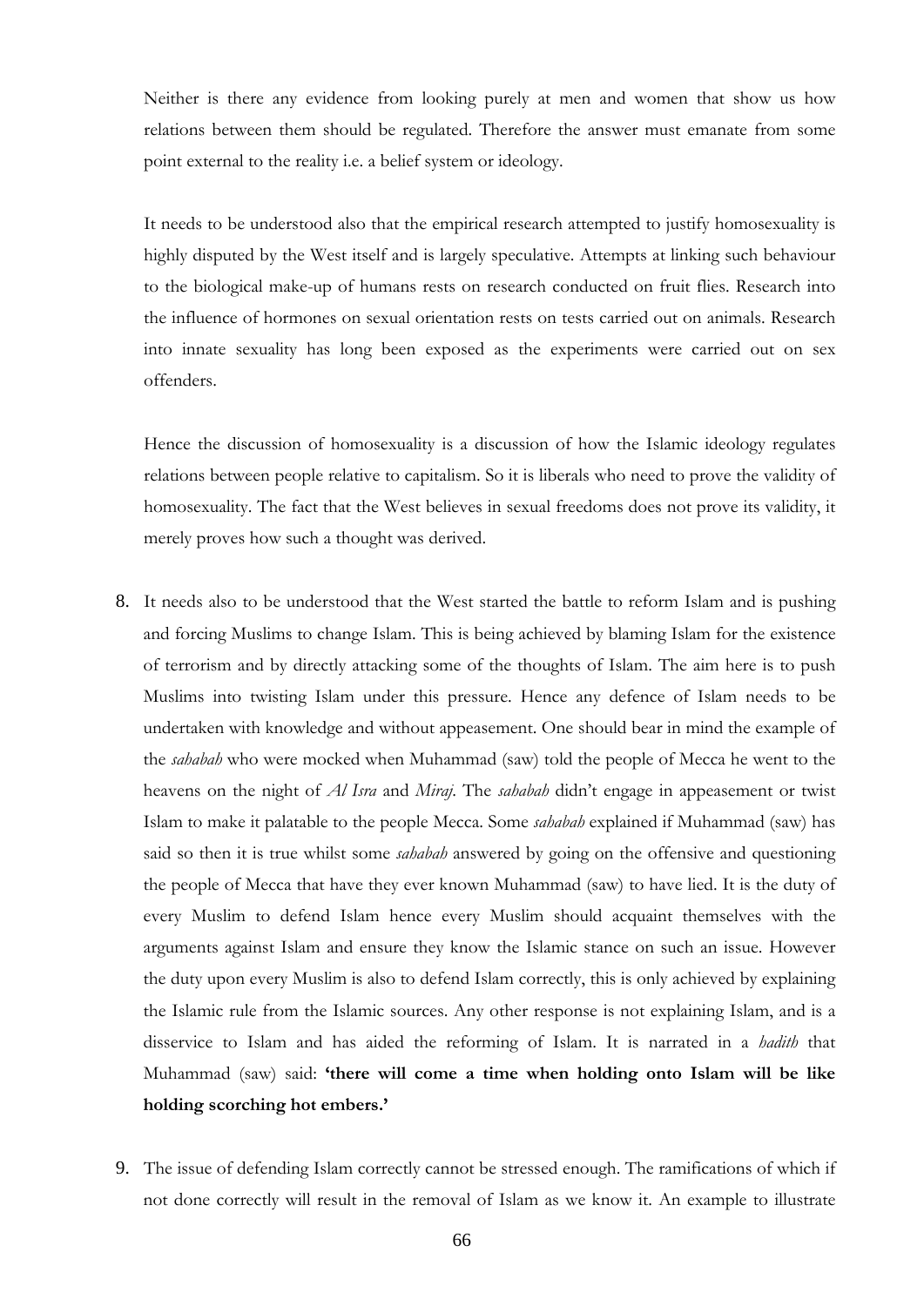Neither is there any evidence from looking purely at men and women that show us how relations between them should be regulated. Therefore the answer must emanate from some point external to the reality i.e. a belief system or ideology.

It needs to be understood also that the empirical research attempted to justify homosexuality is highly disputed by the West itself and is largely speculative. Attempts at linking such behaviour to the biological make-up of humans rests on research conducted on fruit flies. Research into the influence of hormones on sexual orientation rests on tests carried out on animals. Research into innate sexuality has long been exposed as the experiments were carried out on sex offenders.

Hence the discussion of homosexuality is a discussion of how the Islamic ideology regulates relations between people relative to capitalism. So it is liberals who need to prove the validity of homosexuality. The fact that the West believes in sexual freedoms does not prove its validity, it merely proves how such a thought was derived.

8. It needs also to be understood that the West started the battle to reform Islam and is pushing and forcing Muslims to change Islam. This is being achieved by blaming Islam for the existence of terrorism and by directly attacking some of the thoughts of Islam. The aim here is to push Muslims into twisting Islam under this pressure. Hence any defence of Islam needs to be undertaken with knowledge and without appeasement. One should bear in mind the example of the *sahabah* who were mocked when Muhammad (saw) told the people of Mecca he went to the heavens on the night of *Al Isra* and *Miraj*. The *sahabah* didn't engage in appeasement or twist Islam to make it palatable to the people Mecca. Some *sahabah* explained if Muhammad (saw) has said so then it is true whilst some *sahabah* answered by going on the offensive and questioning the people of Mecca that have they ever known Muhammad (saw) to have lied. It is the duty of every Muslim to defend Islam hence every Muslim should acquaint themselves with the arguments against Islam and ensure they know the Islamic stance on such an issue. However the duty upon every Muslim is also to defend Islam correctly, this is only achieved by explaining the Islamic rule from the Islamic sources. Any other response is not explaining Islam, and is a disservice to Islam and has aided the reforming of Islam. It is narrated in a *hadith* that Muhammad (saw) said: **'there will come a time when holding onto Islam will be like holding scorching hot embers.'**

9. The issue of defending Islam correctly cannot be stressed enough. The ramifications of which if not done correctly will result in the removal of Islam as we know it. An example to illustrate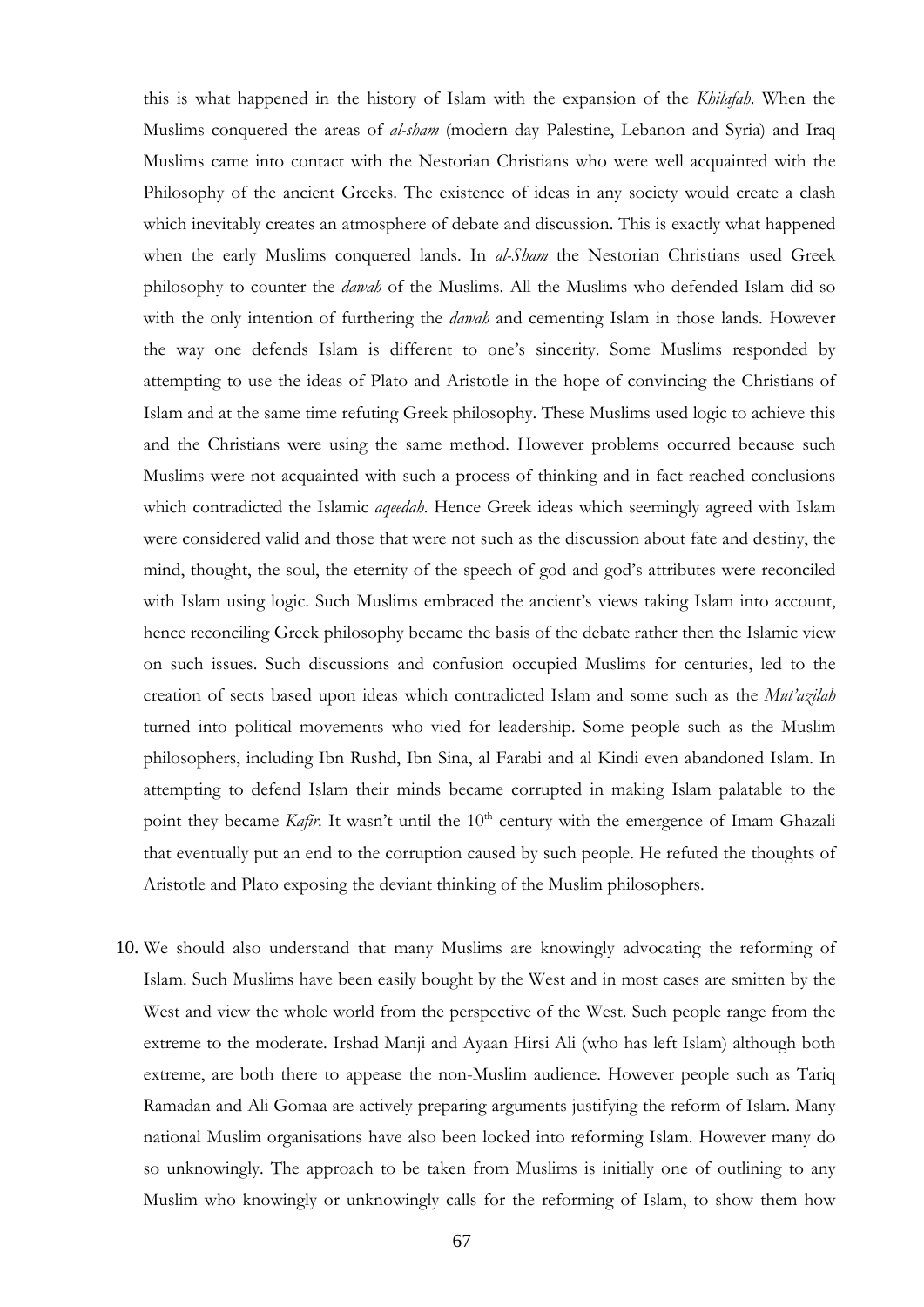this is what happened in the history of Islam with the expansion of the *Khilafah*. When the Muslims conquered the areas of *al-sham* (modern day Palestine, Lebanon and Syria) and Iraq Muslims came into contact with the Nestorian Christians who were well acquainted with the Philosophy of the ancient Greeks. The existence of ideas in any society would create a clash which inevitably creates an atmosphere of debate and discussion. This is exactly what happened when the early Muslims conquered lands. In *al-Sham* the Nestorian Christians used Greek philosophy to counter the *dawah* of the Muslims. All the Muslims who defended Islam did so with the only intention of furthering the *dawah* and cementing Islam in those lands. However the way one defends Islam is different to one's sincerity. Some Muslims responded by attempting to use the ideas of Plato and Aristotle in the hope of convincing the Christians of Islam and at the same time refuting Greek philosophy. These Muslims used logic to achieve this and the Christians were using the same method. However problems occurred because such Muslims were not acquainted with such a process of thinking and in fact reached conclusions which contradicted the Islamic *aqeedah*. Hence Greek ideas which seemingly agreed with Islam were considered valid and those that were not such as the discussion about fate and destiny, the mind, thought, the soul, the eternity of the speech of god and god's attributes were reconciled with Islam using logic. Such Muslims embraced the ancient's views taking Islam into account, hence reconciling Greek philosophy became the basis of the debate rather then the Islamic view on such issues. Such discussions and confusion occupied Muslims for centuries, led to the creation of sects based upon ideas which contradicted Islam and some such as the *Mut'azilah* turned into political movements who vied for leadership. Some people such as the Muslim philosophers, including Ibn Rushd, Ibn Sina, al Farabi and al Kindi even abandoned Islam. In attempting to defend Islam their minds became corrupted in making Islam palatable to the point they became *Kafir*. It wasn't until the 10th century with the emergence of Imam Ghazali that eventually put an end to the corruption caused by such people. He refuted the thoughts of Aristotle and Plato exposing the deviant thinking of the Muslim philosophers.

10. We should also understand that many Muslims are knowingly advocating the reforming of Islam. Such Muslims have been easily bought by the West and in most cases are smitten by the West and view the whole world from the perspective of the West. Such people range from the extreme to the moderate. Irshad Manji and Ayaan Hirsi Ali (who has left Islam) although both extreme, are both there to appease the non-Muslim audience. However people such as Tariq Ramadan and Ali Gomaa are actively preparing arguments justifying the reform of Islam. Many national Muslim organisations have also been locked into reforming Islam. However many do so unknowingly. The approach to be taken from Muslims is initially one of outlining to any Muslim who knowingly or unknowingly calls for the reforming of Islam, to show them how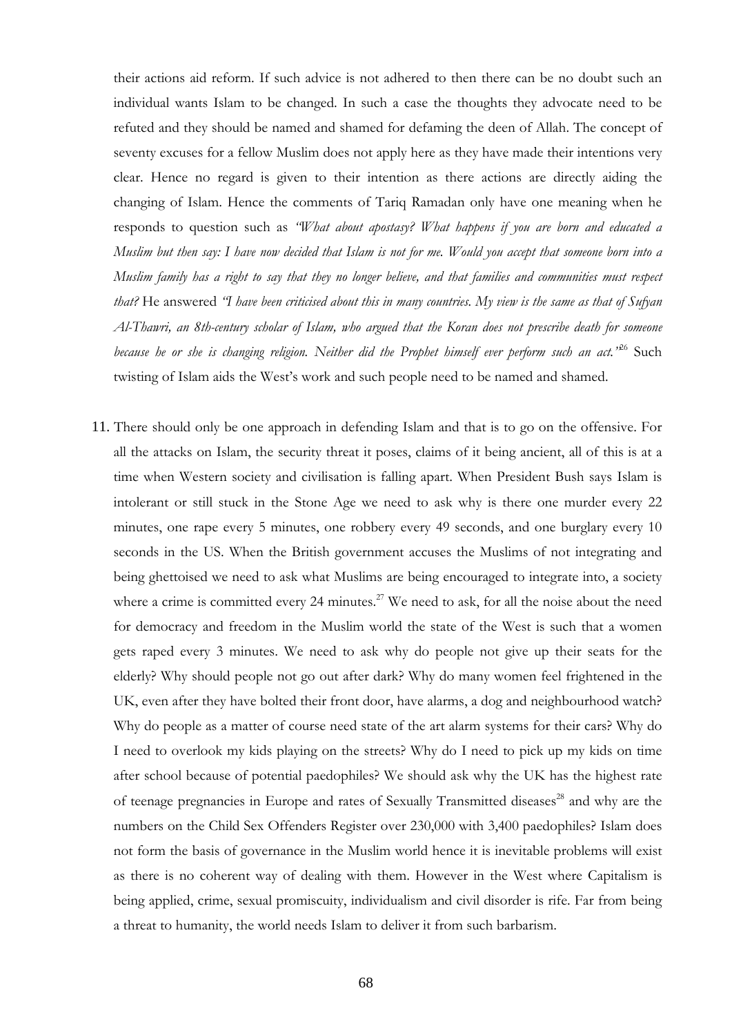their actions aid reform. If such advice is not adhered to then there can be no doubt such an individual wants Islam to be changed. In such a case the thoughts they advocate need to be refuted and they should be named and shamed for defaming the deen of Allah. The concept of seventy excuses for a fellow Muslim does not apply here as they have made their intentions very clear. Hence no regard is given to their intention as there actions are directly aiding the changing of Islam. Hence the comments of Tariq Ramadan only have one meaning when he responds to question such as *"What about apostasy? What happens if you are born and educated a Muslim but then say: I have now decided that Islam is not for me. Would you accept that someone born into a Muslim family has a right to say that they no longer believe, and that families and communities must respect that?* He answered *"I have been criticised about this in many countries. My view is the same as that of Sufyan Al-Thawri, an 8th-century scholar of Islam, who argued that the Koran does not prescribe death for someone because he or she is changing religion. Neither did the Prophet himself ever perform such an act."*[26] Such twisting of Islam aids the West's work and such people need to be named and shamed.

11. There should only be one approach in defending Islam and that is to go on the offensive. For all the attacks on Islam, the security threat it poses, claims of it being ancient, all of this is at a time when Western society and civilisation is falling apart. When President Bush says Islam is intolerant or still stuck in the Stone Age we need to ask why is there one murder every 22 minutes, one rape every 5 minutes, one robbery every 49 seconds, and one burglary every 10 seconds in the US. When the British government accuses the Muslims of not integrating and being ghettoised we need to ask what Muslims are being encouraged to integrate into, a society where a crime is committed every 24 minutes.[27] We need to ask, for all the noise about the need for democracy and freedom in the Muslim world the state of the West is such that a women gets raped every 3 minutes. We need to ask why do people not give up their seats for the elderly? Why should people not go out after dark? Why do many women feel frightened in the UK, even after they have bolted their front door, have alarms, a dog and neighbourhood watch? Why do people as a matter of course need state of the art alarm systems for their cars? Why do I need to overlook my kids playing on the streets? Why do I need to pick up my kids on time after school because of potential paedophiles? We should ask why the UK has the highest rate of teenage pregnancies in Europe and rates of Sexually Transmitted diseases[28] and why are the numbers on the Child Sex Offenders Register over 230,000 with 3,400 paedophiles? Islam does not form the basis of governance in the Muslim world hence it is inevitable problems will exist as there is no coherent way of dealing with them. However in the West where Capitalism is being applied, crime, sexual promiscuity, individualism and civil disorder is rife. Far from being a threat to humanity, the world needs Islam to deliver it from such barbarism.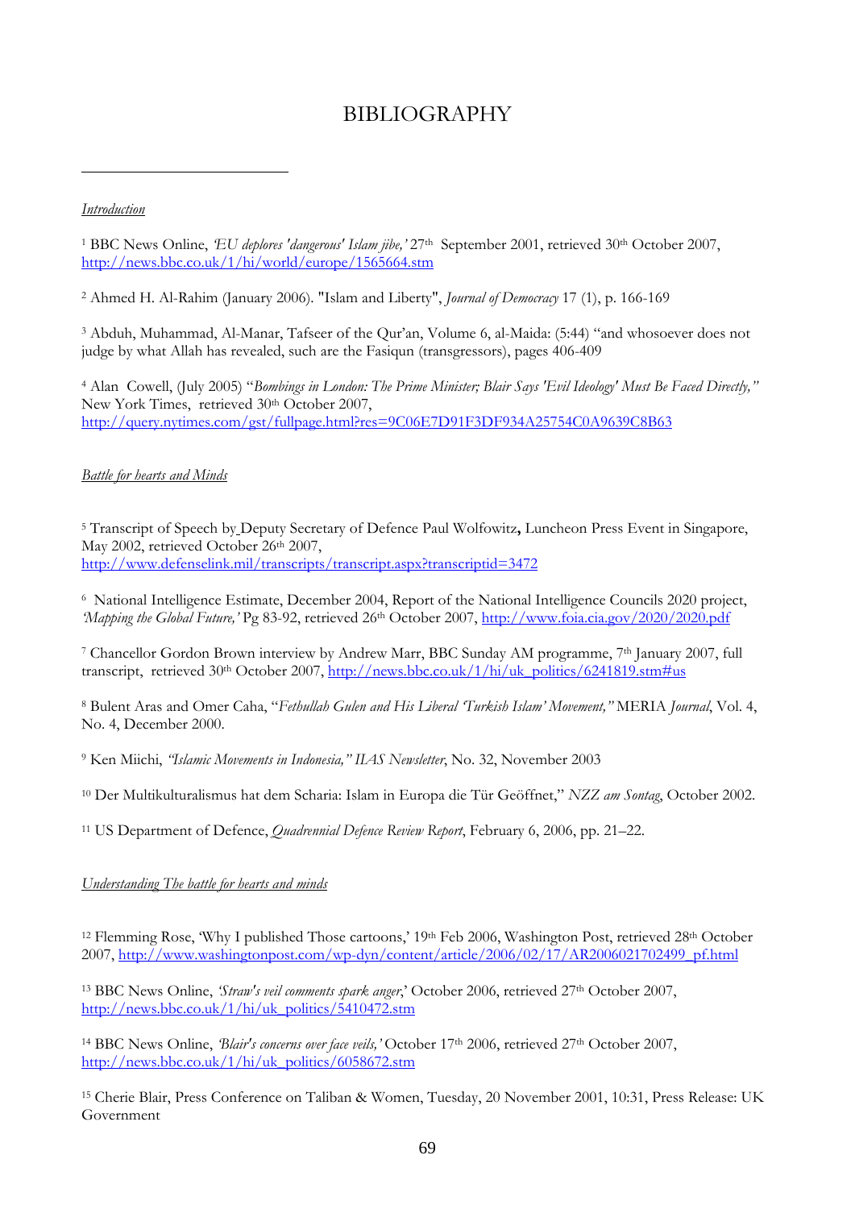# BIBLIOGRAPHY

---

*Introduction*

[1] BBC News Online, *'EU deplores 'dangerous' Islam jibe,'* 27th September 2001, retrieved 30th October 2007, http://news.bbc.co.uk/1/hi/world/europe/1565664.stm

[2] Ahmed H. Al-Rahim (January 2006). "Islam and Liberty", *Journal of Democracy* 17 (1), p. 166-169

[3] Abduh, Muhammad, Al-Manar, Tafseer of the Qur'an, Volume 6, al-Maida: (5:44) "and whosoever does not judge by what Allah has revealed, such are the Fasiqun (transgressors), pages 406-409

[4] Alan Cowell, (July 2005) "*Bombings in London: The Prime Minister; Blair Says 'Evil Ideology' Must Be Faced Directly,"* New York Times, retrieved 30th October 2007, http://query.nytimes.com/gst/fullpage.html?res=9C06E7D91F3DF934A25754C0A9639C8B63

*Battle for hearts and Minds*

[5] Transcript of Speech by Deputy Secretary of Defence Paul Wolfowitz**,** Luncheon Press Event in Singapore, May 2002, retrieved October 26th 2007, http://www.defenselink.mil/transcripts/transcript.aspx?transcriptid=3472

[6] National Intelligence Estimate, December 2004, Report of the National Intelligence Councils 2020 project, *'Mapping the Global Future,'* Pg 83-92, retrieved 26th October 2007, http://www.foia.cia.gov/2020/2020.pdf

[7] Chancellor Gordon Brown interview by Andrew Marr, BBC Sunday AM programme, 7th January 2007, full transcript, retrieved 30th October 2007, http://news.bbc.co.uk/1/hi/uk_politics/6241819.stm#us

[8] Bulent Aras and Omer Caha, "*Fethullah Gulen and His Liberal 'Turkish Islam' Movement,"* MERIA *Journal*, Vol. 4, No. 4, December 2000.

[9] Ken Miichi, *"Islamic Movements in Indonesia," IIAS Newsletter*, No. 32, November 2003

[10] Der Multikulturalismus hat dem Scharia: Islam in Europa die Tür Geöffnet," *NZZ am Sontag*, October 2002.

[11] US Department of Defence, *Quadrennial Defence Review Report*, February 6, 2006, pp. 21–22.

*Understanding The battle for hearts and minds*

[12] Flemming Rose, 'Why I published Those cartoons,' 19th Feb 2006, Washington Post, retrieved 28th October 2007, http://www.washingtonpost.com/wp-dyn/content/article/2006/02/17/AR2006021702499_pf.html

[13] BBC News Online, *'Straw's veil comments spark anger*,' October 2006, retrieved 27th October 2007, http://news.bbc.co.uk/1/hi/uk_politics/5410472.stm

[14] BBC News Online, *'Blair's concerns over face veils,'* October 17th 2006, retrieved 27th October 2007, http://news.bbc.co.uk/1/hi/uk_politics/6058672.stm

[15] Cherie Blair, Press Conference on Taliban & Women, Tuesday, 20 November 2001, 10:31, Press Release: UK Government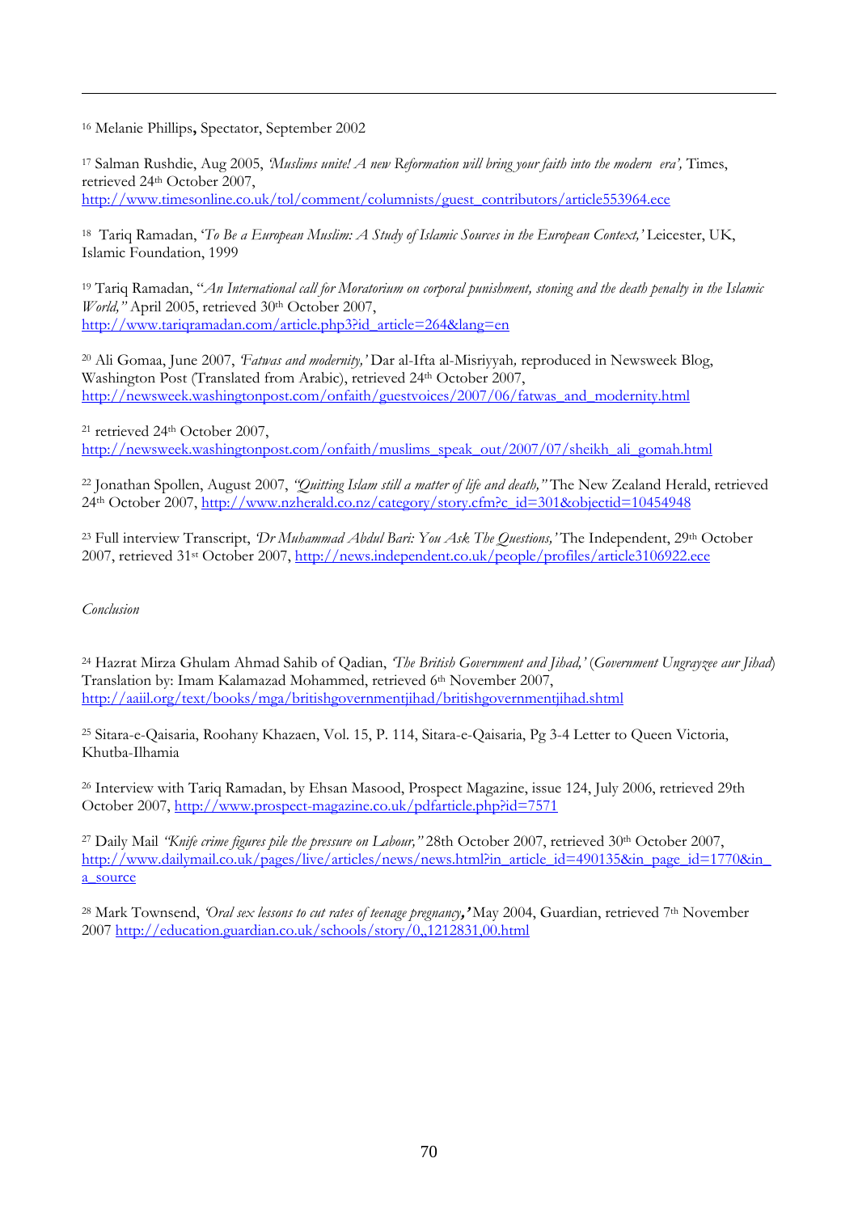[16] Melanie Phillips**,** Spectator, September 2002

[17] Salman Rushdie, Aug 2005, *'Muslims unite! A new Reformation will bring your faith into the modern era',* Times, retrieved 24th October 2007, http://www.timesonline.co.uk/tol/comment/columnists/guest_contributors/article553964.ece

[18] Tariq Ramadan, '*To Be a European Muslim: A Study of Islamic Sources in the European Context,'* Leicester, UK, Islamic Foundation, 1999

[19] Tariq Ramadan, "*An International call for Moratorium on corporal punishment, stoning and the death penalty in the Islamic World,"* April 2005, retrieved 30th October 2007, http://www.tariqramadan.com/article.php3?id_article=264&lang=en

[20] Ali Gomaa, June 2007, *'Fatwas and modernity,'* Dar al-Ifta al-Misriyyah*,* reproduced in Newsweek Blog, Washington Post (Translated from Arabic), retrieved 24th October 2007, http://newsweek.washingtonpost.com/onfaith/guestvoices/2007/06/fatwas_and_modernity.html

[21] retrieved 24th October 2007, http://newsweek.washingtonpost.com/onfaith/muslims_speak_out/2007/07/sheikh_ali_gomah.html

[22] Jonathan Spollen, August 2007, *"Quitting Islam still a matter of life and death,"* The New Zealand Herald, retrieved 24th October 2007, http://www.nzherald.co.nz/category/story.cfm?c_id=301&objectid=10454948

[23] Full interview Transcript, *'Dr Muhammad Abdul Bari: You Ask The Questions,'* The Independent, 29th October 2007, retrieved 31st October 2007, http://news.independent.co.uk/people/profiles/article3106922.ece

*Conclusion*

[24] Hazrat Mirza Ghulam Ahmad Sahib of Qadian, *'The British Government and Jihad,'* (*Government Ungrayzee aur Jihad*) Translation by: Imam Kalamazad Mohammed, retrieved 6th November 2007, http://aaiil.org/text/books/mga/britishgovernmentjihad/britishgovernmentjihad.shtml

[25] Sitara-e-Qaisaria, Roohany Khazaen, Vol. 15, P. 114, Sitara-e-Qaisaria, Pg 3-4 Letter to Queen Victoria, Khutba-Ilhamia

[26] Interview with Tariq Ramadan, by Ehsan Masood, Prospect Magazine, issue 124, July 2006, retrieved 29th October 2007, http://www.prospect-magazine.co.uk/pdfarticle.php?id=7571

[27] Daily Mail *"Knife crime figures pile the pressure on Labour,"* 28th October 2007, retrieved 30th October 2007, http://www.dailymail.co.uk/pages/live/articles/news/news.html?in_article_id=490135&in_page_id=1770&in_a_source

[28] Mark Townsend, *'Oral sex lessons to cut rates of teenage pregnancy***,'** May 2004, Guardian, retrieved 7th November 2007 http://education.guardian.co.uk/schools/story/0,,1212831,00.html